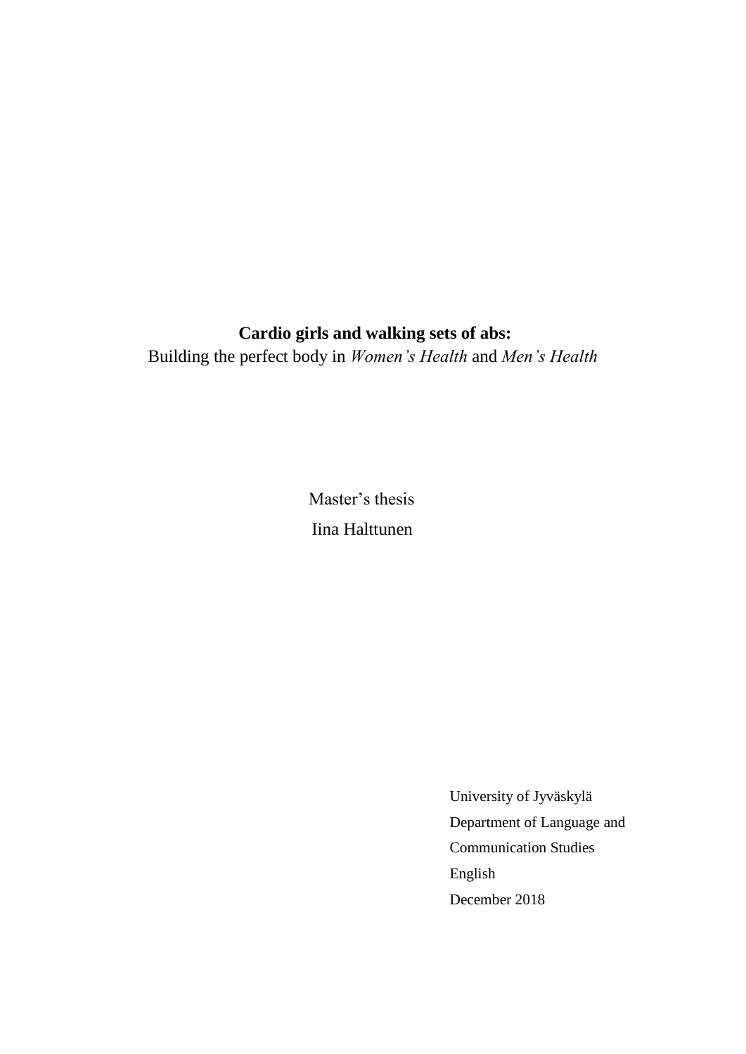# Cardio girls and walking sets of abs:

Building the perfect body in *Women's Health* and *Men's Health*

Master's thesis

Iina Halttunen

University of Jyväskylä
Department of Language and
Communication Studies
English
December 2018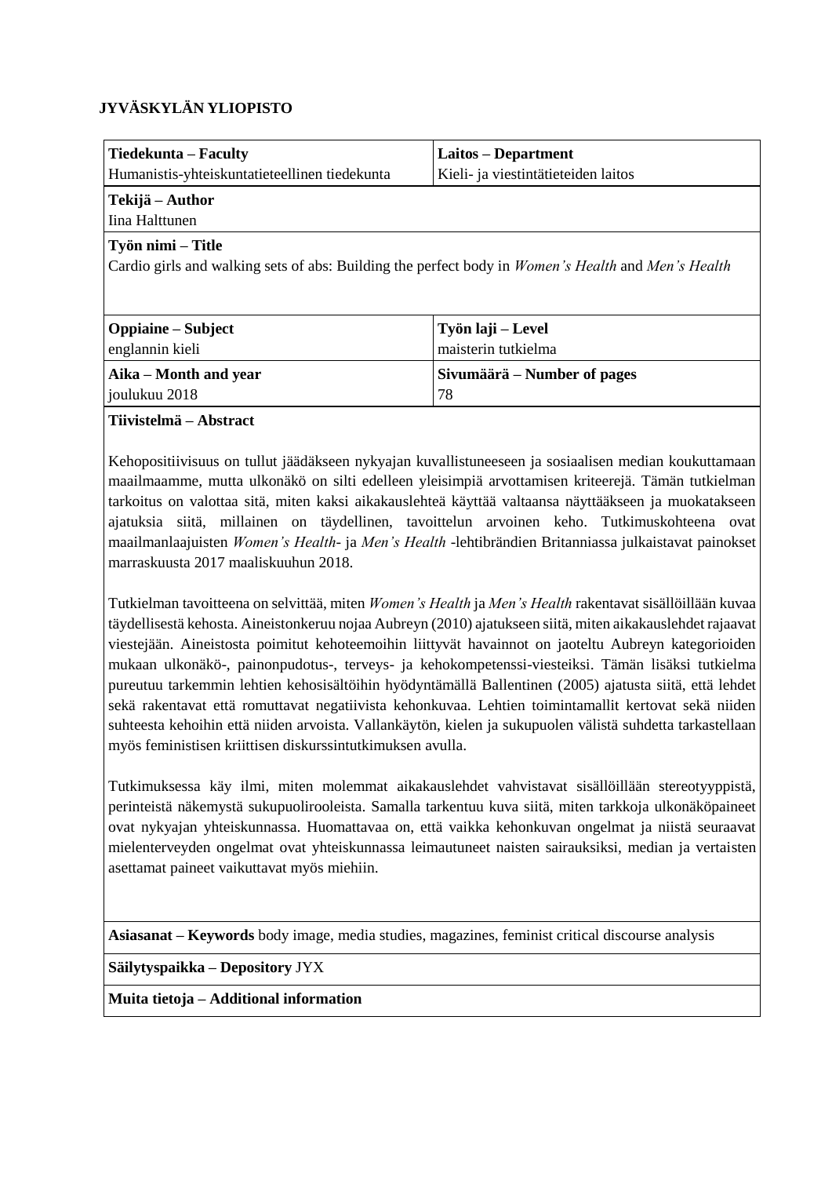**JYVÄSKYLÄN YLIOPISTO**

| **Tiedekunta – Faculty**<br>Humanistis-yhteiskuntatieteellinen tiedekunta | **Laitos – Department**<br>Kieli- ja viestintätieteiden laitos |
|---|---|
| **Tekijä – Author**<br>Iina Halttunen | |
| **Työn nimi – Title**<br>Cardio girls and walking sets of abs: Building the perfect body in *Women's Health* and *Men's Health* | |
| **Oppiaine – Subject**<br>englannin kieli | **Työn laji – Level**<br>maisterin tutkielma |
| **Aika – Month and year**<br>joulukuu 2018 | **Sivumäärä – Number of pages**<br>78 |

**Tiivistelmä – Abstract**

Kehopositiivisuus on tullut jäädäkseen nykyajan kuvallistuneeseen ja sosiaalisen median koukuttamaan maailmaamme, mutta ulkonäkö on silti edelleen yleisimpiä arvottamisen kriteerejä. Tämän tutkielman tarkoitus on valottaa sitä, miten kaksi aikakauslehteä käyttää valtaansa näyttääkseen ja muokatakseen ajatuksia siitä, millainen on täydellinen, tavoittelun arvoinen keho. Tutkimuskohteena ovat maailmanlaajuisten *Women's Health*- ja *Men's Health* -lehtibrändien Britanniassa julkaistavat painokset marraskuusta 2017 maaliskuuhun 2018.

Tutkielman tavoitteena on selvittää, miten *Women's Health* ja *Men's Health* rakentavat sisällöillään kuvaa täydellisestä kehosta. Aineistonkeruu nojaa Aubreyn (2010) ajatukseen siitä, miten aikakauslehdet rajaavat viestejään. Aineistosta poimitut kehoteemoihin liittyvät havainnot on jaoteltu Aubreyn kategorioiden mukaan ulkonäkö-, painonpudotus-, terveys- ja kehokompetenssi-viesteiksi. Tämän lisäksi tutkielma pureutuu tarkemmin lehtien kehosisältöihin hyödyntämällä Ballentinen (2005) ajatusta siitä, että lehdet sekä rakentavat että romuttavat negatiivista kehonkuvaa. Lehtien toimintamallit kertovat sekä niiden suhteesta kehoihin että niiden arvoista. Vallankäytön, kielen ja sukupuolen välistä suhdetta tarkastellaan myös feministisen kriittisen diskurssintutkimuksen avulla.

Tutkimuksessa käy ilmi, miten molemmat aikakauslehdet vahvistavat sisällöillään stereotyyppistä, perinteistä näkemystä sukupuolirooleista. Samalla tarkentuu kuva siitä, miten tarkkoja ulkonäköpaineet ovat nykyajan yhteiskunnassa. Huomattavaa on, että vaikka kehonkuvan ongelmat ja niistä seuraavat mielenterveyden ongelmat ovat yhteiskunnassa leimautuneet naisten sairauksiksi, median ja vertaisten asettamat paineet vaikuttavat myös miehiin.

**Asiasanat – Keywords** body image, media studies, magazines, feminist critical discourse analysis

**Säilytyspaikka – Depository** JYX

**Muita tietoja – Additional information**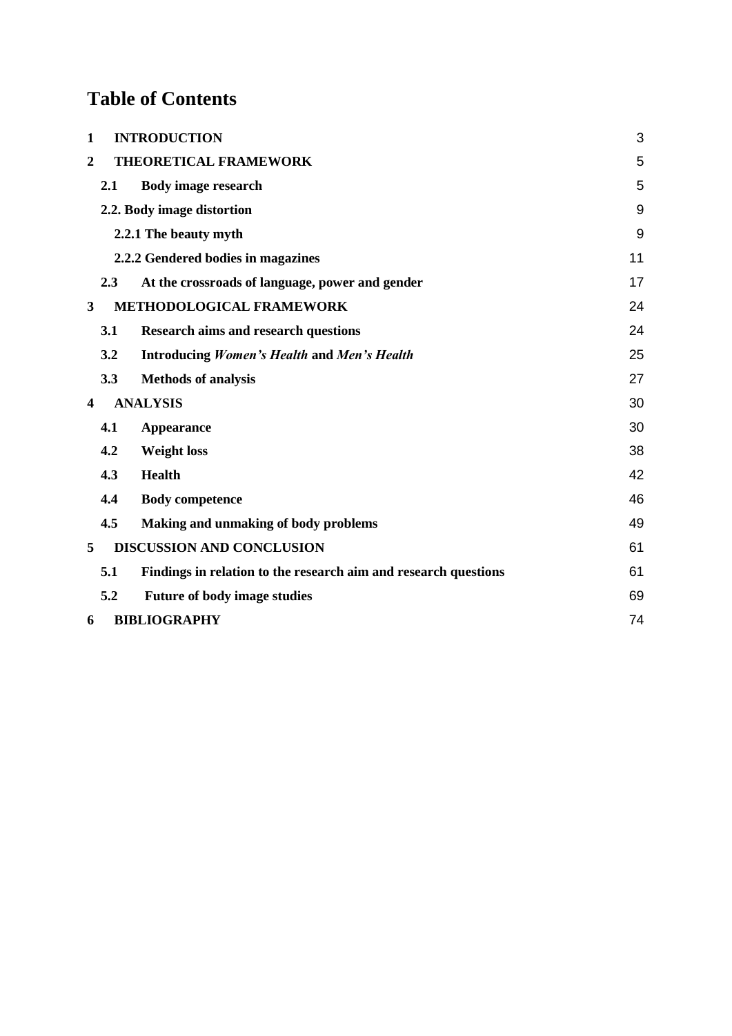# Table of Contents

| | | |
|---|---|---|
| **1** | **INTRODUCTION** | 3 |
| **2** | **THEORETICAL FRAMEWORK** | 5 |
| **2.1** | **Body image research** | 5 |
| **2.2.** | **Body image distortion** | 9 |
| | **2.2.1 The beauty myth** | 9 |
| | **2.2.2 Gendered bodies in magazines** | 11 |
| **2.3** | **At the crossroads of language, power and gender** | 17 |
| **3** | **METHODOLOGICAL FRAMEWORK** | 24 |
| **3.1** | **Research aims and research questions** | 24 |
| **3.2** | **Introducing *Women's Health* and *Men's Health*** | 25 |
| **3.3** | **Methods of analysis** | 27 |
| **4** | **ANALYSIS** | 30 |
| **4.1** | **Appearance** | 30 |
| **4.2** | **Weight loss** | 38 |
| **4.3** | **Health** | 42 |
| **4.4** | **Body competence** | 46 |
| **4.5** | **Making and unmaking of body problems** | 49 |
| **5** | **DISCUSSION AND CONCLUSION** | 61 |
| **5.1** | **Findings in relation to the research aim and research questions** | 61 |
| **5.2** | **Future of body image studies** | 69 |
| **6** | **BIBLIOGRAPHY** | 74 |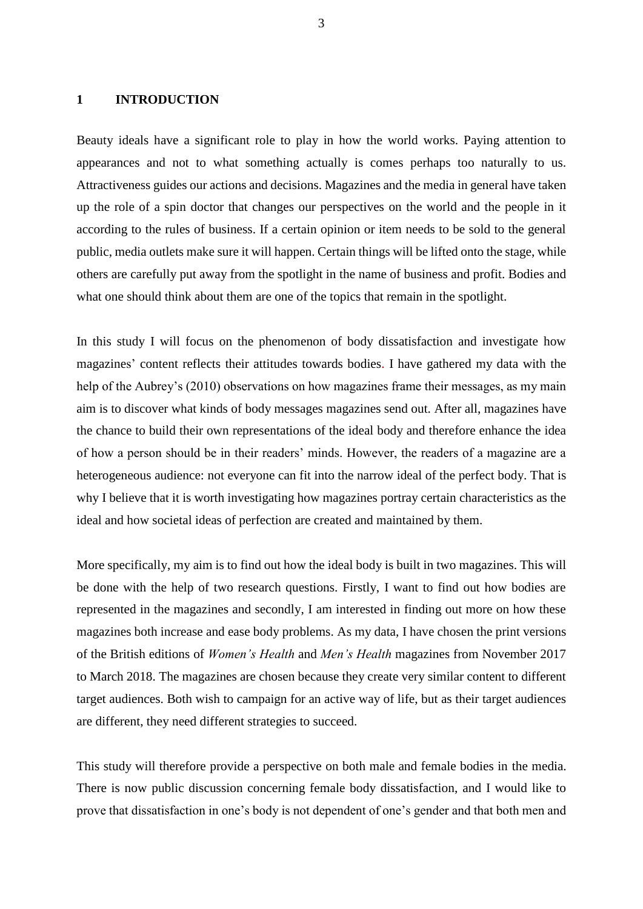# 1 INTRODUCTION

Beauty ideals have a significant role to play in how the world works. Paying attention to appearances and not to what something actually is comes perhaps too naturally to us. Attractiveness guides our actions and decisions. Magazines and the media in general have taken up the role of a spin doctor that changes our perspectives on the world and the people in it according to the rules of business. If a certain opinion or item needs to be sold to the general public, media outlets make sure it will happen. Certain things will be lifted onto the stage, while others are carefully put away from the spotlight in the name of business and profit. Bodies and what one should think about them are one of the topics that remain in the spotlight.

In this study I will focus on the phenomenon of body dissatisfaction and investigate how magazines' content reflects their attitudes towards bodies. I have gathered my data with the help of the Aubrey's (2010) observations on how magazines frame their messages, as my main aim is to discover what kinds of body messages magazines send out. After all, magazines have the chance to build their own representations of the ideal body and therefore enhance the idea of how a person should be in their readers' minds. However, the readers of a magazine are a heterogeneous audience: not everyone can fit into the narrow ideal of the perfect body. That is why I believe that it is worth investigating how magazines portray certain characteristics as the ideal and how societal ideas of perfection are created and maintained by them.

More specifically, my aim is to find out how the ideal body is built in two magazines. This will be done with the help of two research questions. Firstly, I want to find out how bodies are represented in the magazines and secondly, I am interested in finding out more on how these magazines both increase and ease body problems. As my data, I have chosen the print versions of the British editions of *Women's Health* and *Men's Health* magazines from November 2017 to March 2018. The magazines are chosen because they create very similar content to different target audiences. Both wish to campaign for an active way of life, but as their target audiences are different, they need different strategies to succeed.

This study will therefore provide a perspective on both male and female bodies in the media. There is now public discussion concerning female body dissatisfaction, and I would like to prove that dissatisfaction in one's body is not dependent of one's gender and that both men and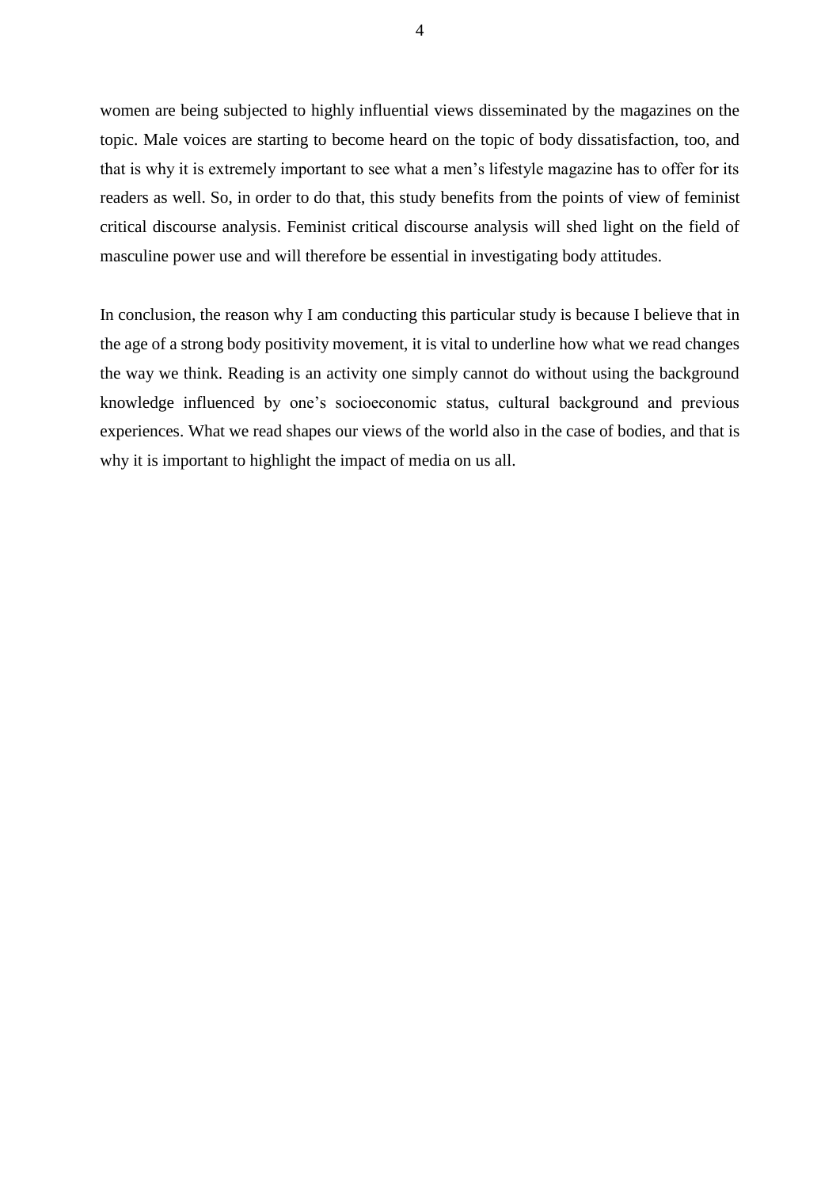women are being subjected to highly influential views disseminated by the magazines on the topic. Male voices are starting to become heard on the topic of body dissatisfaction, too, and that is why it is extremely important to see what a men's lifestyle magazine has to offer for its readers as well. So, in order to do that, this study benefits from the points of view of feminist critical discourse analysis. Feminist critical discourse analysis will shed light on the field of masculine power use and will therefore be essential in investigating body attitudes.

In conclusion, the reason why I am conducting this particular study is because I believe that in the age of a strong body positivity movement, it is vital to underline how what we read changes the way we think. Reading is an activity one simply cannot do without using the background knowledge influenced by one's socioeconomic status, cultural background and previous experiences. What we read shapes our views of the world also in the case of bodies, and that is why it is important to highlight the impact of media on us all.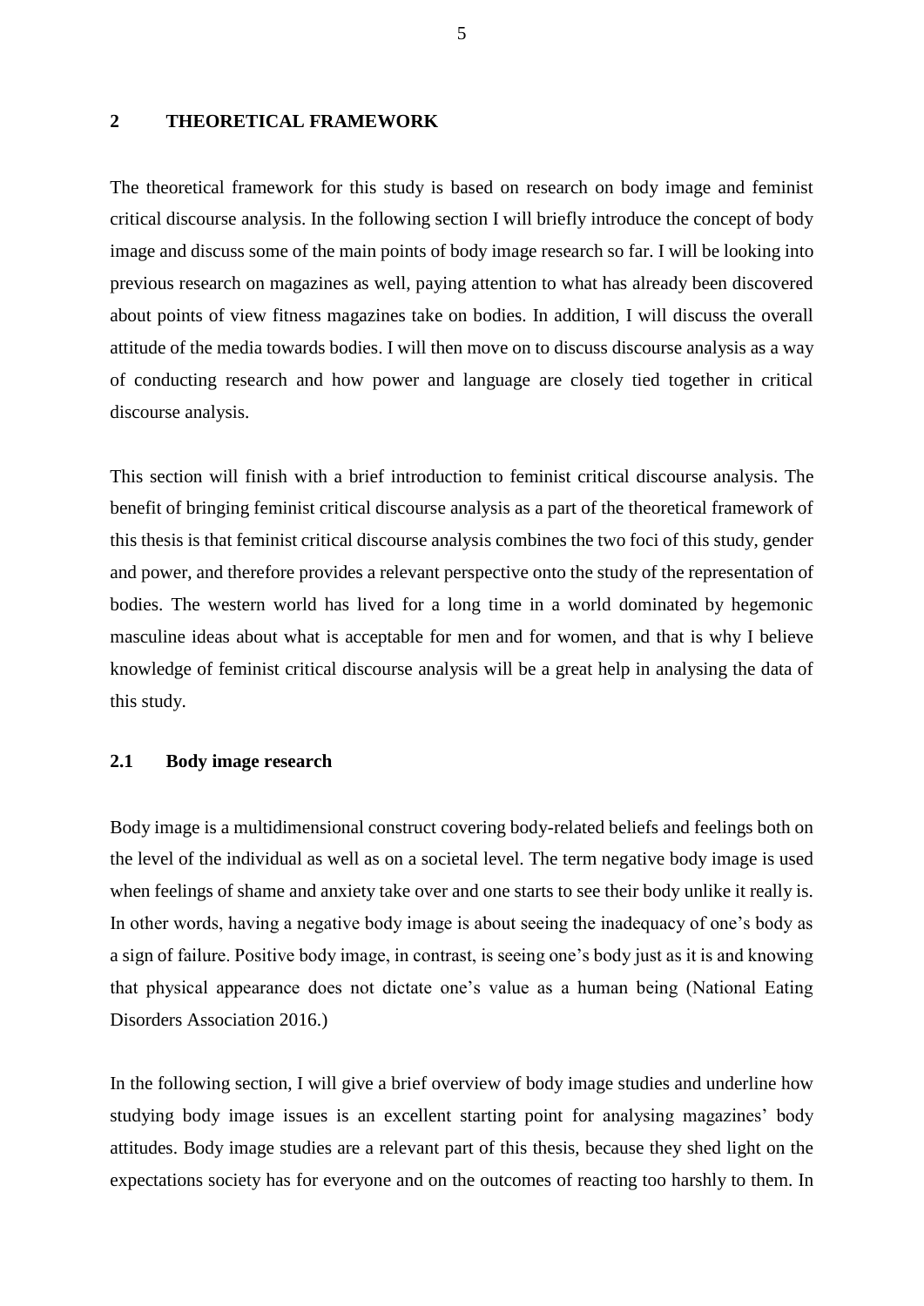## 2 THEORETICAL FRAMEWORK

The theoretical framework for this study is based on research on body image and feminist critical discourse analysis. In the following section I will briefly introduce the concept of body image and discuss some of the main points of body image research so far. I will be looking into previous research on magazines as well, paying attention to what has already been discovered about points of view fitness magazines take on bodies. In addition, I will discuss the overall attitude of the media towards bodies. I will then move on to discuss discourse analysis as a way of conducting research and how power and language are closely tied together in critical discourse analysis.

This section will finish with a brief introduction to feminist critical discourse analysis. The benefit of bringing feminist critical discourse analysis as a part of the theoretical framework of this thesis is that feminist critical discourse analysis combines the two foci of this study, gender and power, and therefore provides a relevant perspective onto the study of the representation of bodies. The western world has lived for a long time in a world dominated by hegemonic masculine ideas about what is acceptable for men and for women, and that is why I believe knowledge of feminist critical discourse analysis will be a great help in analysing the data of this study.

### 2.1 Body image research

Body image is a multidimensional construct covering body-related beliefs and feelings both on the level of the individual as well as on a societal level. The term negative body image is used when feelings of shame and anxiety take over and one starts to see their body unlike it really is. In other words, having a negative body image is about seeing the inadequacy of one's body as a sign of failure. Positive body image, in contrast, is seeing one's body just as it is and knowing that physical appearance does not dictate one's value as a human being (National Eating Disorders Association 2016.)

In the following section, I will give a brief overview of body image studies and underline how studying body image issues is an excellent starting point for analysing magazines' body attitudes. Body image studies are a relevant part of this thesis, because they shed light on the expectations society has for everyone and on the outcomes of reacting too harshly to them. In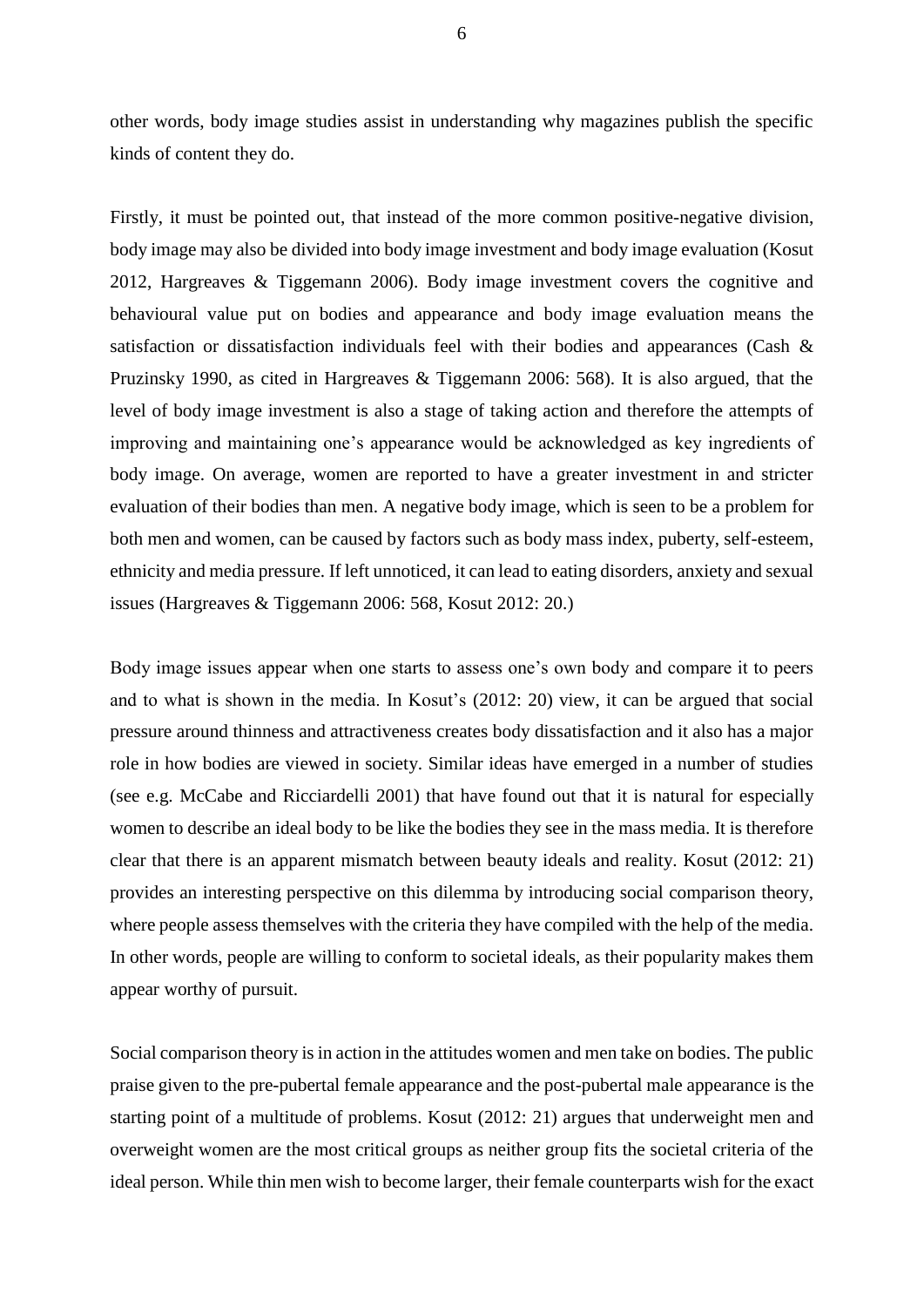other words, body image studies assist in understanding why magazines publish the specific kinds of content they do.

Firstly, it must be pointed out, that instead of the more common positive-negative division, body image may also be divided into body image investment and body image evaluation (Kosut 2012, Hargreaves & Tiggemann 2006). Body image investment covers the cognitive and behavioural value put on bodies and appearance and body image evaluation means the satisfaction or dissatisfaction individuals feel with their bodies and appearances (Cash & Pruzinsky 1990, as cited in Hargreaves & Tiggemann 2006: 568). It is also argued, that the level of body image investment is also a stage of taking action and therefore the attempts of improving and maintaining one's appearance would be acknowledged as key ingredients of body image. On average, women are reported to have a greater investment in and stricter evaluation of their bodies than men. A negative body image, which is seen to be a problem for both men and women, can be caused by factors such as body mass index, puberty, self-esteem, ethnicity and media pressure. If left unnoticed, it can lead to eating disorders, anxiety and sexual issues (Hargreaves & Tiggemann 2006: 568, Kosut 2012: 20.)

Body image issues appear when one starts to assess one's own body and compare it to peers and to what is shown in the media. In Kosut's (2012: 20) view, it can be argued that social pressure around thinness and attractiveness creates body dissatisfaction and it also has a major role in how bodies are viewed in society. Similar ideas have emerged in a number of studies (see e.g. McCabe and Ricciardelli 2001) that have found out that it is natural for especially women to describe an ideal body to be like the bodies they see in the mass media. It is therefore clear that there is an apparent mismatch between beauty ideals and reality. Kosut (2012: 21) provides an interesting perspective on this dilemma by introducing social comparison theory, where people assess themselves with the criteria they have compiled with the help of the media. In other words, people are willing to conform to societal ideals, as their popularity makes them appear worthy of pursuit.

Social comparison theory is in action in the attitudes women and men take on bodies. The public praise given to the pre-pubertal female appearance and the post-pubertal male appearance is the starting point of a multitude of problems. Kosut (2012: 21) argues that underweight men and overweight women are the most critical groups as neither group fits the societal criteria of the ideal person. While thin men wish to become larger, their female counterparts wish for the exact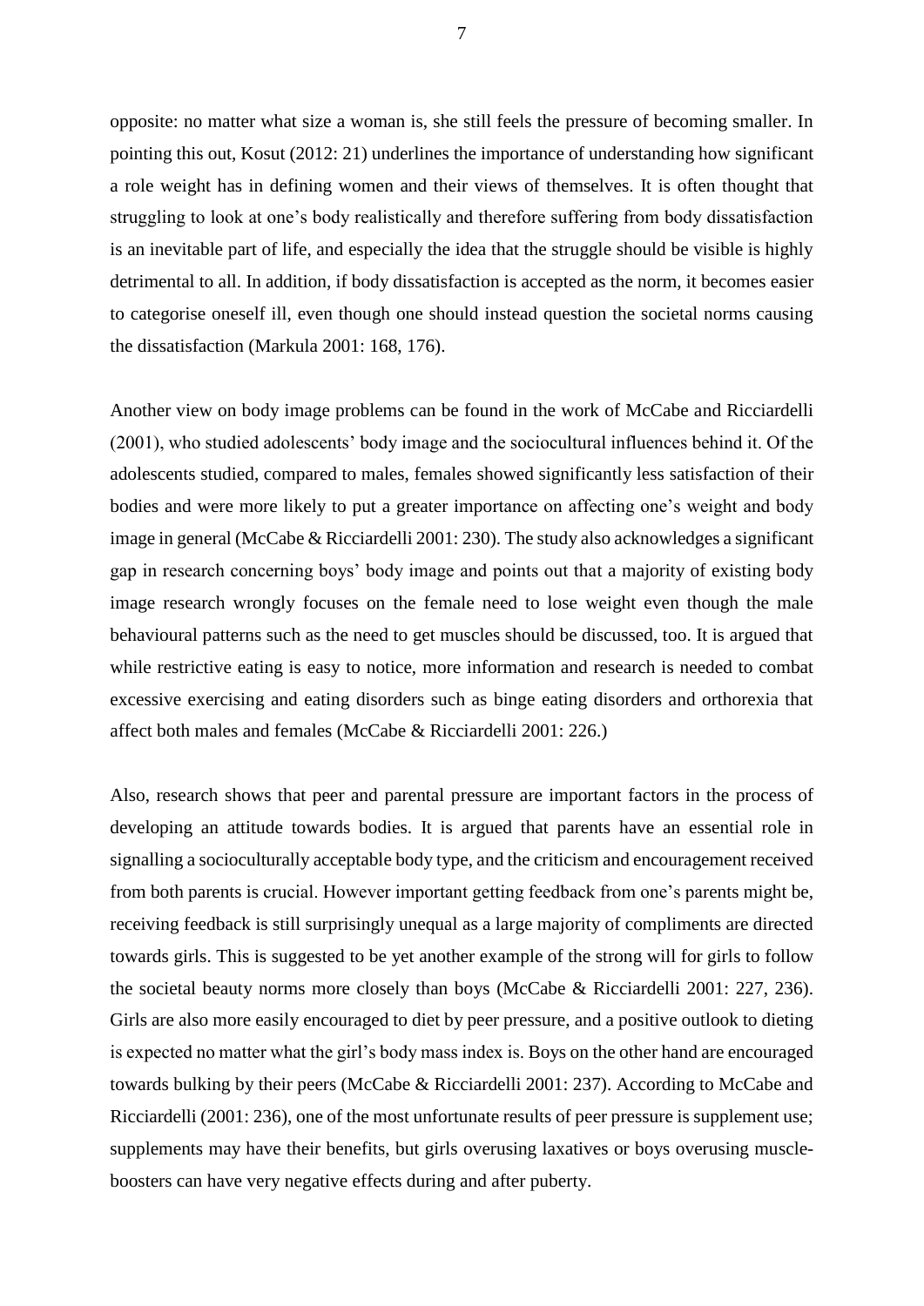opposite: no matter what size a woman is, she still feels the pressure of becoming smaller. In pointing this out, Kosut (2012: 21) underlines the importance of understanding how significant a role weight has in defining women and their views of themselves. It is often thought that struggling to look at one's body realistically and therefore suffering from body dissatisfaction is an inevitable part of life, and especially the idea that the struggle should be visible is highly detrimental to all. In addition, if body dissatisfaction is accepted as the norm, it becomes easier to categorise oneself ill, even though one should instead question the societal norms causing the dissatisfaction (Markula 2001: 168, 176).

Another view on body image problems can be found in the work of McCabe and Ricciardelli (2001), who studied adolescents' body image and the sociocultural influences behind it. Of the adolescents studied, compared to males, females showed significantly less satisfaction of their bodies and were more likely to put a greater importance on affecting one's weight and body image in general (McCabe & Ricciardelli 2001: 230). The study also acknowledges a significant gap in research concerning boys' body image and points out that a majority of existing body image research wrongly focuses on the female need to lose weight even though the male behavioural patterns such as the need to get muscles should be discussed, too. It is argued that while restrictive eating is easy to notice, more information and research is needed to combat excessive exercising and eating disorders such as binge eating disorders and orthorexia that affect both males and females (McCabe & Ricciardelli 2001: 226.)

Also, research shows that peer and parental pressure are important factors in the process of developing an attitude towards bodies. It is argued that parents have an essential role in signalling a socioculturally acceptable body type, and the criticism and encouragement received from both parents is crucial. However important getting feedback from one's parents might be, receiving feedback is still surprisingly unequal as a large majority of compliments are directed towards girls. This is suggested to be yet another example of the strong will for girls to follow the societal beauty norms more closely than boys (McCabe & Ricciardelli 2001: 227, 236). Girls are also more easily encouraged to diet by peer pressure, and a positive outlook to dieting is expected no matter what the girl's body mass index is. Boys on the other hand are encouraged towards bulking by their peers (McCabe & Ricciardelli 2001: 237). According to McCabe and Ricciardelli (2001: 236), one of the most unfortunate results of peer pressure is supplement use; supplements may have their benefits, but girls overusing laxatives or boys overusing muscle-boosters can have very negative effects during and after puberty.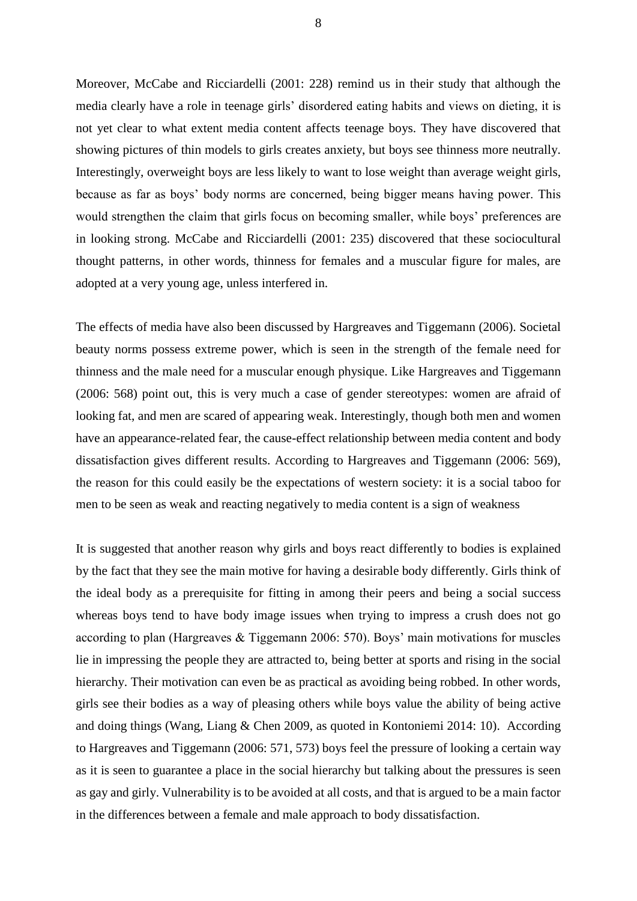Moreover, McCabe and Ricciardelli (2001: 228) remind us in their study that although the media clearly have a role in teenage girls' disordered eating habits and views on dieting, it is not yet clear to what extent media content affects teenage boys. They have discovered that showing pictures of thin models to girls creates anxiety, but boys see thinness more neutrally. Interestingly, overweight boys are less likely to want to lose weight than average weight girls, because as far as boys' body norms are concerned, being bigger means having power. This would strengthen the claim that girls focus on becoming smaller, while boys' preferences are in looking strong. McCabe and Ricciardelli (2001: 235) discovered that these sociocultural thought patterns, in other words, thinness for females and a muscular figure for males, are adopted at a very young age, unless interfered in.

The effects of media have also been discussed by Hargreaves and Tiggemann (2006). Societal beauty norms possess extreme power, which is seen in the strength of the female need for thinness and the male need for a muscular enough physique. Like Hargreaves and Tiggemann (2006: 568) point out, this is very much a case of gender stereotypes: women are afraid of looking fat, and men are scared of appearing weak. Interestingly, though both men and women have an appearance-related fear, the cause-effect relationship between media content and body dissatisfaction gives different results. According to Hargreaves and Tiggemann (2006: 569), the reason for this could easily be the expectations of western society: it is a social taboo for men to be seen as weak and reacting negatively to media content is a sign of weakness

It is suggested that another reason why girls and boys react differently to bodies is explained by the fact that they see the main motive for having a desirable body differently. Girls think of the ideal body as a prerequisite for fitting in among their peers and being a social success whereas boys tend to have body image issues when trying to impress a crush does not go according to plan (Hargreaves & Tiggemann 2006: 570). Boys' main motivations for muscles lie in impressing the people they are attracted to, being better at sports and rising in the social hierarchy. Their motivation can even be as practical as avoiding being robbed. In other words, girls see their bodies as a way of pleasing others while boys value the ability of being active and doing things (Wang, Liang & Chen 2009, as quoted in Kontoniemi 2014: 10). According to Hargreaves and Tiggemann (2006: 571, 573) boys feel the pressure of looking a certain way as it is seen to guarantee a place in the social hierarchy but talking about the pressures is seen as gay and girly. Vulnerability is to be avoided at all costs, and that is argued to be a main factor in the differences between a female and male approach to body dissatisfaction.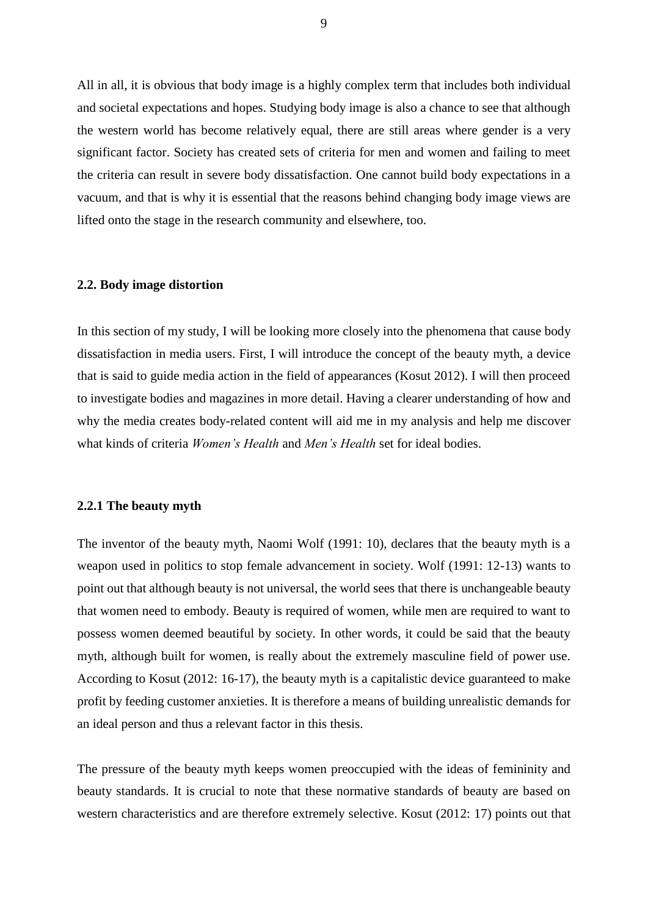All in all, it is obvious that body image is a highly complex term that includes both individual and societal expectations and hopes. Studying body image is also a chance to see that although the western world has become relatively equal, there are still areas where gender is a very significant factor. Society has created sets of criteria for men and women and failing to meet the criteria can result in severe body dissatisfaction. One cannot build body expectations in a vacuum, and that is why it is essential that the reasons behind changing body image views are lifted onto the stage in the research community and elsewhere, too.

### 2.2. Body image distortion

In this section of my study, I will be looking more closely into the phenomena that cause body dissatisfaction in media users. First, I will introduce the concept of the beauty myth, a device that is said to guide media action in the field of appearances (Kosut 2012). I will then proceed to investigate bodies and magazines in more detail. Having a clearer understanding of how and why the media creates body-related content will aid me in my analysis and help me discover what kinds of criteria *Women's Health* and *Men's Health* set for ideal bodies.

#### 2.2.1 The beauty myth

The inventor of the beauty myth, Naomi Wolf (1991: 10), declares that the beauty myth is a weapon used in politics to stop female advancement in society. Wolf (1991: 12-13) wants to point out that although beauty is not universal, the world sees that there is unchangeable beauty that women need to embody. Beauty is required of women, while men are required to want to possess women deemed beautiful by society. In other words, it could be said that the beauty myth, although built for women, is really about the extremely masculine field of power use. According to Kosut (2012: 16-17), the beauty myth is a capitalistic device guaranteed to make profit by feeding customer anxieties. It is therefore a means of building unrealistic demands for an ideal person and thus a relevant factor in this thesis.

The pressure of the beauty myth keeps women preoccupied with the ideas of femininity and beauty standards. It is crucial to note that these normative standards of beauty are based on western characteristics and are therefore extremely selective. Kosut (2012: 17) points out that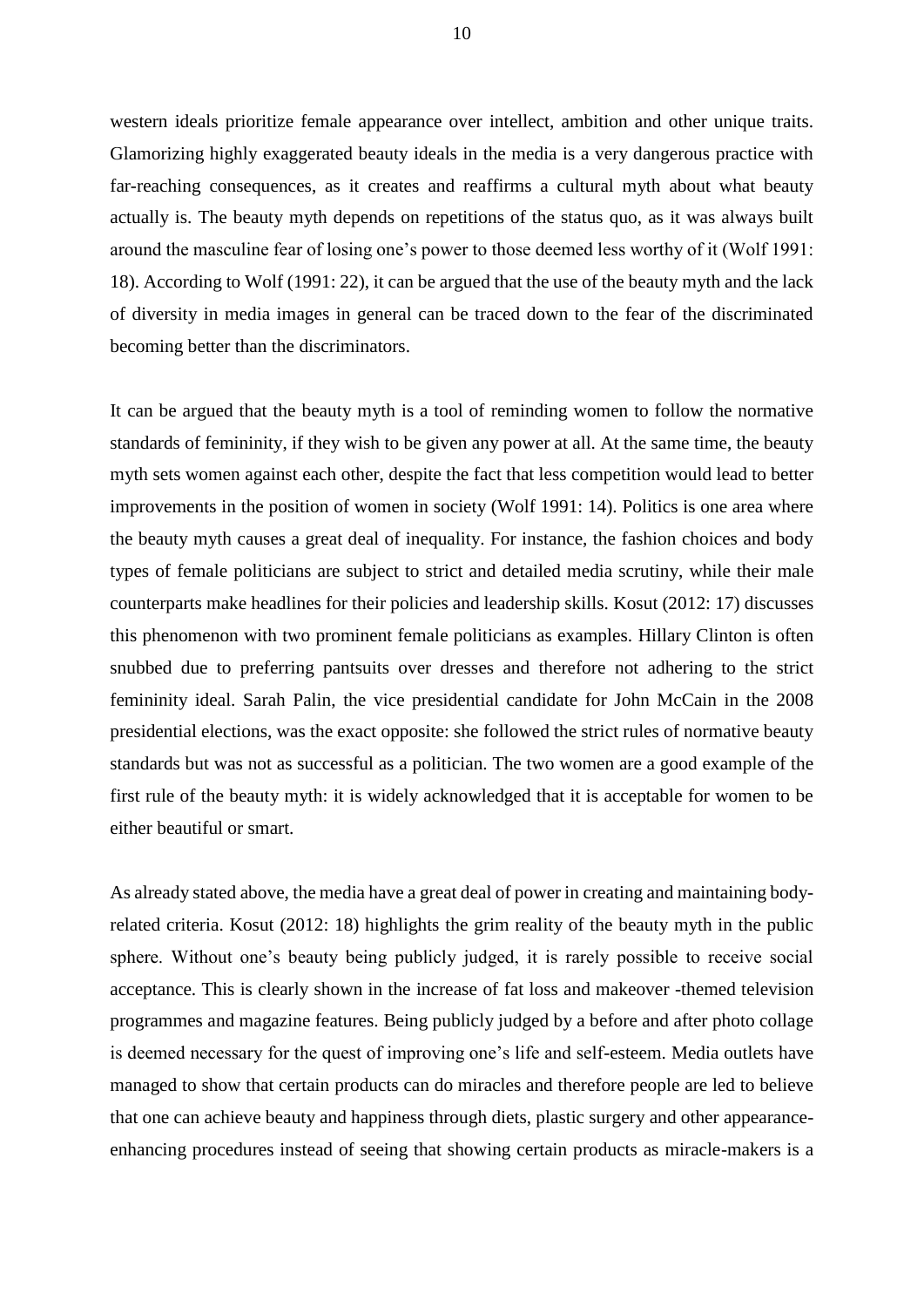western ideals prioritize female appearance over intellect, ambition and other unique traits. Glamorizing highly exaggerated beauty ideals in the media is a very dangerous practice with far-reaching consequences, as it creates and reaffirms a cultural myth about what beauty actually is. The beauty myth depends on repetitions of the status quo, as it was always built around the masculine fear of losing one's power to those deemed less worthy of it (Wolf 1991: 18). According to Wolf (1991: 22), it can be argued that the use of the beauty myth and the lack of diversity in media images in general can be traced down to the fear of the discriminated becoming better than the discriminators.

It can be argued that the beauty myth is a tool of reminding women to follow the normative standards of femininity, if they wish to be given any power at all. At the same time, the beauty myth sets women against each other, despite the fact that less competition would lead to better improvements in the position of women in society (Wolf 1991: 14). Politics is one area where the beauty myth causes a great deal of inequality. For instance, the fashion choices and body types of female politicians are subject to strict and detailed media scrutiny, while their male counterparts make headlines for their policies and leadership skills. Kosut (2012: 17) discusses this phenomenon with two prominent female politicians as examples. Hillary Clinton is often snubbed due to preferring pantsuits over dresses and therefore not adhering to the strict femininity ideal. Sarah Palin, the vice presidential candidate for John McCain in the 2008 presidential elections, was the exact opposite: she followed the strict rules of normative beauty standards but was not as successful as a politician. The two women are a good example of the first rule of the beauty myth: it is widely acknowledged that it is acceptable for women to be either beautiful or smart.

As already stated above, the media have a great deal of power in creating and maintaining body-related criteria. Kosut (2012: 18) highlights the grim reality of the beauty myth in the public sphere. Without one's beauty being publicly judged, it is rarely possible to receive social acceptance. This is clearly shown in the increase of fat loss and makeover -themed television programmes and magazine features. Being publicly judged by a before and after photo collage is deemed necessary for the quest of improving one's life and self-esteem. Media outlets have managed to show that certain products can do miracles and therefore people are led to believe that one can achieve beauty and happiness through diets, plastic surgery and other appearance-enhancing procedures instead of seeing that showing certain products as miracle-makers is a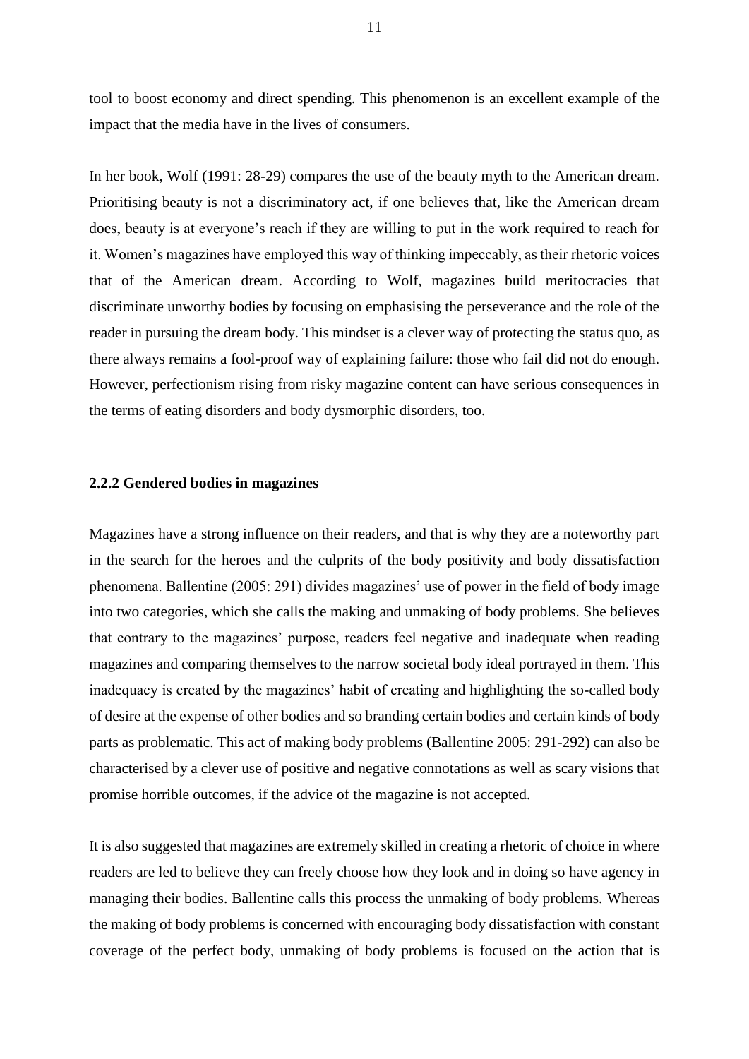tool to boost economy and direct spending. This phenomenon is an excellent example of the impact that the media have in the lives of consumers.

In her book, Wolf (1991: 28-29) compares the use of the beauty myth to the American dream. Prioritising beauty is not a discriminatory act, if one believes that, like the American dream does, beauty is at everyone's reach if they are willing to put in the work required to reach for it. Women's magazines have employed this way of thinking impeccably, as their rhetoric voices that of the American dream. According to Wolf, magazines build meritocracies that discriminate unworthy bodies by focusing on emphasising the perseverance and the role of the reader in pursuing the dream body. This mindset is a clever way of protecting the status quo, as there always remains a fool-proof way of explaining failure: those who fail did not do enough. However, perfectionism rising from risky magazine content can have serious consequences in the terms of eating disorders and body dysmorphic disorders, too.

### 2.2.2 Gendered bodies in magazines

Magazines have a strong influence on their readers, and that is why they are a noteworthy part in the search for the heroes and the culprits of the body positivity and body dissatisfaction phenomena. Ballentine (2005: 291) divides magazines' use of power in the field of body image into two categories, which she calls the making and unmaking of body problems. She believes that contrary to the magazines' purpose, readers feel negative and inadequate when reading magazines and comparing themselves to the narrow societal body ideal portrayed in them. This inadequacy is created by the magazines' habit of creating and highlighting the so-called body of desire at the expense of other bodies and so branding certain bodies and certain kinds of body parts as problematic. This act of making body problems (Ballentine 2005: 291-292) can also be characterised by a clever use of positive and negative connotations as well as scary visions that promise horrible outcomes, if the advice of the magazine is not accepted.

It is also suggested that magazines are extremely skilled in creating a rhetoric of choice in where readers are led to believe they can freely choose how they look and in doing so have agency in managing their bodies. Ballentine calls this process the unmaking of body problems. Whereas the making of body problems is concerned with encouraging body dissatisfaction with constant coverage of the perfect body, unmaking of body problems is focused on the action that is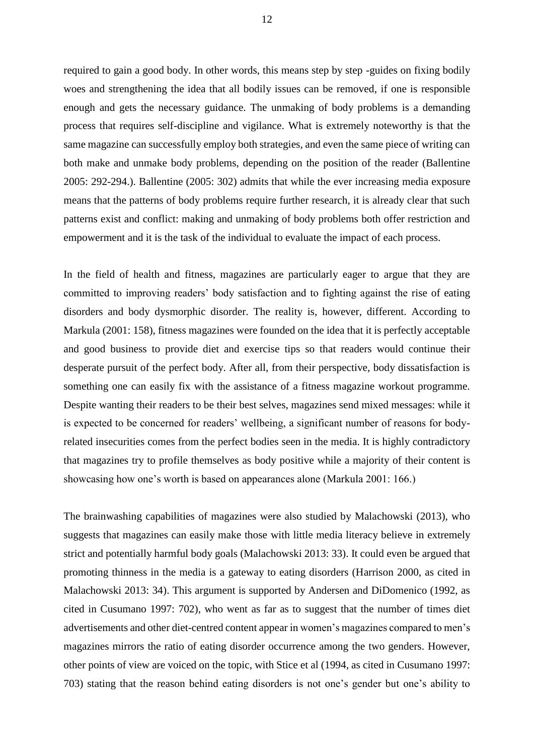required to gain a good body. In other words, this means step by step -guides on fixing bodily woes and strengthening the idea that all bodily issues can be removed, if one is responsible enough and gets the necessary guidance. The unmaking of body problems is a demanding process that requires self-discipline and vigilance. What is extremely noteworthy is that the same magazine can successfully employ both strategies, and even the same piece of writing can both make and unmake body problems, depending on the position of the reader (Ballentine 2005: 292-294.). Ballentine (2005: 302) admits that while the ever increasing media exposure means that the patterns of body problems require further research, it is already clear that such patterns exist and conflict: making and unmaking of body problems both offer restriction and empowerment and it is the task of the individual to evaluate the impact of each process.

In the field of health and fitness, magazines are particularly eager to argue that they are committed to improving readers' body satisfaction and to fighting against the rise of eating disorders and body dysmorphic disorder. The reality is, however, different. According to Markula (2001: 158), fitness magazines were founded on the idea that it is perfectly acceptable and good business to provide diet and exercise tips so that readers would continue their desperate pursuit of the perfect body. After all, from their perspective, body dissatisfaction is something one can easily fix with the assistance of a fitness magazine workout programme. Despite wanting their readers to be their best selves, magazines send mixed messages: while it is expected to be concerned for readers' wellbeing, a significant number of reasons for body-related insecurities comes from the perfect bodies seen in the media. It is highly contradictory that magazines try to profile themselves as body positive while a majority of their content is showcasing how one's worth is based on appearances alone (Markula 2001: 166.)

The brainwashing capabilities of magazines were also studied by Malachowski (2013), who suggests that magazines can easily make those with little media literacy believe in extremely strict and potentially harmful body goals (Malachowski 2013: 33). It could even be argued that promoting thinness in the media is a gateway to eating disorders (Harrison 2000, as cited in Malachowski 2013: 34). This argument is supported by Andersen and DiDomenico (1992, as cited in Cusumano 1997: 702), who went as far as to suggest that the number of times diet advertisements and other diet-centred content appear in women's magazines compared to men's magazines mirrors the ratio of eating disorder occurrence among the two genders. However, other points of view are voiced on the topic, with Stice et al (1994, as cited in Cusumano 1997: 703) stating that the reason behind eating disorders is not one's gender but one's ability to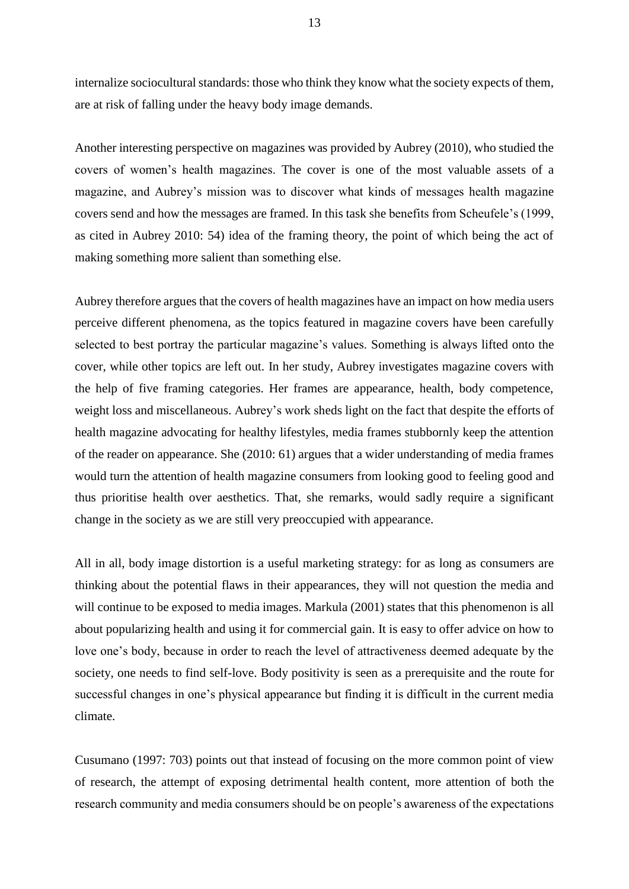internalize sociocultural standards: those who think they know what the society expects of them, are at risk of falling under the heavy body image demands.

Another interesting perspective on magazines was provided by Aubrey (2010), who studied the covers of women's health magazines. The cover is one of the most valuable assets of a magazine, and Aubrey's mission was to discover what kinds of messages health magazine covers send and how the messages are framed. In this task she benefits from Scheufele's (1999, as cited in Aubrey 2010: 54) idea of the framing theory, the point of which being the act of making something more salient than something else.

Aubrey therefore argues that the covers of health magazines have an impact on how media users perceive different phenomena, as the topics featured in magazine covers have been carefully selected to best portray the particular magazine's values. Something is always lifted onto the cover, while other topics are left out. In her study, Aubrey investigates magazine covers with the help of five framing categories. Her frames are appearance, health, body competence, weight loss and miscellaneous. Aubrey's work sheds light on the fact that despite the efforts of health magazine advocating for healthy lifestyles, media frames stubbornly keep the attention of the reader on appearance. She (2010: 61) argues that a wider understanding of media frames would turn the attention of health magazine consumers from looking good to feeling good and thus prioritise health over aesthetics. That, she remarks, would sadly require a significant change in the society as we are still very preoccupied with appearance.

All in all, body image distortion is a useful marketing strategy: for as long as consumers are thinking about the potential flaws in their appearances, they will not question the media and will continue to be exposed to media images. Markula (2001) states that this phenomenon is all about popularizing health and using it for commercial gain. It is easy to offer advice on how to love one's body, because in order to reach the level of attractiveness deemed adequate by the society, one needs to find self-love. Body positivity is seen as a prerequisite and the route for successful changes in one's physical appearance but finding it is difficult in the current media climate.

Cusumano (1997: 703) points out that instead of focusing on the more common point of view of research, the attempt of exposing detrimental health content, more attention of both the research community and media consumers should be on people's awareness of the expectations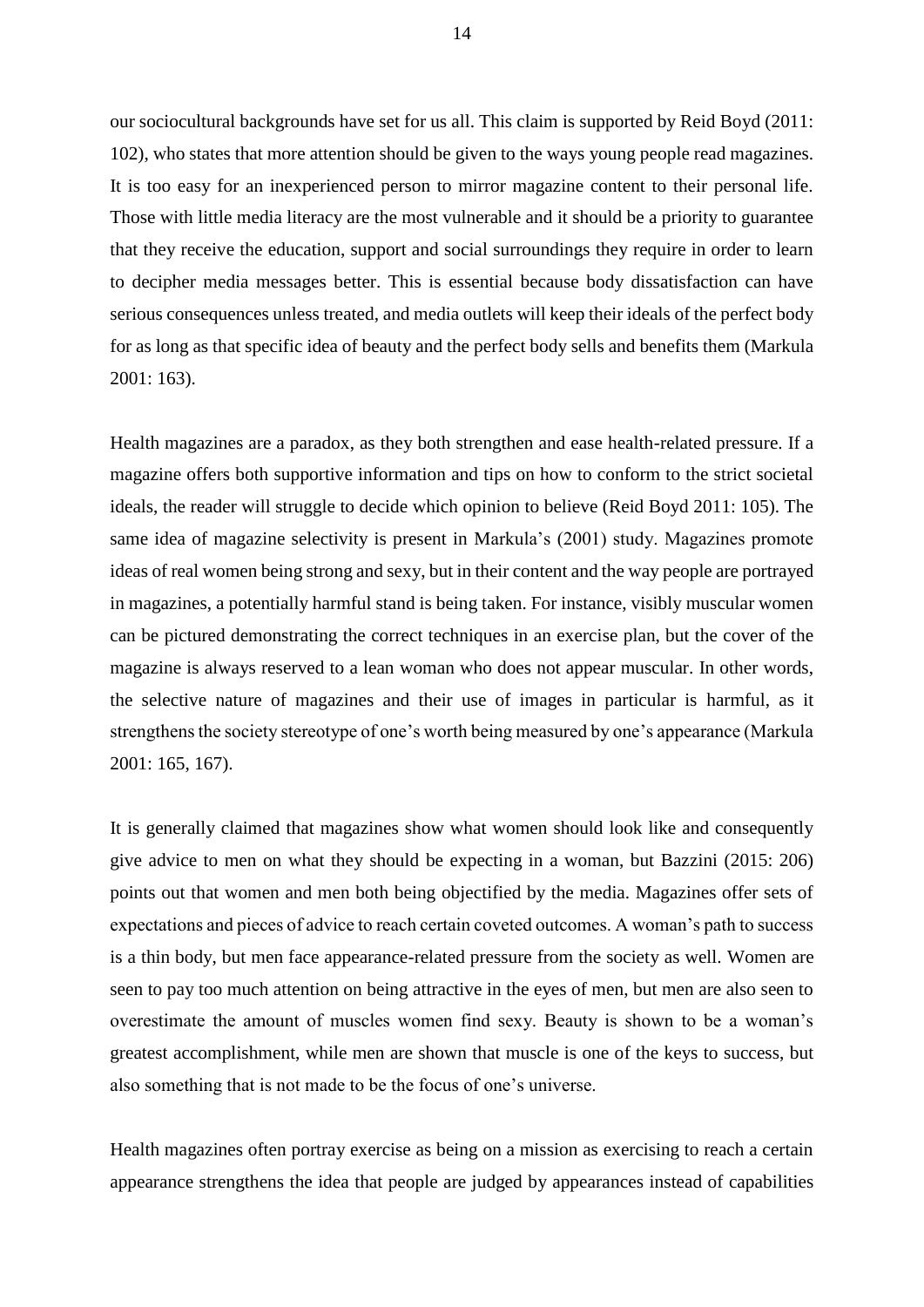our sociocultural backgrounds have set for us all. This claim is supported by Reid Boyd (2011: 102), who states that more attention should be given to the ways young people read magazines. It is too easy for an inexperienced person to mirror magazine content to their personal life. Those with little media literacy are the most vulnerable and it should be a priority to guarantee that they receive the education, support and social surroundings they require in order to learn to decipher media messages better. This is essential because body dissatisfaction can have serious consequences unless treated, and media outlets will keep their ideals of the perfect body for as long as that specific idea of beauty and the perfect body sells and benefits them (Markula 2001: 163).

Health magazines are a paradox, as they both strengthen and ease health-related pressure. If a magazine offers both supportive information and tips on how to conform to the strict societal ideals, the reader will struggle to decide which opinion to believe (Reid Boyd 2011: 105). The same idea of magazine selectivity is present in Markula's (2001) study. Magazines promote ideas of real women being strong and sexy, but in their content and the way people are portrayed in magazines, a potentially harmful stand is being taken. For instance, visibly muscular women can be pictured demonstrating the correct techniques in an exercise plan, but the cover of the magazine is always reserved to a lean woman who does not appear muscular. In other words, the selective nature of magazines and their use of images in particular is harmful, as it strengthens the society stereotype of one's worth being measured by one's appearance (Markula 2001: 165, 167).

It is generally claimed that magazines show what women should look like and consequently give advice to men on what they should be expecting in a woman, but Bazzini (2015: 206) points out that women and men both being objectified by the media. Magazines offer sets of expectations and pieces of advice to reach certain coveted outcomes. A woman's path to success is a thin body, but men face appearance-related pressure from the society as well. Women are seen to pay too much attention on being attractive in the eyes of men, but men are also seen to overestimate the amount of muscles women find sexy. Beauty is shown to be a woman's greatest accomplishment, while men are shown that muscle is one of the keys to success, but also something that is not made to be the focus of one's universe.

Health magazines often portray exercise as being on a mission as exercising to reach a certain appearance strengthens the idea that people are judged by appearances instead of capabilities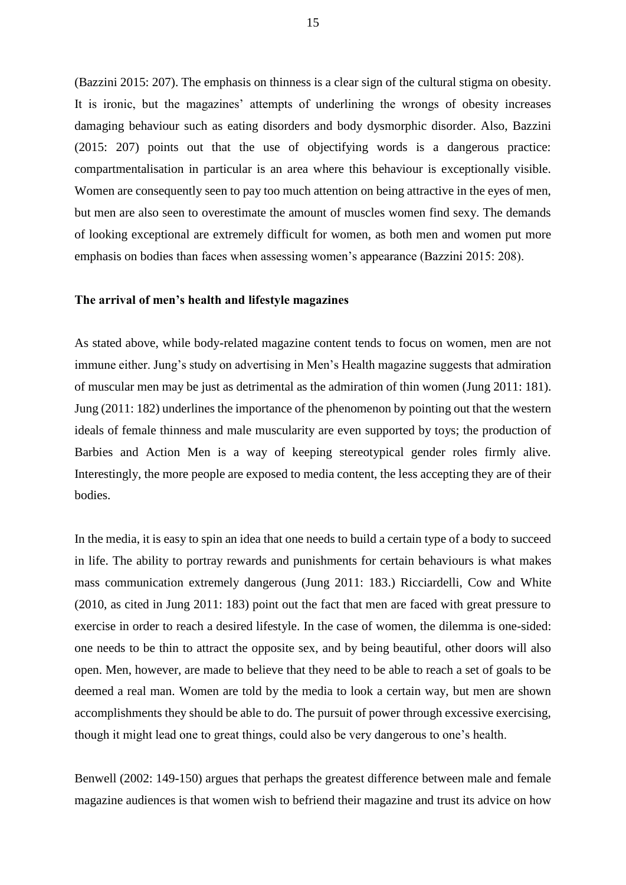(Bazzini 2015: 207). The emphasis on thinness is a clear sign of the cultural stigma on obesity. It is ironic, but the magazines' attempts of underlining the wrongs of obesity increases damaging behaviour such as eating disorders and body dysmorphic disorder. Also, Bazzini (2015: 207) points out that the use of objectifying words is a dangerous practice: compartmentalisation in particular is an area where this behaviour is exceptionally visible. Women are consequently seen to pay too much attention on being attractive in the eyes of men, but men are also seen to overestimate the amount of muscles women find sexy. The demands of looking exceptional are extremely difficult for women, as both men and women put more emphasis on bodies than faces when assessing women's appearance (Bazzini 2015: 208).

**The arrival of men's health and lifestyle magazines**

As stated above, while body-related magazine content tends to focus on women, men are not immune either. Jung's study on advertising in Men's Health magazine suggests that admiration of muscular men may be just as detrimental as the admiration of thin women (Jung 2011: 181). Jung (2011: 182) underlines the importance of the phenomenon by pointing out that the western ideals of female thinness and male muscularity are even supported by toys; the production of Barbies and Action Men is a way of keeping stereotypical gender roles firmly alive. Interestingly, the more people are exposed to media content, the less accepting they are of their bodies.

In the media, it is easy to spin an idea that one needs to build a certain type of a body to succeed in life. The ability to portray rewards and punishments for certain behaviours is what makes mass communication extremely dangerous (Jung 2011: 183.) Ricciardelli, Cow and White (2010, as cited in Jung 2011: 183) point out the fact that men are faced with great pressure to exercise in order to reach a desired lifestyle. In the case of women, the dilemma is one-sided: one needs to be thin to attract the opposite sex, and by being beautiful, other doors will also open. Men, however, are made to believe that they need to be able to reach a set of goals to be deemed a real man. Women are told by the media to look a certain way, but men are shown accomplishments they should be able to do. The pursuit of power through excessive exercising, though it might lead one to great things, could also be very dangerous to one's health.

Benwell (2002: 149-150) argues that perhaps the greatest difference between male and female magazine audiences is that women wish to befriend their magazine and trust its advice on how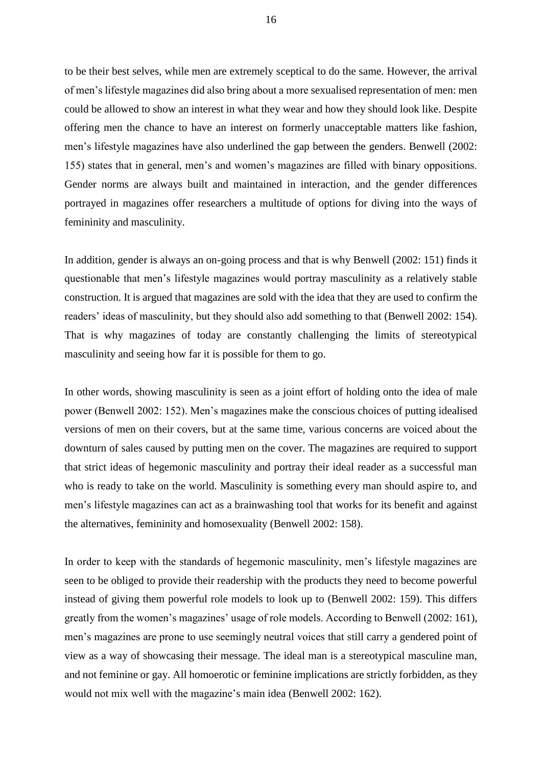to be their best selves, while men are extremely sceptical to do the same. However, the arrival of men's lifestyle magazines did also bring about a more sexualised representation of men: men could be allowed to show an interest in what they wear and how they should look like. Despite offering men the chance to have an interest on formerly unacceptable matters like fashion, men's lifestyle magazines have also underlined the gap between the genders. Benwell (2002: 155) states that in general, men's and women's magazines are filled with binary oppositions. Gender norms are always built and maintained in interaction, and the gender differences portrayed in magazines offer researchers a multitude of options for diving into the ways of femininity and masculinity.

In addition, gender is always an on-going process and that is why Benwell (2002: 151) finds it questionable that men's lifestyle magazines would portray masculinity as a relatively stable construction. It is argued that magazines are sold with the idea that they are used to confirm the readers' ideas of masculinity, but they should also add something to that (Benwell 2002: 154). That is why magazines of today are constantly challenging the limits of stereotypical masculinity and seeing how far it is possible for them to go.

In other words, showing masculinity is seen as a joint effort of holding onto the idea of male power (Benwell 2002: 152). Men's magazines make the conscious choices of putting idealised versions of men on their covers, but at the same time, various concerns are voiced about the downturn of sales caused by putting men on the cover. The magazines are required to support that strict ideas of hegemonic masculinity and portray their ideal reader as a successful man who is ready to take on the world. Masculinity is something every man should aspire to, and men's lifestyle magazines can act as a brainwashing tool that works for its benefit and against the alternatives, femininity and homosexuality (Benwell 2002: 158).

In order to keep with the standards of hegemonic masculinity, men's lifestyle magazines are seen to be obliged to provide their readership with the products they need to become powerful instead of giving them powerful role models to look up to (Benwell 2002: 159). This differs greatly from the women's magazines' usage of role models. According to Benwell (2002: 161), men's magazines are prone to use seemingly neutral voices that still carry a gendered point of view as a way of showcasing their message. The ideal man is a stereotypical masculine man, and not feminine or gay. All homoerotic or feminine implications are strictly forbidden, as they would not mix well with the magazine's main idea (Benwell 2002: 162).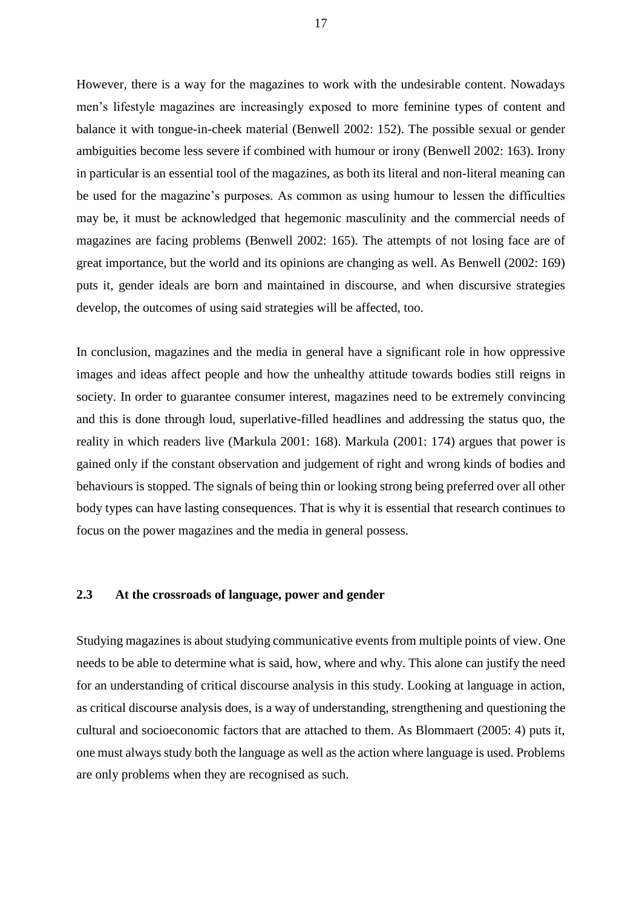However, there is a way for the magazines to work with the undesirable content. Nowadays men's lifestyle magazines are increasingly exposed to more feminine types of content and balance it with tongue-in-cheek material (Benwell 2002: 152). The possible sexual or gender ambiguities become less severe if combined with humour or irony (Benwell 2002: 163). Irony in particular is an essential tool of the magazines, as both its literal and non-literal meaning can be used for the magazine's purposes. As common as using humour to lessen the difficulties may be, it must be acknowledged that hegemonic masculinity and the commercial needs of magazines are facing problems (Benwell 2002: 165). The attempts of not losing face are of great importance, but the world and its opinions are changing as well. As Benwell (2002: 169) puts it, gender ideals are born and maintained in discourse, and when discursive strategies develop, the outcomes of using said strategies will be affected, too.

In conclusion, magazines and the media in general have a significant role in how oppressive images and ideas affect people and how the unhealthy attitude towards bodies still reigns in society. In order to guarantee consumer interest, magazines need to be extremely convincing and this is done through loud, superlative-filled headlines and addressing the status quo, the reality in which readers live (Markula 2001: 168). Markula (2001: 174) argues that power is gained only if the constant observation and judgement of right and wrong kinds of bodies and behaviours is stopped. The signals of being thin or looking strong being preferred over all other body types can have lasting consequences. That is why it is essential that research continues to focus on the power magazines and the media in general possess.

### 2.3 At the crossroads of language, power and gender

Studying magazines is about studying communicative events from multiple points of view. One needs to be able to determine what is said, how, where and why. This alone can justify the need for an understanding of critical discourse analysis in this study. Looking at language in action, as critical discourse analysis does, is a way of understanding, strengthening and questioning the cultural and socioeconomic factors that are attached to them. As Blommaert (2005: 4) puts it, one must always study both the language as well as the action where language is used. Problems are only problems when they are recognised as such.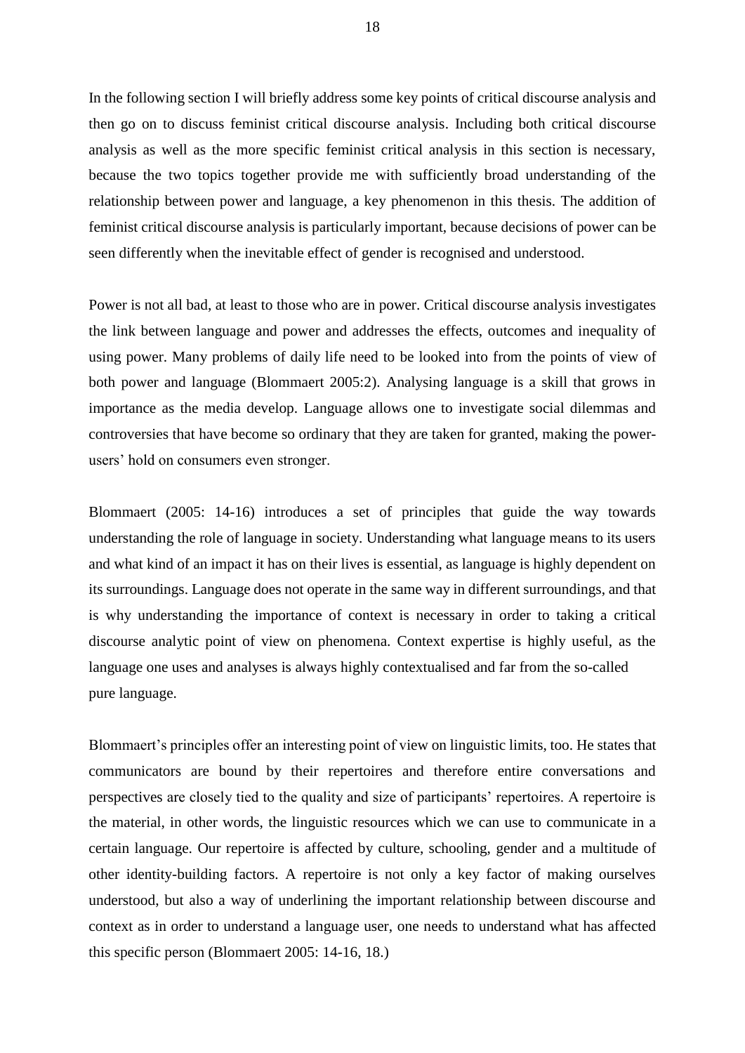In the following section I will briefly address some key points of critical discourse analysis and then go on to discuss feminist critical discourse analysis. Including both critical discourse analysis as well as the more specific feminist critical analysis in this section is necessary, because the two topics together provide me with sufficiently broad understanding of the relationship between power and language, a key phenomenon in this thesis. The addition of feminist critical discourse analysis is particularly important, because decisions of power can be seen differently when the inevitable effect of gender is recognised and understood.

Power is not all bad, at least to those who are in power. Critical discourse analysis investigates the link between language and power and addresses the effects, outcomes and inequality of using power. Many problems of daily life need to be looked into from the points of view of both power and language (Blommaert 2005:2). Analysing language is a skill that grows in importance as the media develop. Language allows one to investigate social dilemmas and controversies that have become so ordinary that they are taken for granted, making the power-users' hold on consumers even stronger.

Blommaert (2005: 14-16) introduces a set of principles that guide the way towards understanding the role of language in society. Understanding what language means to its users and what kind of an impact it has on their lives is essential, as language is highly dependent on its surroundings. Language does not operate in the same way in different surroundings, and that is why understanding the importance of context is necessary in order to taking a critical discourse analytic point of view on phenomena. Context expertise is highly useful, as the language one uses and analyses is always highly contextualised and far from the so-called pure language.

Blommaert's principles offer an interesting point of view on linguistic limits, too. He states that communicators are bound by their repertoires and therefore entire conversations and perspectives are closely tied to the quality and size of participants' repertoires. A repertoire is the material, in other words, the linguistic resources which we can use to communicate in a certain language. Our repertoire is affected by culture, schooling, gender and a multitude of other identity-building factors. A repertoire is not only a key factor of making ourselves understood, but also a way of underlining the important relationship between discourse and context as in order to understand a language user, one needs to understand what has affected this specific person (Blommaert 2005: 14-16, 18.)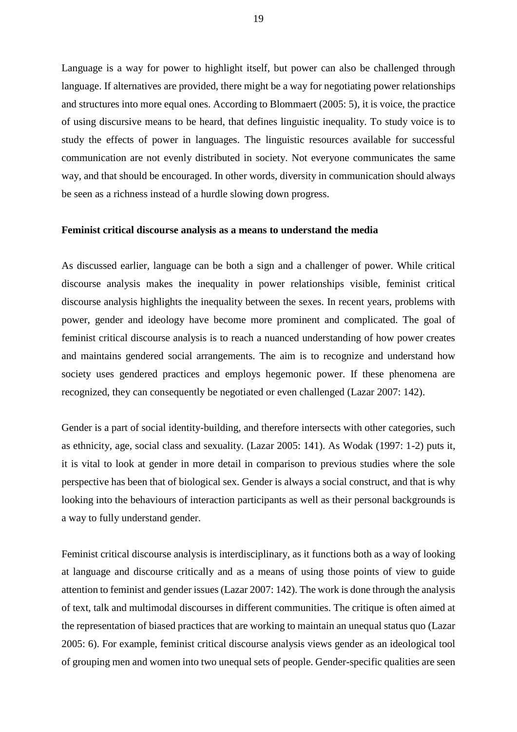Language is a way for power to highlight itself, but power can also be challenged through language. If alternatives are provided, there might be a way for negotiating power relationships and structures into more equal ones. According to Blommaert (2005: 5), it is voice, the practice of using discursive means to be heard, that defines linguistic inequality. To study voice is to study the effects of power in languages. The linguistic resources available for successful communication are not evenly distributed in society. Not everyone communicates the same way, and that should be encouraged. In other words, diversity in communication should always be seen as a richness instead of a hurdle slowing down progress.

**Feminist critical discourse analysis as a means to understand the media**

As discussed earlier, language can be both a sign and a challenger of power. While critical discourse analysis makes the inequality in power relationships visible, feminist critical discourse analysis highlights the inequality between the sexes. In recent years, problems with power, gender and ideology have become more prominent and complicated. The goal of feminist critical discourse analysis is to reach a nuanced understanding of how power creates and maintains gendered social arrangements. The aim is to recognize and understand how society uses gendered practices and employs hegemonic power. If these phenomena are recognized, they can consequently be negotiated or even challenged (Lazar 2007: 142).

Gender is a part of social identity-building, and therefore intersects with other categories, such as ethnicity, age, social class and sexuality. (Lazar 2005: 141). As Wodak (1997: 1-2) puts it, it is vital to look at gender in more detail in comparison to previous studies where the sole perspective has been that of biological sex. Gender is always a social construct, and that is why looking into the behaviours of interaction participants as well as their personal backgrounds is a way to fully understand gender.

Feminist critical discourse analysis is interdisciplinary, as it functions both as a way of looking at language and discourse critically and as a means of using those points of view to guide attention to feminist and gender issues (Lazar 2007: 142). The work is done through the analysis of text, talk and multimodal discourses in different communities. The critique is often aimed at the representation of biased practices that are working to maintain an unequal status quo (Lazar 2005: 6). For example, feminist critical discourse analysis views gender as an ideological tool of grouping men and women into two unequal sets of people. Gender-specific qualities are seen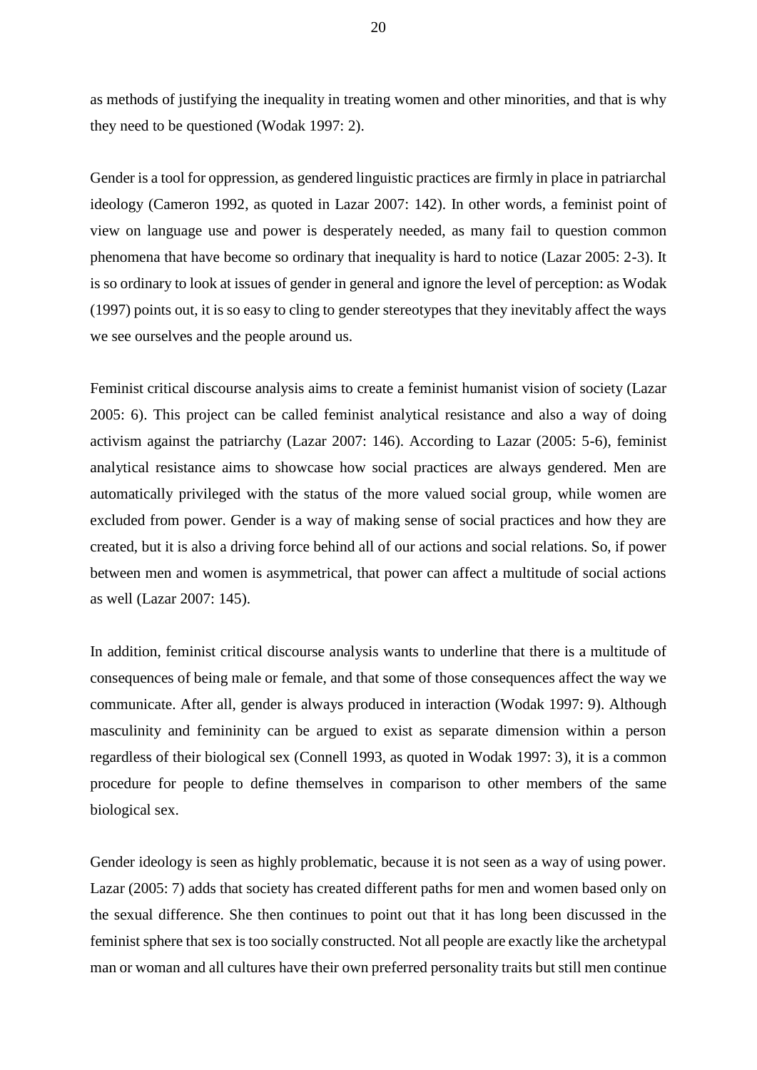as methods of justifying the inequality in treating women and other minorities, and that is why they need to be questioned (Wodak 1997: 2).

Gender is a tool for oppression, as gendered linguistic practices are firmly in place in patriarchal ideology (Cameron 1992, as quoted in Lazar 2007: 142). In other words, a feminist point of view on language use and power is desperately needed, as many fail to question common phenomena that have become so ordinary that inequality is hard to notice (Lazar 2005: 2-3). It is so ordinary to look at issues of gender in general and ignore the level of perception: as Wodak (1997) points out, it is so easy to cling to gender stereotypes that they inevitably affect the ways we see ourselves and the people around us.

Feminist critical discourse analysis aims to create a feminist humanist vision of society (Lazar 2005: 6). This project can be called feminist analytical resistance and also a way of doing activism against the patriarchy (Lazar 2007: 146). According to Lazar (2005: 5-6), feminist analytical resistance aims to showcase how social practices are always gendered. Men are automatically privileged with the status of the more valued social group, while women are excluded from power. Gender is a way of making sense of social practices and how they are created, but it is also a driving force behind all of our actions and social relations. So, if power between men and women is asymmetrical, that power can affect a multitude of social actions as well (Lazar 2007: 145).

In addition, feminist critical discourse analysis wants to underline that there is a multitude of consequences of being male or female, and that some of those consequences affect the way we communicate. After all, gender is always produced in interaction (Wodak 1997: 9). Although masculinity and femininity can be argued to exist as separate dimension within a person regardless of their biological sex (Connell 1993, as quoted in Wodak 1997: 3), it is a common procedure for people to define themselves in comparison to other members of the same biological sex.

Gender ideology is seen as highly problematic, because it is not seen as a way of using power. Lazar (2005: 7) adds that society has created different paths for men and women based only on the sexual difference. She then continues to point out that it has long been discussed in the feminist sphere that sex is too socially constructed. Not all people are exactly like the archetypal man or woman and all cultures have their own preferred personality traits but still men continue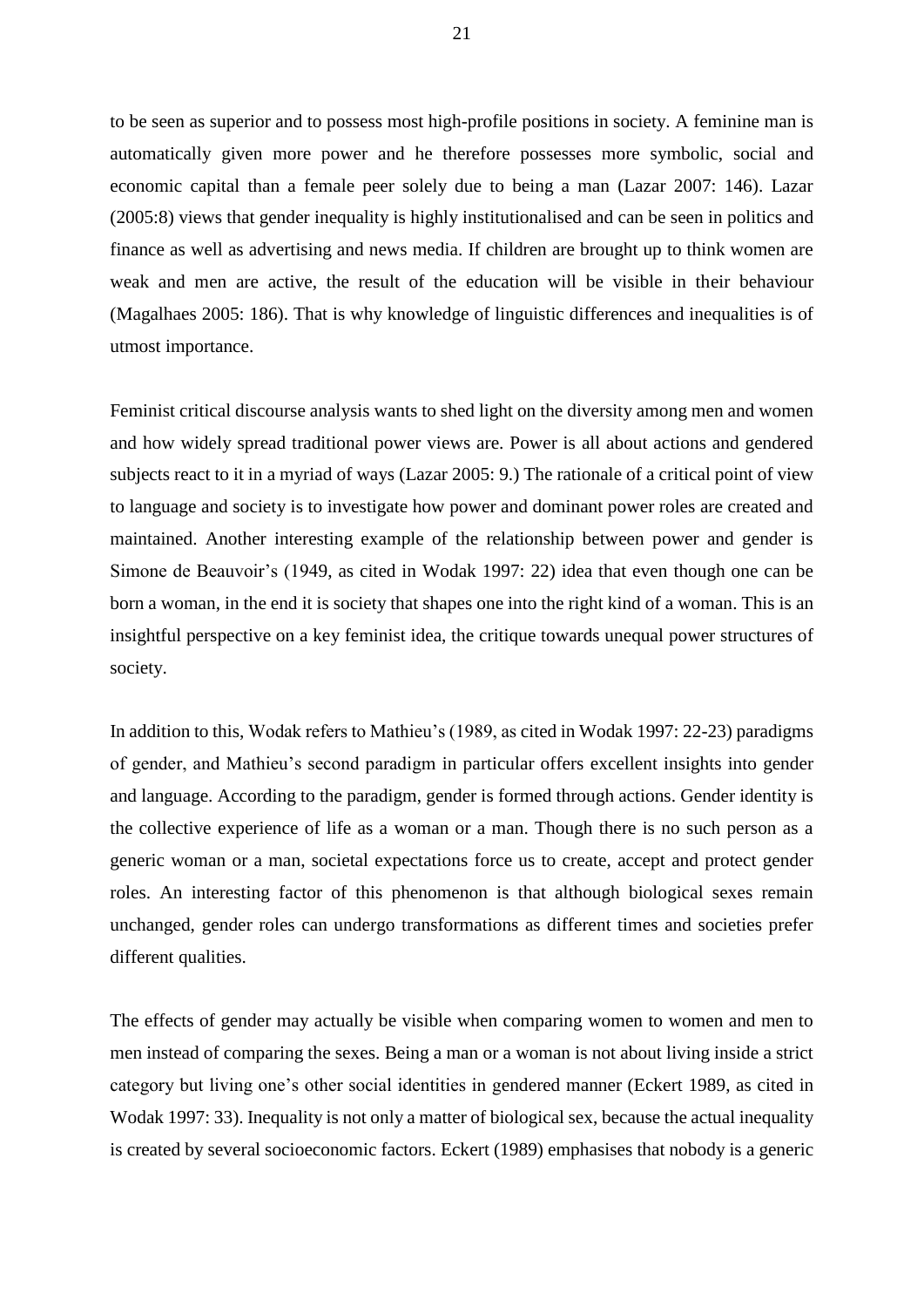to be seen as superior and to possess most high-profile positions in society. A feminine man is automatically given more power and he therefore possesses more symbolic, social and economic capital than a female peer solely due to being a man (Lazar 2007: 146). Lazar (2005:8) views that gender inequality is highly institutionalised and can be seen in politics and finance as well as advertising and news media. If children are brought up to think women are weak and men are active, the result of the education will be visible in their behaviour (Magalhaes 2005: 186). That is why knowledge of linguistic differences and inequalities is of utmost importance.

Feminist critical discourse analysis wants to shed light on the diversity among men and women and how widely spread traditional power views are. Power is all about actions and gendered subjects react to it in a myriad of ways (Lazar 2005: 9.) The rationale of a critical point of view to language and society is to investigate how power and dominant power roles are created and maintained. Another interesting example of the relationship between power and gender is Simone de Beauvoir's (1949, as cited in Wodak 1997: 22) idea that even though one can be born a woman, in the end it is society that shapes one into the right kind of a woman. This is an insightful perspective on a key feminist idea, the critique towards unequal power structures of society.

In addition to this, Wodak refers to Mathieu's (1989, as cited in Wodak 1997: 22-23) paradigms of gender, and Mathieu's second paradigm in particular offers excellent insights into gender and language. According to the paradigm, gender is formed through actions. Gender identity is the collective experience of life as a woman or a man. Though there is no such person as a generic woman or a man, societal expectations force us to create, accept and protect gender roles. An interesting factor of this phenomenon is that although biological sexes remain unchanged, gender roles can undergo transformations as different times and societies prefer different qualities.

The effects of gender may actually be visible when comparing women to women and men to men instead of comparing the sexes. Being a man or a woman is not about living inside a strict category but living one's other social identities in gendered manner (Eckert 1989, as cited in Wodak 1997: 33). Inequality is not only a matter of biological sex, because the actual inequality is created by several socioeconomic factors. Eckert (1989) emphasises that nobody is a generic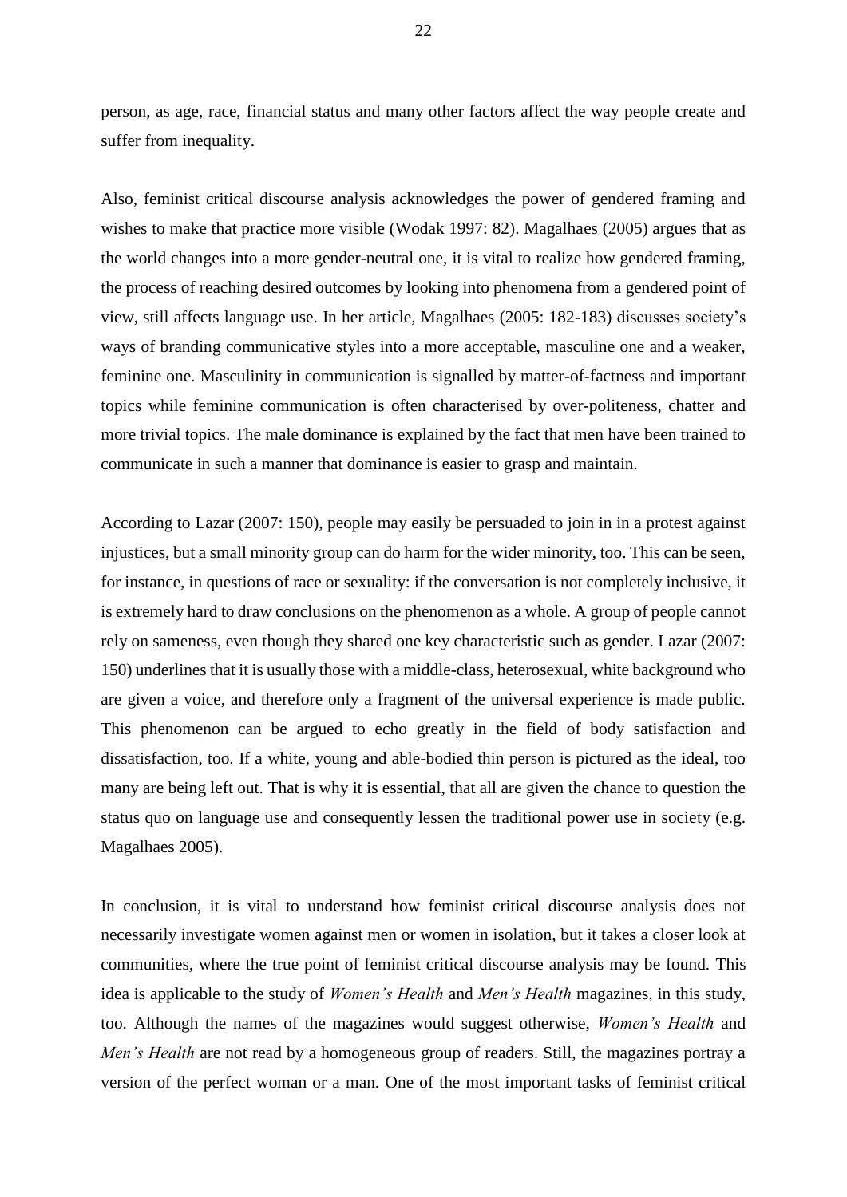person, as age, race, financial status and many other factors affect the way people create and suffer from inequality.

Also, feminist critical discourse analysis acknowledges the power of gendered framing and wishes to make that practice more visible (Wodak 1997: 82). Magalhaes (2005) argues that as the world changes into a more gender-neutral one, it is vital to realize how gendered framing, the process of reaching desired outcomes by looking into phenomena from a gendered point of view, still affects language use. In her article, Magalhaes (2005: 182-183) discusses society's ways of branding communicative styles into a more acceptable, masculine one and a weaker, feminine one. Masculinity in communication is signalled by matter-of-factness and important topics while feminine communication is often characterised by over-politeness, chatter and more trivial topics. The male dominance is explained by the fact that men have been trained to communicate in such a manner that dominance is easier to grasp and maintain.

According to Lazar (2007: 150), people may easily be persuaded to join in in a protest against injustices, but a small minority group can do harm for the wider minority, too. This can be seen, for instance, in questions of race or sexuality: if the conversation is not completely inclusive, it is extremely hard to draw conclusions on the phenomenon as a whole. A group of people cannot rely on sameness, even though they shared one key characteristic such as gender. Lazar (2007: 150) underlines that it is usually those with a middle-class, heterosexual, white background who are given a voice, and therefore only a fragment of the universal experience is made public. This phenomenon can be argued to echo greatly in the field of body satisfaction and dissatisfaction, too. If a white, young and able-bodied thin person is pictured as the ideal, too many are being left out. That is why it is essential, that all are given the chance to question the status quo on language use and consequently lessen the traditional power use in society (e.g. Magalhaes 2005).

In conclusion, it is vital to understand how feminist critical discourse analysis does not necessarily investigate women against men or women in isolation, but it takes a closer look at communities, where the true point of feminist critical discourse analysis may be found. This idea is applicable to the study of *Women's Health* and *Men's Health* magazines, in this study, too. Although the names of the magazines would suggest otherwise, *Women's Health* and *Men's Health* are not read by a homogeneous group of readers. Still, the magazines portray a version of the perfect woman or a man. One of the most important tasks of feminist critical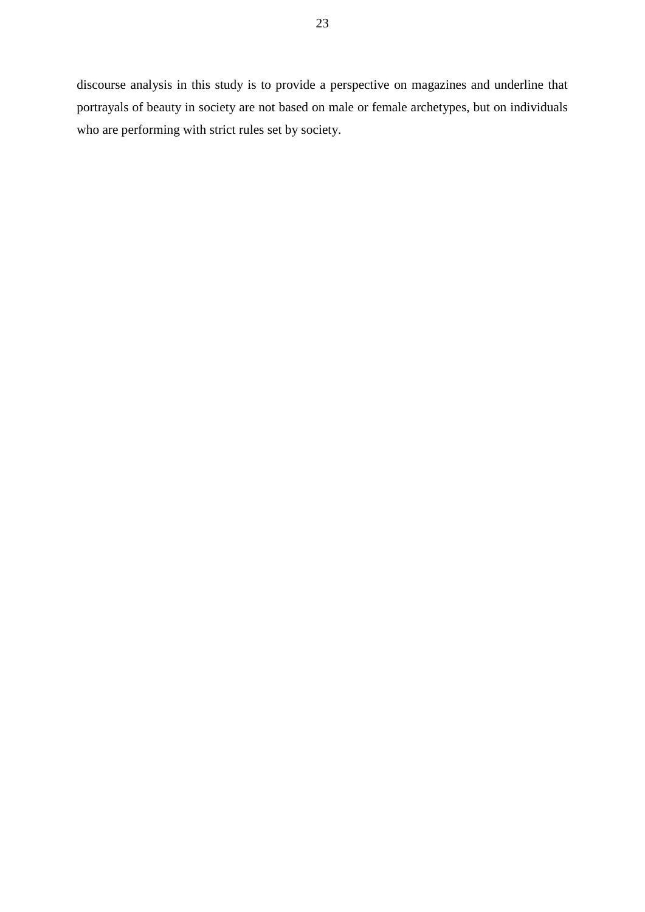discourse analysis in this study is to provide a perspective on magazines and underline that portrayals of beauty in society are not based on male or female archetypes, but on individuals who are performing with strict rules set by society.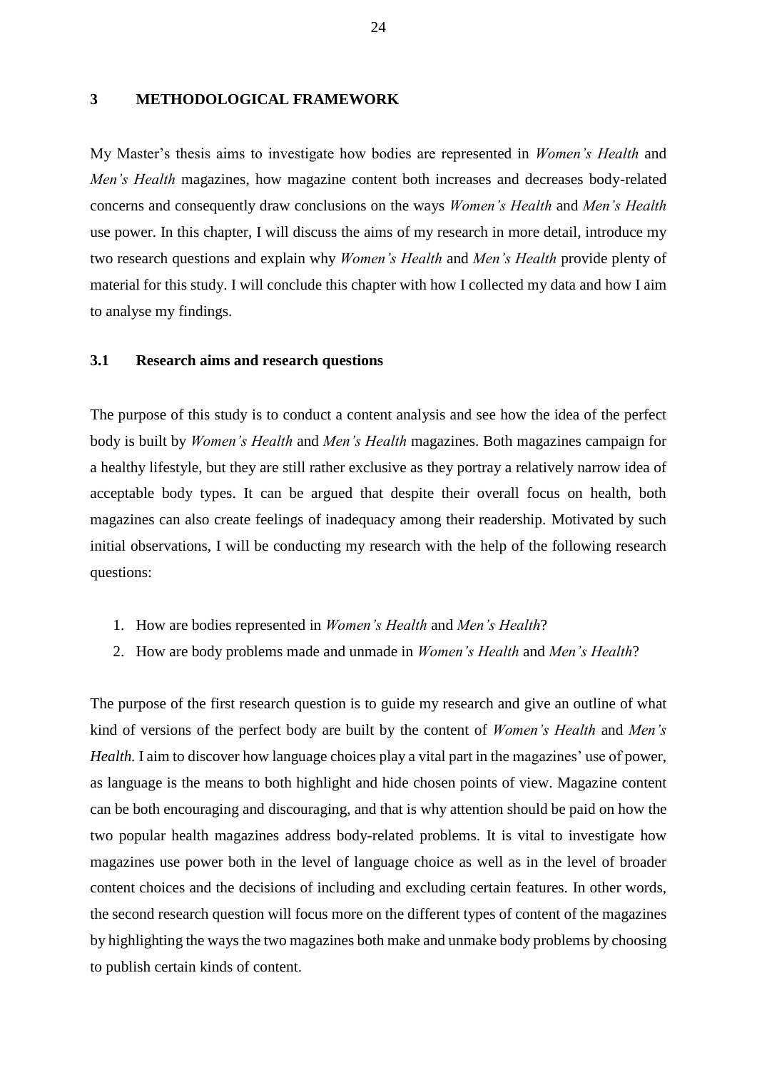# 3 METHODOLOGICAL FRAMEWORK

My Master's thesis aims to investigate how bodies are represented in *Women's Health* and *Men's Health* magazines, how magazine content both increases and decreases body-related concerns and consequently draw conclusions on the ways *Women's Health* and *Men's Health* use power. In this chapter, I will discuss the aims of my research in more detail, introduce my two research questions and explain why *Women's Health* and *Men's Health* provide plenty of material for this study. I will conclude this chapter with how I collected my data and how I aim to analyse my findings.

## 3.1 Research aims and research questions

The purpose of this study is to conduct a content analysis and see how the idea of the perfect body is built by *Women's Health* and *Men's Health* magazines. Both magazines campaign for a healthy lifestyle, but they are still rather exclusive as they portray a relatively narrow idea of acceptable body types. It can be argued that despite their overall focus on health, both magazines can also create feelings of inadequacy among their readership. Motivated by such initial observations, I will be conducting my research with the help of the following research questions:

1. How are bodies represented in *Women's Health* and *Men's Health*?
2. How are body problems made and unmade in *Women's Health* and *Men's Health*?

The purpose of the first research question is to guide my research and give an outline of what kind of versions of the perfect body are built by the content of *Women's Health* and *Men's Health.* I aim to discover how language choices play a vital part in the magazines' use of power, as language is the means to both highlight and hide chosen points of view. Magazine content can be both encouraging and discouraging, and that is why attention should be paid on how the two popular health magazines address body-related problems. It is vital to investigate how magazines use power both in the level of language choice as well as in the level of broader content choices and the decisions of including and excluding certain features. In other words, the second research question will focus more on the different types of content of the magazines by highlighting the ways the two magazines both make and unmake body problems by choosing to publish certain kinds of content.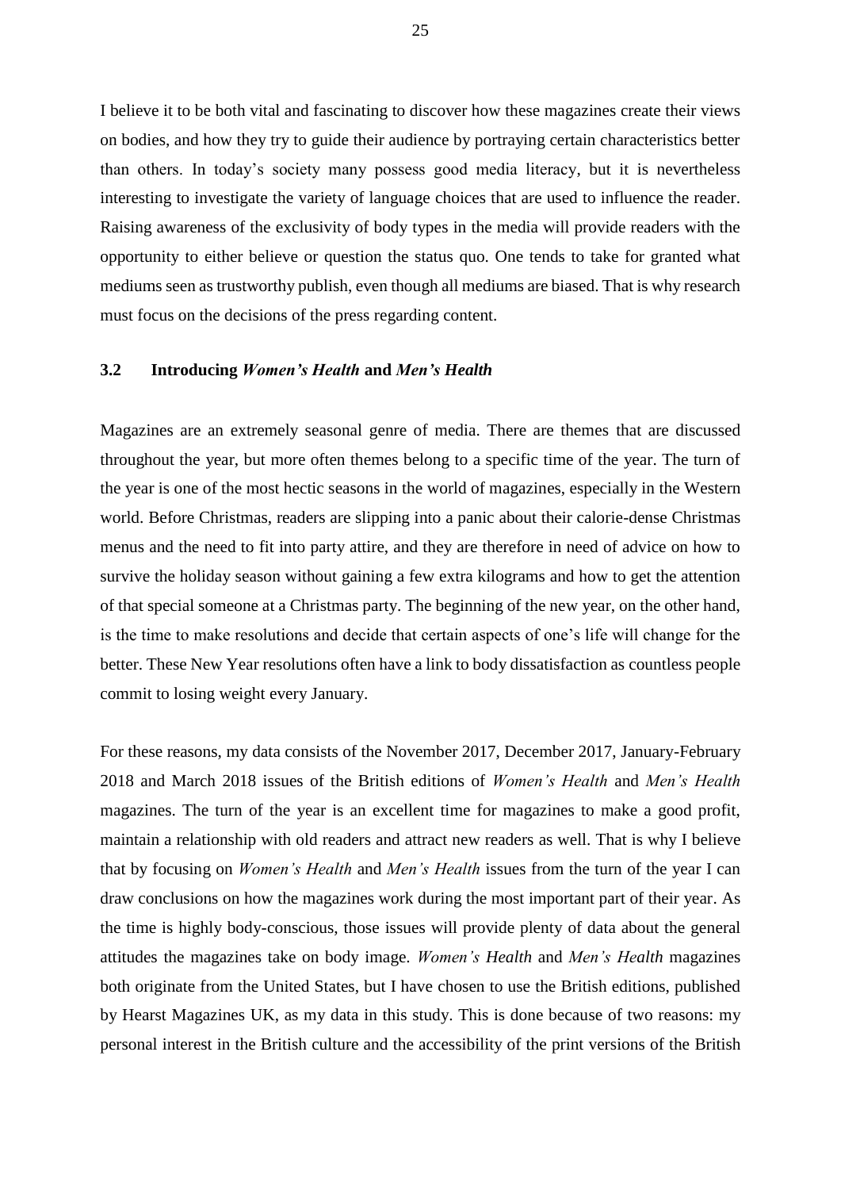I believe it to be both vital and fascinating to discover how these magazines create their views on bodies, and how they try to guide their audience by portraying certain characteristics better than others. In today's society many possess good media literacy, but it is nevertheless interesting to investigate the variety of language choices that are used to influence the reader. Raising awareness of the exclusivity of body types in the media will provide readers with the opportunity to either believe or question the status quo. One tends to take for granted what mediums seen as trustworthy publish, even though all mediums are biased. That is why research must focus on the decisions of the press regarding content.

### 3.2 Introducing *Women's Health* and *Men's Health*

Magazines are an extremely seasonal genre of media. There are themes that are discussed throughout the year, but more often themes belong to a specific time of the year. The turn of the year is one of the most hectic seasons in the world of magazines, especially in the Western world. Before Christmas, readers are slipping into a panic about their calorie-dense Christmas menus and the need to fit into party attire, and they are therefore in need of advice on how to survive the holiday season without gaining a few extra kilograms and how to get the attention of that special someone at a Christmas party. The beginning of the new year, on the other hand, is the time to make resolutions and decide that certain aspects of one's life will change for the better. These New Year resolutions often have a link to body dissatisfaction as countless people commit to losing weight every January.

For these reasons, my data consists of the November 2017, December 2017, January-February 2018 and March 2018 issues of the British editions of *Women's Health* and *Men's Health* magazines. The turn of the year is an excellent time for magazines to make a good profit, maintain a relationship with old readers and attract new readers as well. That is why I believe that by focusing on *Women's Health* and *Men's Health* issues from the turn of the year I can draw conclusions on how the magazines work during the most important part of their year. As the time is highly body-conscious, those issues will provide plenty of data about the general attitudes the magazines take on body image. *Women's Health* and *Men's Health* magazines both originate from the United States, but I have chosen to use the British editions, published by Hearst Magazines UK, as my data in this study. This is done because of two reasons: my personal interest in the British culture and the accessibility of the print versions of the British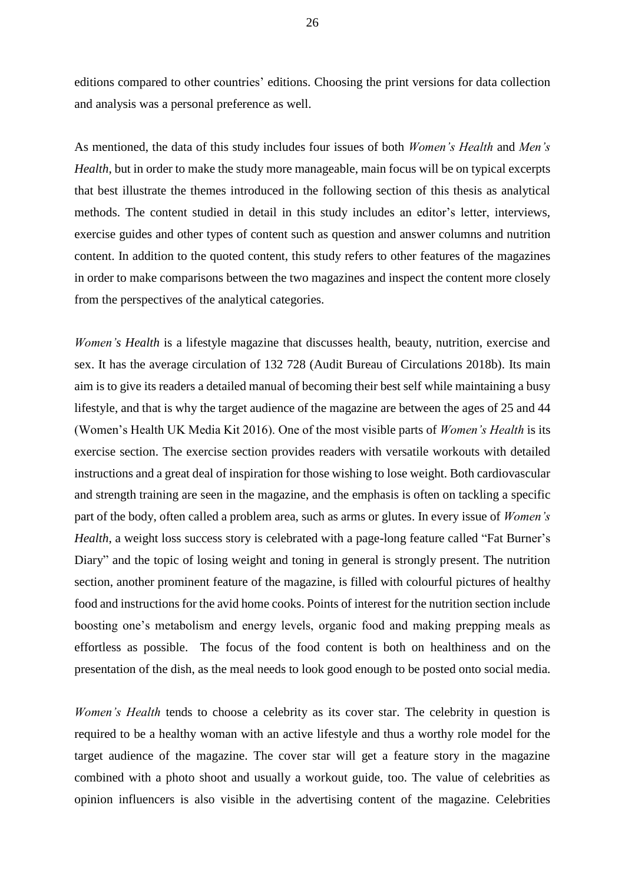editions compared to other countries' editions. Choosing the print versions for data collection and analysis was a personal preference as well.

As mentioned, the data of this study includes four issues of both *Women's Health* and *Men's Health*, but in order to make the study more manageable, main focus will be on typical excerpts that best illustrate the themes introduced in the following section of this thesis as analytical methods. The content studied in detail in this study includes an editor's letter, interviews, exercise guides and other types of content such as question and answer columns and nutrition content. In addition to the quoted content, this study refers to other features of the magazines in order to make comparisons between the two magazines and inspect the content more closely from the perspectives of the analytical categories.

*Women's Health* is a lifestyle magazine that discusses health, beauty, nutrition, exercise and sex. It has the average circulation of 132 728 (Audit Bureau of Circulations 2018b). Its main aim is to give its readers a detailed manual of becoming their best self while maintaining a busy lifestyle, and that is why the target audience of the magazine are between the ages of 25 and 44 (Women's Health UK Media Kit 2016). One of the most visible parts of *Women's Health* is its exercise section. The exercise section provides readers with versatile workouts with detailed instructions and a great deal of inspiration for those wishing to lose weight. Both cardiovascular and strength training are seen in the magazine, and the emphasis is often on tackling a specific part of the body, often called a problem area, such as arms or glutes. In every issue of *Women's Health*, a weight loss success story is celebrated with a page-long feature called "Fat Burner's Diary" and the topic of losing weight and toning in general is strongly present. The nutrition section, another prominent feature of the magazine, is filled with colourful pictures of healthy food and instructions for the avid home cooks. Points of interest for the nutrition section include boosting one's metabolism and energy levels, organic food and making prepping meals as effortless as possible. The focus of the food content is both on healthiness and on the presentation of the dish, as the meal needs to look good enough to be posted onto social media.

*Women's Health* tends to choose a celebrity as its cover star. The celebrity in question is required to be a healthy woman with an active lifestyle and thus a worthy role model for the target audience of the magazine. The cover star will get a feature story in the magazine combined with a photo shoot and usually a workout guide, too. The value of celebrities as opinion influencers is also visible in the advertising content of the magazine. Celebrities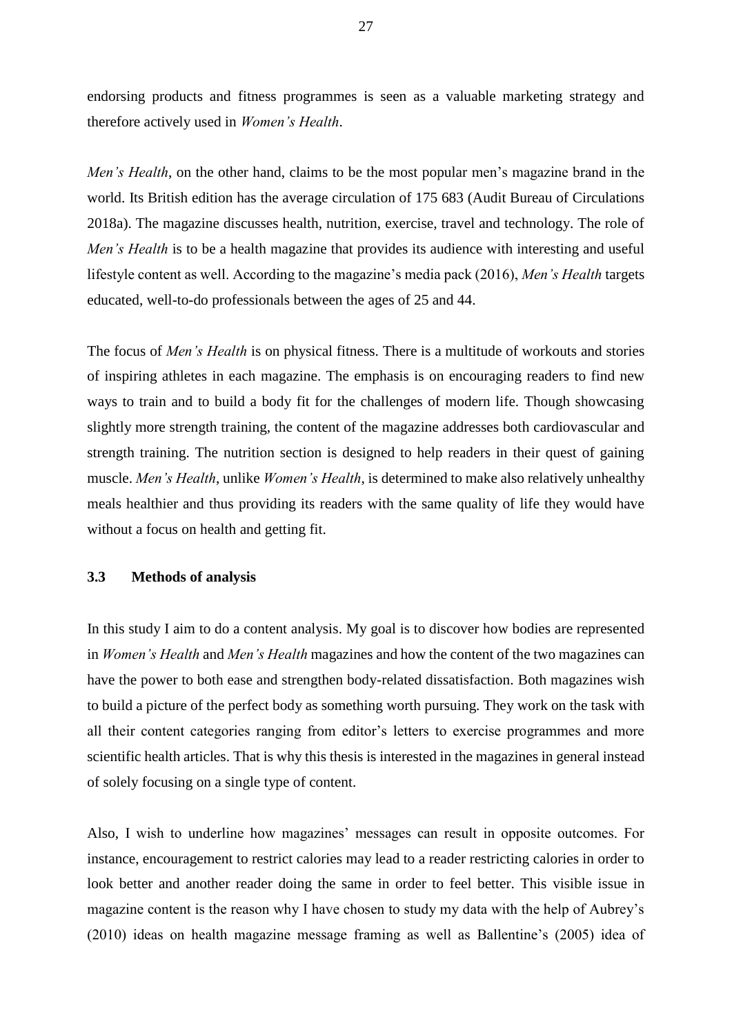endorsing products and fitness programmes is seen as a valuable marketing strategy and therefore actively used in *Women's Health*.

*Men's Health*, on the other hand, claims to be the most popular men's magazine brand in the world. Its British edition has the average circulation of 175 683 (Audit Bureau of Circulations 2018a). The magazine discusses health, nutrition, exercise, travel and technology. The role of *Men's Health* is to be a health magazine that provides its audience with interesting and useful lifestyle content as well. According to the magazine's media pack (2016), *Men's Health* targets educated, well-to-do professionals between the ages of 25 and 44.

The focus of *Men's Health* is on physical fitness. There is a multitude of workouts and stories of inspiring athletes in each magazine. The emphasis is on encouraging readers to find new ways to train and to build a body fit for the challenges of modern life. Though showcasing slightly more strength training, the content of the magazine addresses both cardiovascular and strength training. The nutrition section is designed to help readers in their quest of gaining muscle. *Men's Health*, unlike *Women's Health*, is determined to make also relatively unhealthy meals healthier and thus providing its readers with the same quality of life they would have without a focus on health and getting fit.

### 3.3 Methods of analysis

In this study I aim to do a content analysis. My goal is to discover how bodies are represented in *Women's Health* and *Men's Health* magazines and how the content of the two magazines can have the power to both ease and strengthen body-related dissatisfaction. Both magazines wish to build a picture of the perfect body as something worth pursuing. They work on the task with all their content categories ranging from editor's letters to exercise programmes and more scientific health articles. That is why this thesis is interested in the magazines in general instead of solely focusing on a single type of content.

Also, I wish to underline how magazines' messages can result in opposite outcomes. For instance, encouragement to restrict calories may lead to a reader restricting calories in order to look better and another reader doing the same in order to feel better. This visible issue in magazine content is the reason why I have chosen to study my data with the help of Aubrey's (2010) ideas on health magazine message framing as well as Ballentine's (2005) idea of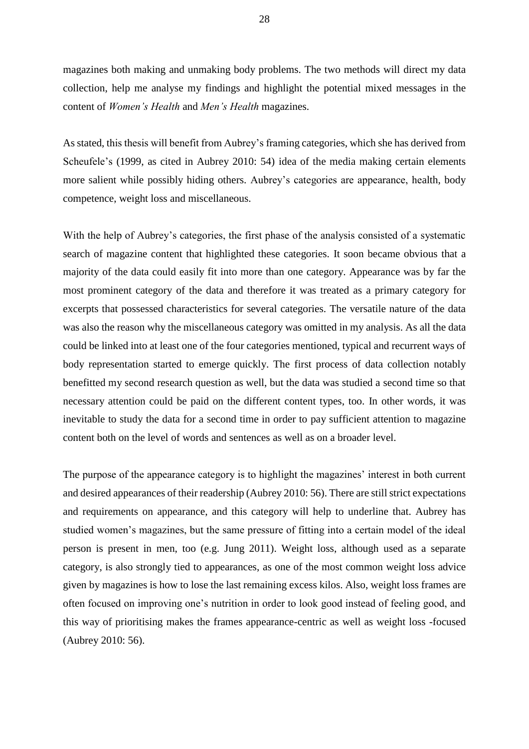magazines both making and unmaking body problems. The two methods will direct my data collection, help me analyse my findings and highlight the potential mixed messages in the content of *Women's Health* and *Men's Health* magazines.

As stated, this thesis will benefit from Aubrey's framing categories, which she has derived from Scheufele's (1999, as cited in Aubrey 2010: 54) idea of the media making certain elements more salient while possibly hiding others. Aubrey's categories are appearance, health, body competence, weight loss and miscellaneous.

With the help of Aubrey's categories, the first phase of the analysis consisted of a systematic search of magazine content that highlighted these categories. It soon became obvious that a majority of the data could easily fit into more than one category. Appearance was by far the most prominent category of the data and therefore it was treated as a primary category for excerpts that possessed characteristics for several categories. The versatile nature of the data was also the reason why the miscellaneous category was omitted in my analysis. As all the data could be linked into at least one of the four categories mentioned, typical and recurrent ways of body representation started to emerge quickly. The first process of data collection notably benefitted my second research question as well, but the data was studied a second time so that necessary attention could be paid on the different content types, too. In other words, it was inevitable to study the data for a second time in order to pay sufficient attention to magazine content both on the level of words and sentences as well as on a broader level.

The purpose of the appearance category is to highlight the magazines' interest in both current and desired appearances of their readership (Aubrey 2010: 56). There are still strict expectations and requirements on appearance, and this category will help to underline that. Aubrey has studied women's magazines, but the same pressure of fitting into a certain model of the ideal person is present in men, too (e.g. Jung 2011). Weight loss, although used as a separate category, is also strongly tied to appearances, as one of the most common weight loss advice given by magazines is how to lose the last remaining excess kilos. Also, weight loss frames are often focused on improving one's nutrition in order to look good instead of feeling good, and this way of prioritising makes the frames appearance-centric as well as weight loss -focused (Aubrey 2010: 56).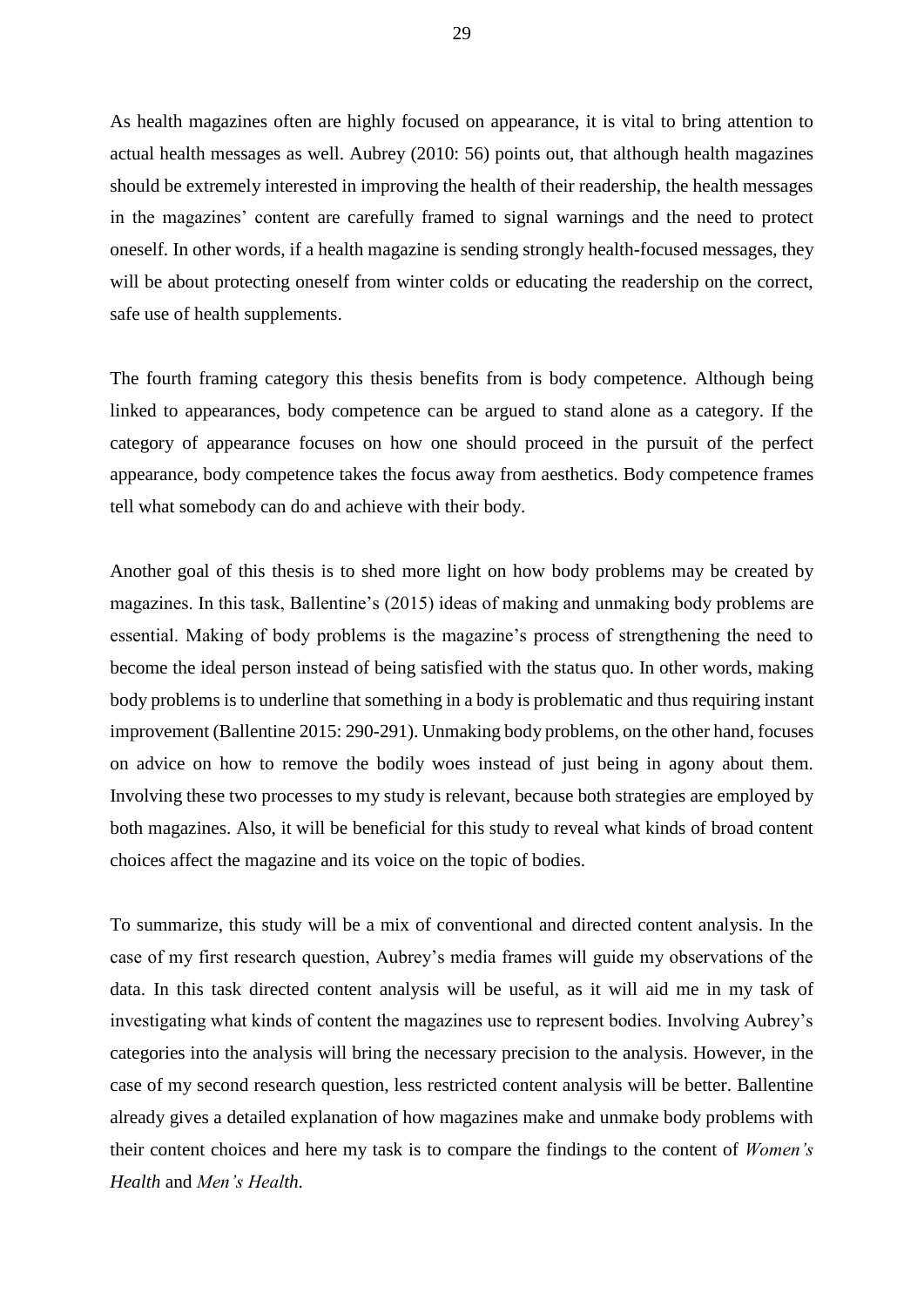As health magazines often are highly focused on appearance, it is vital to bring attention to actual health messages as well. Aubrey (2010: 56) points out, that although health magazines should be extremely interested in improving the health of their readership, the health messages in the magazines' content are carefully framed to signal warnings and the need to protect oneself. In other words, if a health magazine is sending strongly health-focused messages, they will be about protecting oneself from winter colds or educating the readership on the correct, safe use of health supplements.

The fourth framing category this thesis benefits from is body competence. Although being linked to appearances, body competence can be argued to stand alone as a category. If the category of appearance focuses on how one should proceed in the pursuit of the perfect appearance, body competence takes the focus away from aesthetics. Body competence frames tell what somebody can do and achieve with their body.

Another goal of this thesis is to shed more light on how body problems may be created by magazines. In this task, Ballentine's (2015) ideas of making and unmaking body problems are essential. Making of body problems is the magazine's process of strengthening the need to become the ideal person instead of being satisfied with the status quo. In other words, making body problems is to underline that something in a body is problematic and thus requiring instant improvement (Ballentine 2015: 290-291). Unmaking body problems, on the other hand, focuses on advice on how to remove the bodily woes instead of just being in agony about them. Involving these two processes to my study is relevant, because both strategies are employed by both magazines. Also, it will be beneficial for this study to reveal what kinds of broad content choices affect the magazine and its voice on the topic of bodies.

To summarize, this study will be a mix of conventional and directed content analysis. In the case of my first research question, Aubrey's media frames will guide my observations of the data. In this task directed content analysis will be useful, as it will aid me in my task of investigating what kinds of content the magazines use to represent bodies. Involving Aubrey's categories into the analysis will bring the necessary precision to the analysis. However, in the case of my second research question, less restricted content analysis will be better. Ballentine already gives a detailed explanation of how magazines make and unmake body problems with their content choices and here my task is to compare the findings to the content of *Women's Health* and *Men's Health*.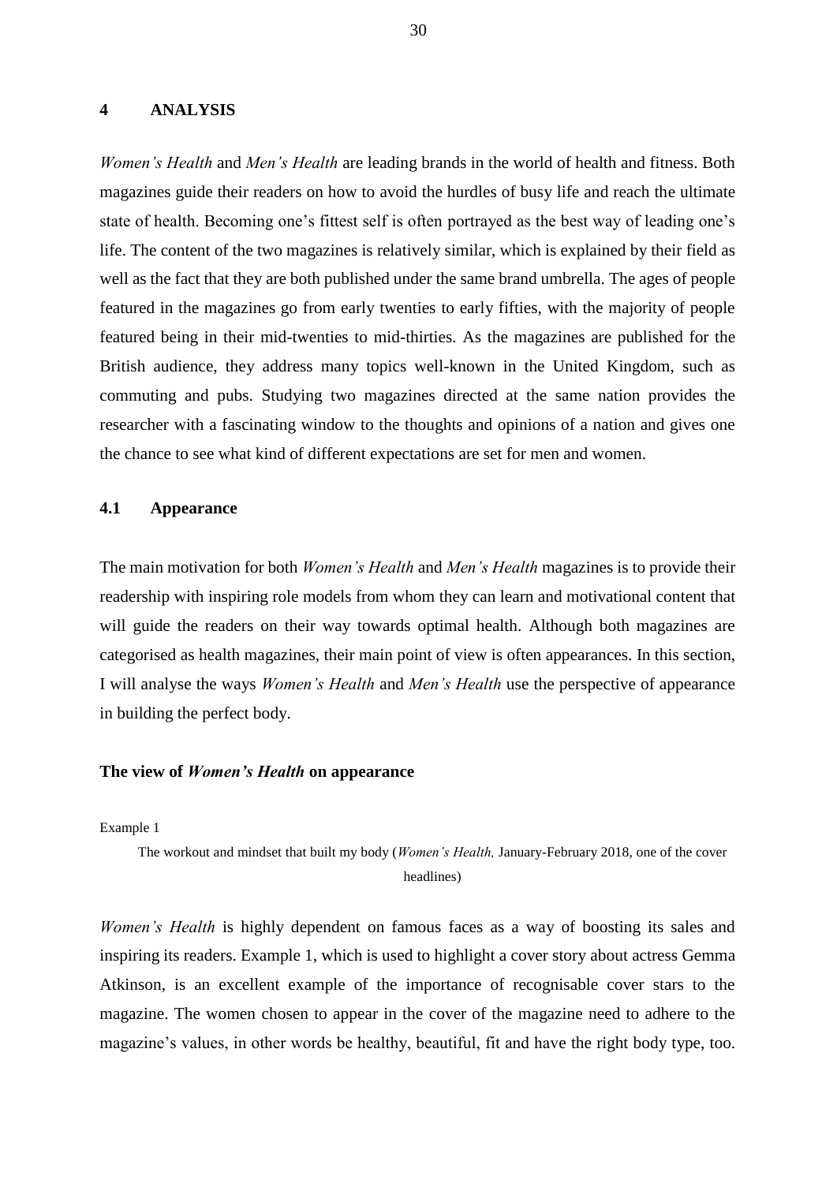# 4 ANALYSIS

*Women's Health* and *Men's Health* are leading brands in the world of health and fitness. Both magazines guide their readers on how to avoid the hurdles of busy life and reach the ultimate state of health. Becoming one's fittest self is often portrayed as the best way of leading one's life. The content of the two magazines is relatively similar, which is explained by their field as well as the fact that they are both published under the same brand umbrella. The ages of people featured in the magazines go from early twenties to early fifties, with the majority of people featured being in their mid-twenties to mid-thirties. As the magazines are published for the British audience, they address many topics well-known in the United Kingdom, such as commuting and pubs. Studying two magazines directed at the same nation provides the researcher with a fascinating window to the thoughts and opinions of a nation and gives one the chance to see what kind of different expectations are set for men and women.

## 4.1 Appearance

The main motivation for both *Women's Health* and *Men's Health* magazines is to provide their readership with inspiring role models from whom they can learn and motivational content that will guide the readers on their way towards optimal health. Although both magazines are categorised as health magazines, their main point of view is often appearances. In this section, I will analyse the ways *Women's Health* and *Men's Health* use the perspective of appearance in building the perfect body.

### The view of *Women's Health* on appearance

Example 1

> The workout and mindset that built my body (*Women's Health,* January-February 2018, one of the cover headlines)

*Women's Health* is highly dependent on famous faces as a way of boosting its sales and inspiring its readers. Example 1, which is used to highlight a cover story about actress Gemma Atkinson, is an excellent example of the importance of recognisable cover stars to the magazine. The women chosen to appear in the cover of the magazine need to adhere to the magazine's values, in other words be healthy, beautiful, fit and have the right body type, too.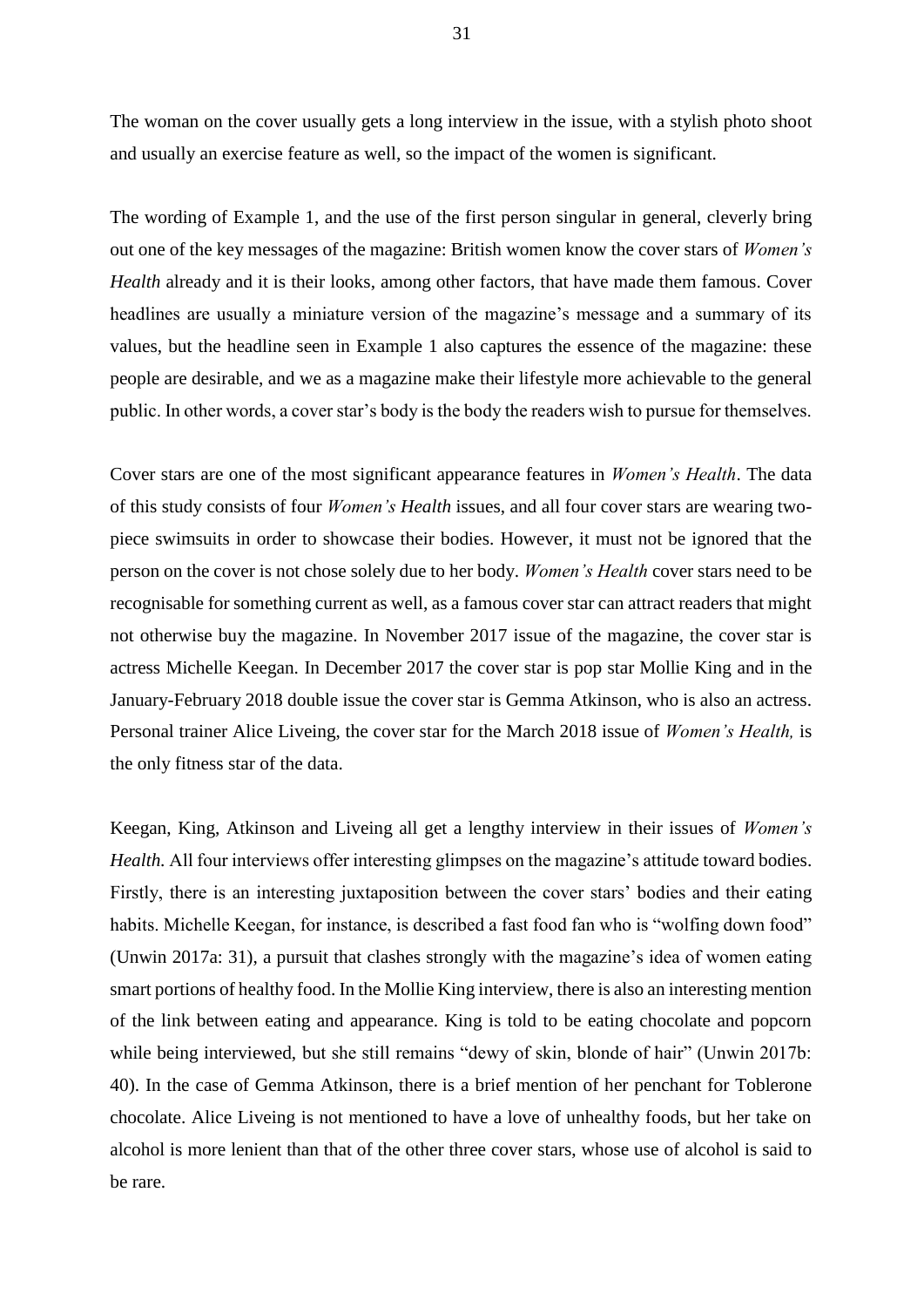The woman on the cover usually gets a long interview in the issue, with a stylish photo shoot and usually an exercise feature as well, so the impact of the women is significant.

The wording of Example 1, and the use of the first person singular in general, cleverly bring out one of the key messages of the magazine: British women know the cover stars of *Women's Health* already and it is their looks, among other factors, that have made them famous. Cover headlines are usually a miniature version of the magazine's message and a summary of its values, but the headline seen in Example 1 also captures the essence of the magazine: these people are desirable, and we as a magazine make their lifestyle more achievable to the general public. In other words, a cover star's body is the body the readers wish to pursue for themselves.

Cover stars are one of the most significant appearance features in *Women's Health*. The data of this study consists of four *Women's Health* issues, and all four cover stars are wearing two-piece swimsuits in order to showcase their bodies. However, it must not be ignored that the person on the cover is not chose solely due to her body. *Women's Health* cover stars need to be recognisable for something current as well, as a famous cover star can attract readers that might not otherwise buy the magazine. In November 2017 issue of the magazine, the cover star is actress Michelle Keegan. In December 2017 the cover star is pop star Mollie King and in the January-February 2018 double issue the cover star is Gemma Atkinson, who is also an actress. Personal trainer Alice Liveing, the cover star for the March 2018 issue of *Women's Health,* is the only fitness star of the data.

Keegan, King, Atkinson and Liveing all get a lengthy interview in their issues of *Women's Health.* All four interviews offer interesting glimpses on the magazine's attitude toward bodies. Firstly, there is an interesting juxtaposition between the cover stars' bodies and their eating habits. Michelle Keegan, for instance, is described a fast food fan who is "wolfing down food" (Unwin 2017a: 31), a pursuit that clashes strongly with the magazine's idea of women eating smart portions of healthy food. In the Mollie King interview, there is also an interesting mention of the link between eating and appearance. King is told to be eating chocolate and popcorn while being interviewed, but she still remains "dewy of skin, blonde of hair" (Unwin 2017b: 40). In the case of Gemma Atkinson, there is a brief mention of her penchant for Toblerone chocolate. Alice Liveing is not mentioned to have a love of unhealthy foods, but her take on alcohol is more lenient than that of the other three cover stars, whose use of alcohol is said to be rare.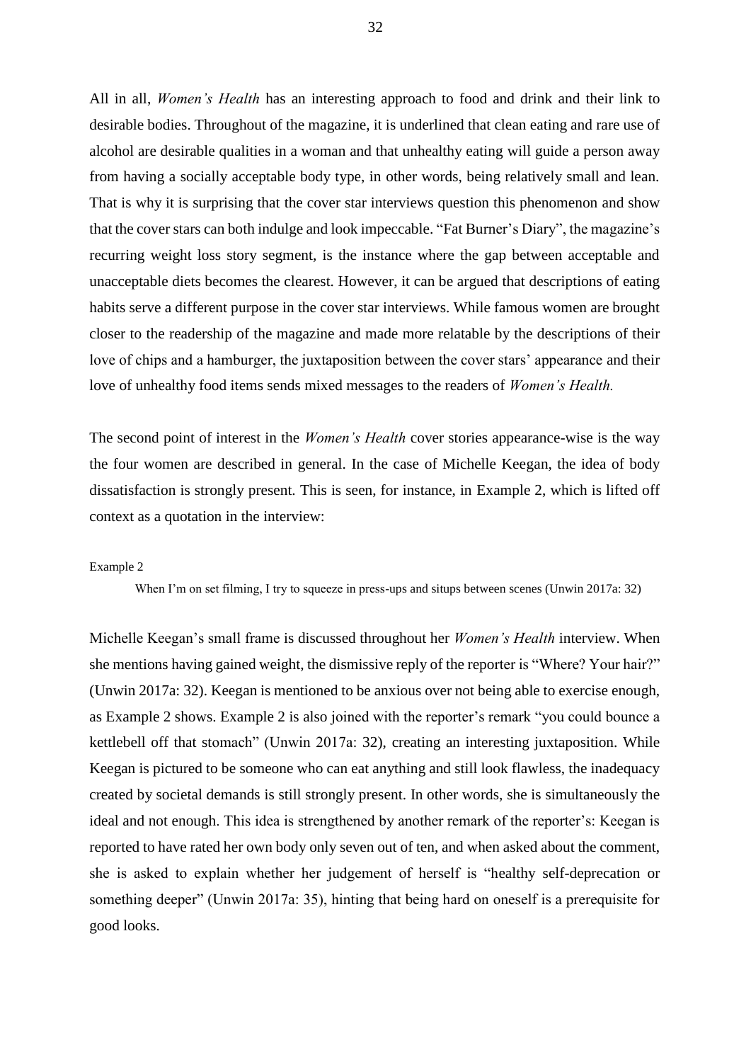All in all, *Women's Health* has an interesting approach to food and drink and their link to desirable bodies. Throughout of the magazine, it is underlined that clean eating and rare use of alcohol are desirable qualities in a woman and that unhealthy eating will guide a person away from having a socially acceptable body type, in other words, being relatively small and lean. That is why it is surprising that the cover star interviews question this phenomenon and show that the cover stars can both indulge and look impeccable. "Fat Burner's Diary", the magazine's recurring weight loss story segment, is the instance where the gap between acceptable and unacceptable diets becomes the clearest. However, it can be argued that descriptions of eating habits serve a different purpose in the cover star interviews. While famous women are brought closer to the readership of the magazine and made more relatable by the descriptions of their love of chips and a hamburger, the juxtaposition between the cover stars' appearance and their love of unhealthy food items sends mixed messages to the readers of *Women's Health.*

The second point of interest in the *Women's Health* cover stories appearance-wise is the way the four women are described in general. In the case of Michelle Keegan, the idea of body dissatisfaction is strongly present. This is seen, for instance, in Example 2, which is lifted off context as a quotation in the interview:

Example 2

> When I'm on set filming, I try to squeeze in press-ups and situps between scenes (Unwin 2017a: 32)

Michelle Keegan's small frame is discussed throughout her *Women's Health* interview. When she mentions having gained weight, the dismissive reply of the reporter is "Where? Your hair?" (Unwin 2017a: 32). Keegan is mentioned to be anxious over not being able to exercise enough, as Example 2 shows. Example 2 is also joined with the reporter's remark "you could bounce a kettlebell off that stomach" (Unwin 2017a: 32), creating an interesting juxtaposition. While Keegan is pictured to be someone who can eat anything and still look flawless, the inadequacy created by societal demands is still strongly present. In other words, she is simultaneously the ideal and not enough. This idea is strengthened by another remark of the reporter's: Keegan is reported to have rated her own body only seven out of ten, and when asked about the comment, she is asked to explain whether her judgement of herself is "healthy self-deprecation or something deeper" (Unwin 2017a: 35), hinting that being hard on oneself is a prerequisite for good looks.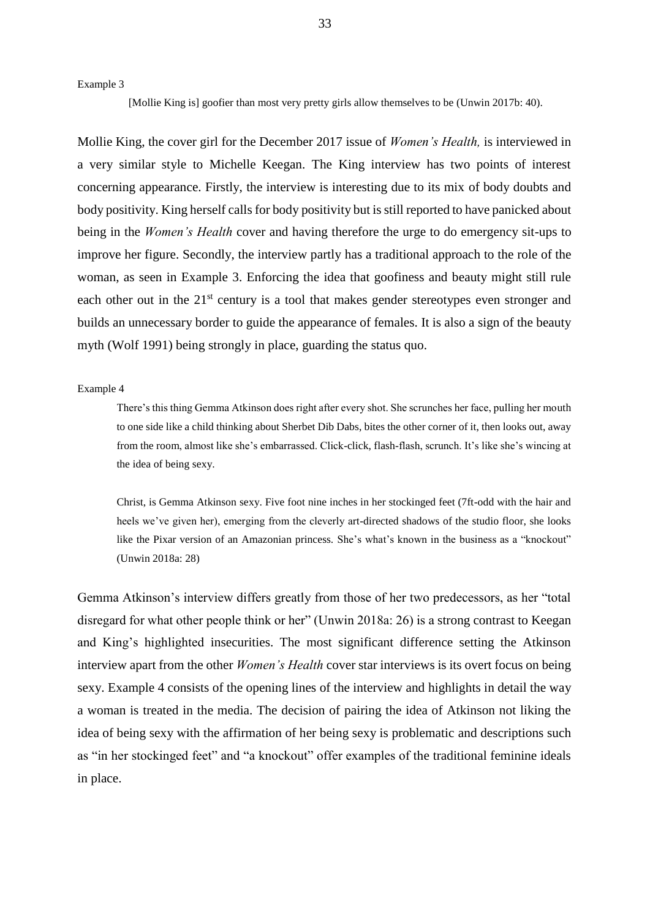Example 3

> [Mollie King is] goofier than most very pretty girls allow themselves to be (Unwin 2017b: 40).

Mollie King, the cover girl for the December 2017 issue of *Women's Health,* is interviewed in a very similar style to Michelle Keegan. The King interview has two points of interest concerning appearance. Firstly, the interview is interesting due to its mix of body doubts and body positivity. King herself calls for body positivity but is still reported to have panicked about being in the *Women's Health* cover and having therefore the urge to do emergency sit-ups to improve her figure. Secondly, the interview partly has a traditional approach to the role of the woman, as seen in Example 3. Enforcing the idea that goofiness and beauty might still rule each other out in the 21st century is a tool that makes gender stereotypes even stronger and builds an unnecessary border to guide the appearance of females. It is also a sign of the beauty myth (Wolf 1991) being strongly in place, guarding the status quo.

Example 4

> There's this thing Gemma Atkinson does right after every shot. She scrunches her face, pulling her mouth to one side like a child thinking about Sherbet Dib Dabs, bites the other corner of it, then looks out, away from the room, almost like she's embarrassed. Click-click, flash-flash, scrunch. It's like she's wincing at the idea of being sexy.
>
> Christ, is Gemma Atkinson sexy. Five foot nine inches in her stockinged feet (7ft-odd with the hair and heels we've given her), emerging from the cleverly art-directed shadows of the studio floor, she looks like the Pixar version of an Amazonian princess. She's what's known in the business as a "knockout" (Unwin 2018a: 28)

Gemma Atkinson's interview differs greatly from those of her two predecessors, as her "total disregard for what other people think or her" (Unwin 2018a: 26) is a strong contrast to Keegan and King's highlighted insecurities. The most significant difference setting the Atkinson interview apart from the other *Women's Health* cover star interviews is its overt focus on being sexy. Example 4 consists of the opening lines of the interview and highlights in detail the way a woman is treated in the media. The decision of pairing the idea of Atkinson not liking the idea of being sexy with the affirmation of her being sexy is problematic and descriptions such as "in her stockinged feet" and "a knockout" offer examples of the traditional feminine ideals in place.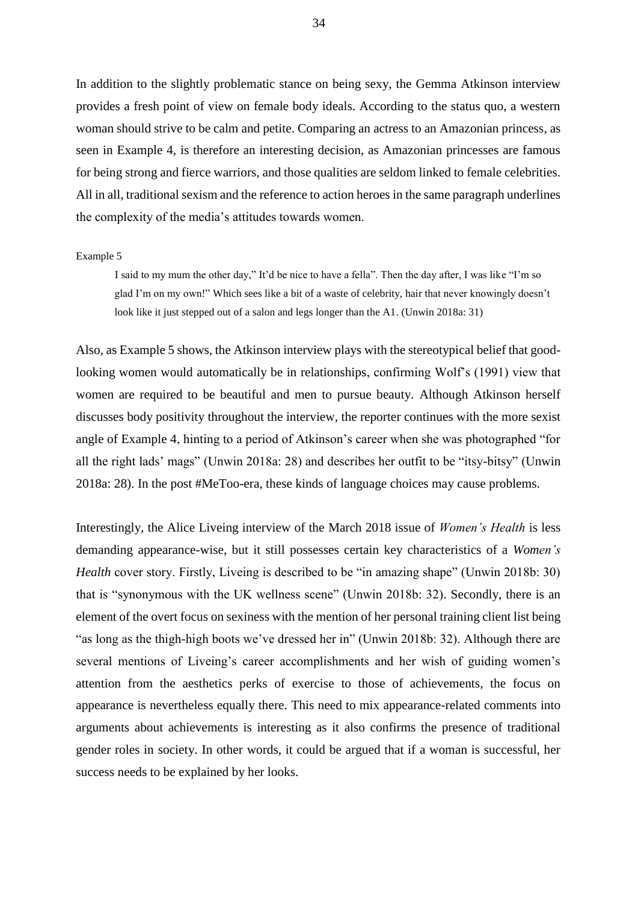In addition to the slightly problematic stance on being sexy, the Gemma Atkinson interview provides a fresh point of view on female body ideals. According to the status quo, a western woman should strive to be calm and petite. Comparing an actress to an Amazonian princess, as seen in Example 4, is therefore an interesting decision, as Amazonian princesses are famous for being strong and fierce warriors, and those qualities are seldom linked to female celebrities. All in all, traditional sexism and the reference to action heroes in the same paragraph underlines the complexity of the media's attitudes towards women.

Example 5

> I said to my mum the other day," It'd be nice to have a fella". Then the day after, I was like "I'm so glad I'm on my own!" Which sees like a bit of a waste of celebrity, hair that never knowingly doesn't look like it just stepped out of a salon and legs longer than the A1. (Unwin 2018a: 31)

Also, as Example 5 shows, the Atkinson interview plays with the stereotypical belief that good-looking women would automatically be in relationships, confirming Wolf's (1991) view that women are required to be beautiful and men to pursue beauty. Although Atkinson herself discusses body positivity throughout the interview, the reporter continues with the more sexist angle of Example 4, hinting to a period of Atkinson's career when she was photographed "for all the right lads' mags" (Unwin 2018a: 28) and describes her outfit to be "itsy-bitsy" (Unwin 2018a: 28). In the post #MeToo-era, these kinds of language choices may cause problems.

Interestingly, the Alice Liveing interview of the March 2018 issue of *Women's Health* is less demanding appearance-wise, but it still possesses certain key characteristics of a *Women's Health* cover story. Firstly, Liveing is described to be "in amazing shape" (Unwin 2018b: 30) that is "synonymous with the UK wellness scene" (Unwin 2018b: 32). Secondly, there is an element of the overt focus on sexiness with the mention of her personal training client list being "as long as the thigh-high boots we've dressed her in" (Unwin 2018b: 32). Although there are several mentions of Liveing's career accomplishments and her wish of guiding women's attention from the aesthetics perks of exercise to those of achievements, the focus on appearance is nevertheless equally there. This need to mix appearance-related comments into arguments about achievements is interesting as it also confirms the presence of traditional gender roles in society. In other words, it could be argued that if a woman is successful, her success needs to be explained by her looks.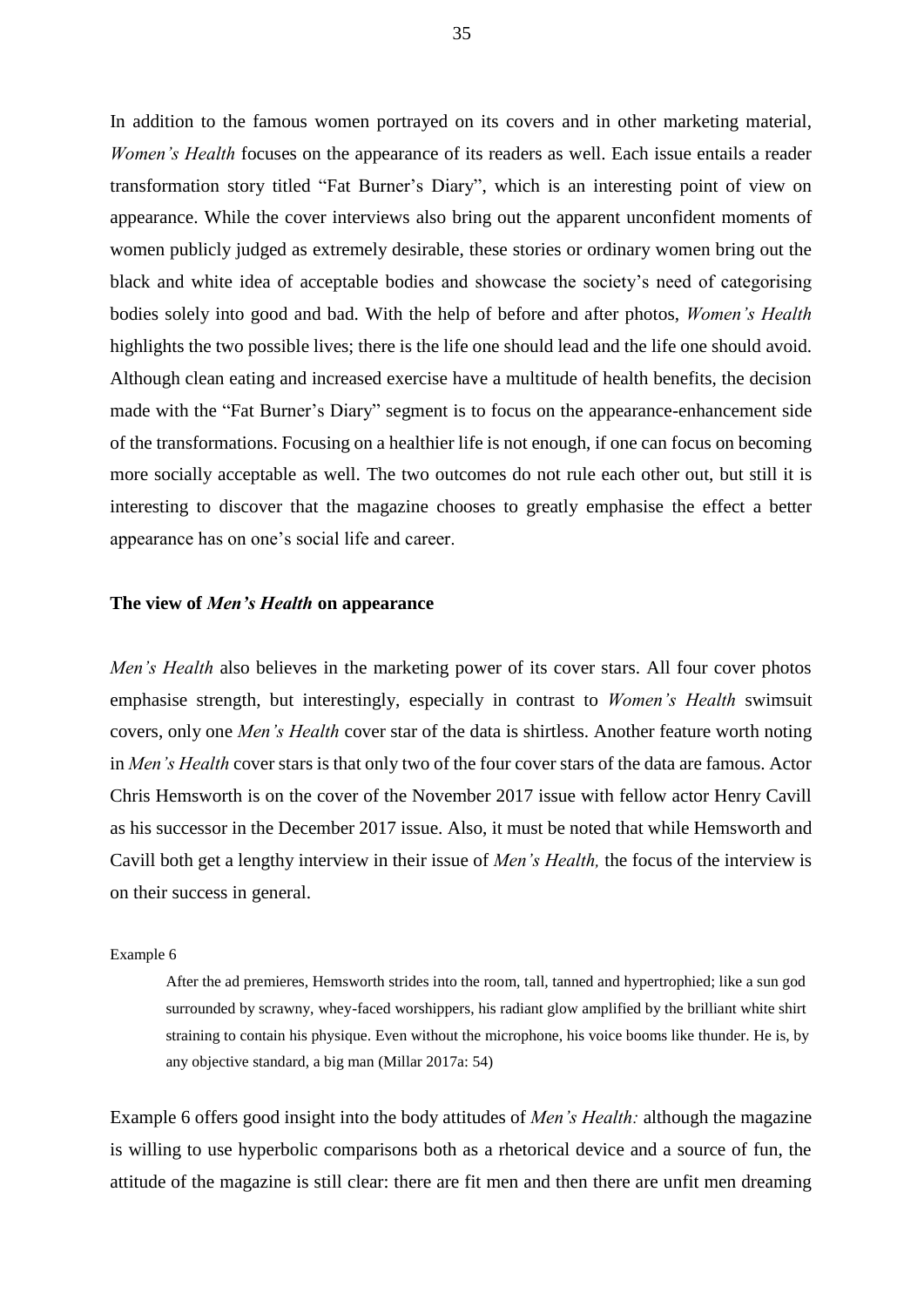In addition to the famous women portrayed on its covers and in other marketing material, *Women's Health* focuses on the appearance of its readers as well. Each issue entails a reader transformation story titled "Fat Burner's Diary", which is an interesting point of view on appearance. While the cover interviews also bring out the apparent unconfident moments of women publicly judged as extremely desirable, these stories or ordinary women bring out the black and white idea of acceptable bodies and showcase the society's need of categorising bodies solely into good and bad. With the help of before and after photos, *Women's Health* highlights the two possible lives; there is the life one should lead and the life one should avoid. Although clean eating and increased exercise have a multitude of health benefits, the decision made with the "Fat Burner's Diary" segment is to focus on the appearance-enhancement side of the transformations. Focusing on a healthier life is not enough, if one can focus on becoming more socially acceptable as well. The two outcomes do not rule each other out, but still it is interesting to discover that the magazine chooses to greatly emphasise the effect a better appearance has on one's social life and career.

### The view of *Men's Health* on appearance

*Men's Health* also believes in the marketing power of its cover stars. All four cover photos emphasise strength, but interestingly, especially in contrast to *Women's Health* swimsuit covers, only one *Men's Health* cover star of the data is shirtless. Another feature worth noting in *Men's Health* cover stars is that only two of the four cover stars of the data are famous. Actor Chris Hemsworth is on the cover of the November 2017 issue with fellow actor Henry Cavill as his successor in the December 2017 issue. Also, it must be noted that while Hemsworth and Cavill both get a lengthy interview in their issue of *Men's Health,* the focus of the interview is on their success in general.

Example 6

> After the ad premieres, Hemsworth strides into the room, tall, tanned and hypertrophied; like a sun god surrounded by scrawny, whey-faced worshippers, his radiant glow amplified by the brilliant white shirt straining to contain his physique. Even without the microphone, his voice booms like thunder. He is, by any objective standard, a big man (Millar 2017a: 54)

Example 6 offers good insight into the body attitudes of *Men's Health:* although the magazine is willing to use hyperbolic comparisons both as a rhetorical device and a source of fun, the attitude of the magazine is still clear: there are fit men and then there are unfit men dreaming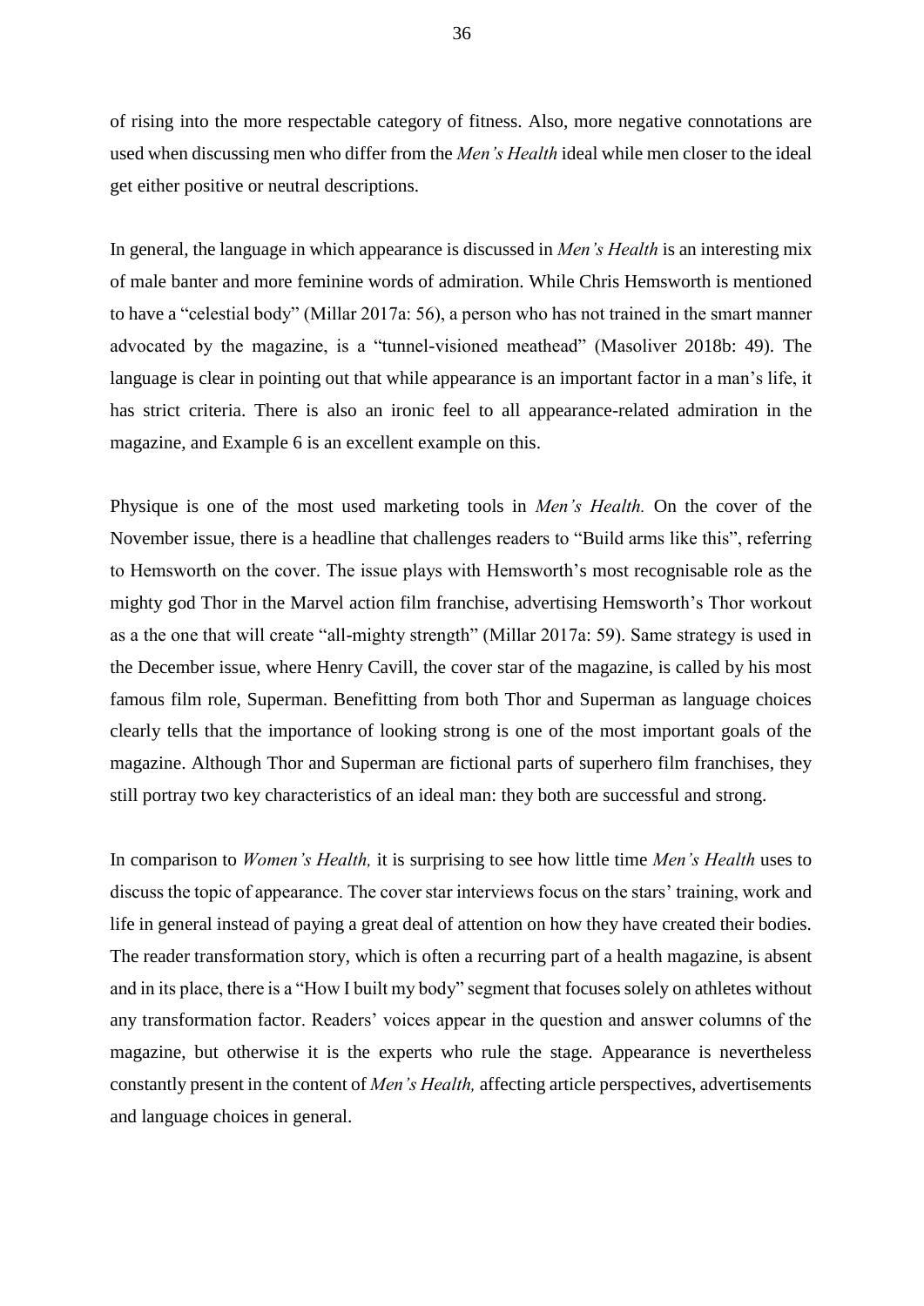of rising into the more respectable category of fitness. Also, more negative connotations are used when discussing men who differ from the *Men's Health* ideal while men closer to the ideal get either positive or neutral descriptions.

In general, the language in which appearance is discussed in *Men's Health* is an interesting mix of male banter and more feminine words of admiration. While Chris Hemsworth is mentioned to have a "celestial body" (Millar 2017a: 56), a person who has not trained in the smart manner advocated by the magazine, is a "tunnel-visioned meathead" (Masoliver 2018b: 49). The language is clear in pointing out that while appearance is an important factor in a man's life, it has strict criteria. There is also an ironic feel to all appearance-related admiration in the magazine, and Example 6 is an excellent example on this.

Physique is one of the most used marketing tools in *Men's Health.* On the cover of the November issue, there is a headline that challenges readers to "Build arms like this", referring to Hemsworth on the cover. The issue plays with Hemsworth's most recognisable role as the mighty god Thor in the Marvel action film franchise, advertising Hemsworth's Thor workout as a the one that will create "all-mighty strength" (Millar 2017a: 59). Same strategy is used in the December issue, where Henry Cavill, the cover star of the magazine, is called by his most famous film role, Superman. Benefitting from both Thor and Superman as language choices clearly tells that the importance of looking strong is one of the most important goals of the magazine. Although Thor and Superman are fictional parts of superhero film franchises, they still portray two key characteristics of an ideal man: they both are successful and strong.

In comparison to *Women's Health,* it is surprising to see how little time *Men's Health* uses to discuss the topic of appearance. The cover star interviews focus on the stars' training, work and life in general instead of paying a great deal of attention on how they have created their bodies. The reader transformation story, which is often a recurring part of a health magazine, is absent and in its place, there is a "How I built my body" segment that focuses solely on athletes without any transformation factor. Readers' voices appear in the question and answer columns of the magazine, but otherwise it is the experts who rule the stage. Appearance is nevertheless constantly present in the content of *Men's Health,* affecting article perspectives, advertisements and language choices in general.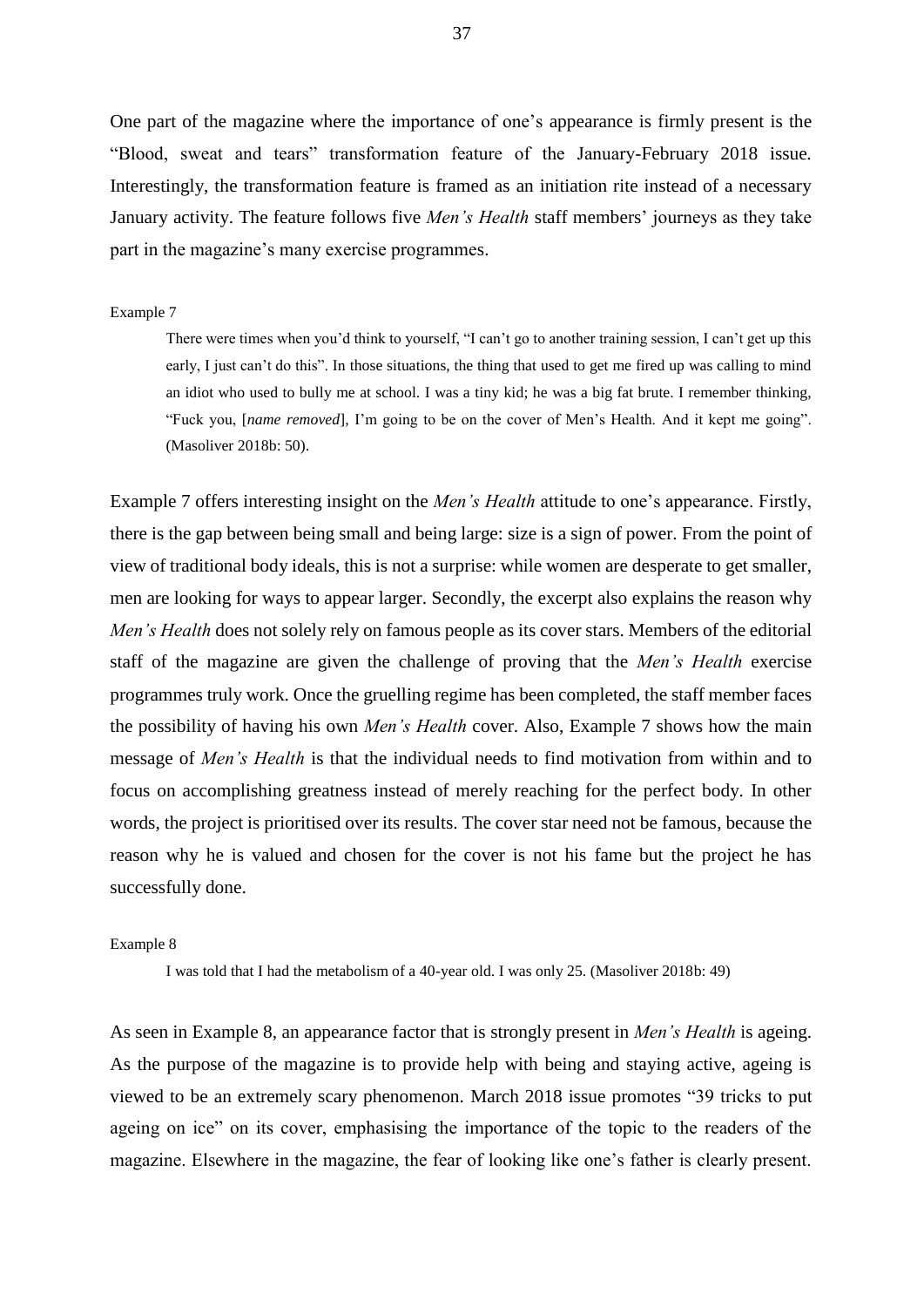One part of the magazine where the importance of one's appearance is firmly present is the "Blood, sweat and tears" transformation feature of the January-February 2018 issue. Interestingly, the transformation feature is framed as an initiation rite instead of a necessary January activity. The feature follows five *Men's Health* staff members' journeys as they take part in the magazine's many exercise programmes.

Example 7

> There were times when you'd think to yourself, "I can't go to another training session, I can't get up this early, I just can't do this". In those situations, the thing that used to get me fired up was calling to mind an idiot who used to bully me at school. I was a tiny kid; he was a big fat brute. I remember thinking, "Fuck you, [*name removed*], I'm going to be on the cover of Men's Health. And it kept me going". (Masoliver 2018b: 50).

Example 7 offers interesting insight on the *Men's Health* attitude to one's appearance. Firstly, there is the gap between being small and being large: size is a sign of power. From the point of view of traditional body ideals, this is not a surprise: while women are desperate to get smaller, men are looking for ways to appear larger. Secondly, the excerpt also explains the reason why *Men's Health* does not solely rely on famous people as its cover stars. Members of the editorial staff of the magazine are given the challenge of proving that the *Men's Health* exercise programmes truly work. Once the gruelling regime has been completed, the staff member faces the possibility of having his own *Men's Health* cover. Also, Example 7 shows how the main message of *Men's Health* is that the individual needs to find motivation from within and to focus on accomplishing greatness instead of merely reaching for the perfect body. In other words, the project is prioritised over its results. The cover star need not be famous, because the reason why he is valued and chosen for the cover is not his fame but the project he has successfully done.

Example 8

> I was told that I had the metabolism of a 40-year old. I was only 25. (Masoliver 2018b: 49)

As seen in Example 8, an appearance factor that is strongly present in *Men's Health* is ageing. As the purpose of the magazine is to provide help with being and staying active, ageing is viewed to be an extremely scary phenomenon. March 2018 issue promotes "39 tricks to put ageing on ice" on its cover, emphasising the importance of the topic to the readers of the magazine. Elsewhere in the magazine, the fear of looking like one's father is clearly present.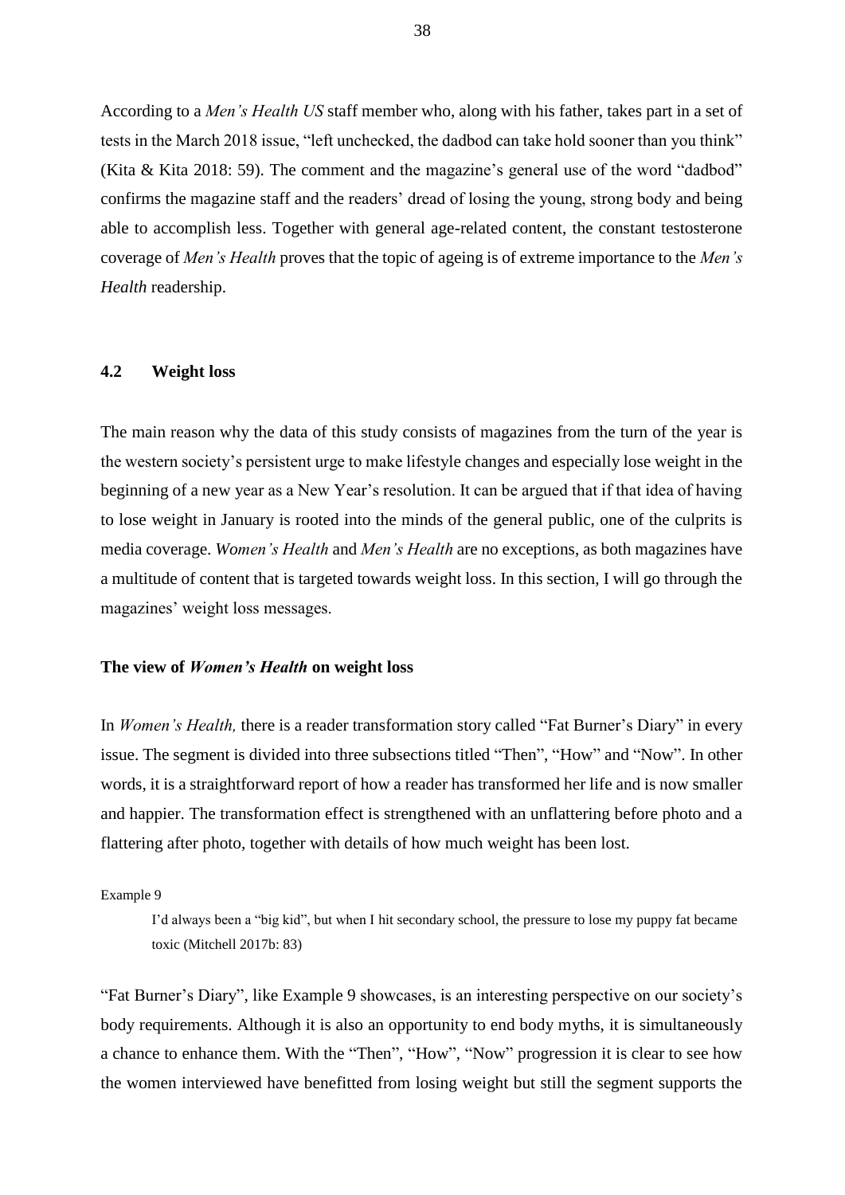According to a *Men's Health US* staff member who, along with his father, takes part in a set of tests in the March 2018 issue, "left unchecked, the dadbod can take hold sooner than you think" (Kita & Kita 2018: 59). The comment and the magazine's general use of the word "dadbod" confirms the magazine staff and the readers' dread of losing the young, strong body and being able to accomplish less. Together with general age-related content, the constant testosterone coverage of *Men's Health* proves that the topic of ageing is of extreme importance to the *Men's Health* readership.

### 4.2 Weight loss

The main reason why the data of this study consists of magazines from the turn of the year is the western society's persistent urge to make lifestyle changes and especially lose weight in the beginning of a new year as a New Year's resolution. It can be argued that if that idea of having to lose weight in January is rooted into the minds of the general public, one of the culprits is media coverage. *Women's Health* and *Men's Health* are no exceptions, as both magazines have a multitude of content that is targeted towards weight loss. In this section, I will go through the magazines' weight loss messages.

#### The view of *Women's Health* on weight loss

In *Women's Health,* there is a reader transformation story called "Fat Burner's Diary" in every issue. The segment is divided into three subsections titled "Then", "How" and "Now". In other words, it is a straightforward report of how a reader has transformed her life and is now smaller and happier. The transformation effect is strengthened with an unflattering before photo and a flattering after photo, together with details of how much weight has been lost.

Example 9

> I'd always been a "big kid", but when I hit secondary school, the pressure to lose my puppy fat became toxic (Mitchell 2017b: 83)

"Fat Burner's Diary", like Example 9 showcases, is an interesting perspective on our society's body requirements. Although it is also an opportunity to end body myths, it is simultaneously a chance to enhance them. With the "Then", "How", "Now" progression it is clear to see how the women interviewed have benefitted from losing weight but still the segment supports the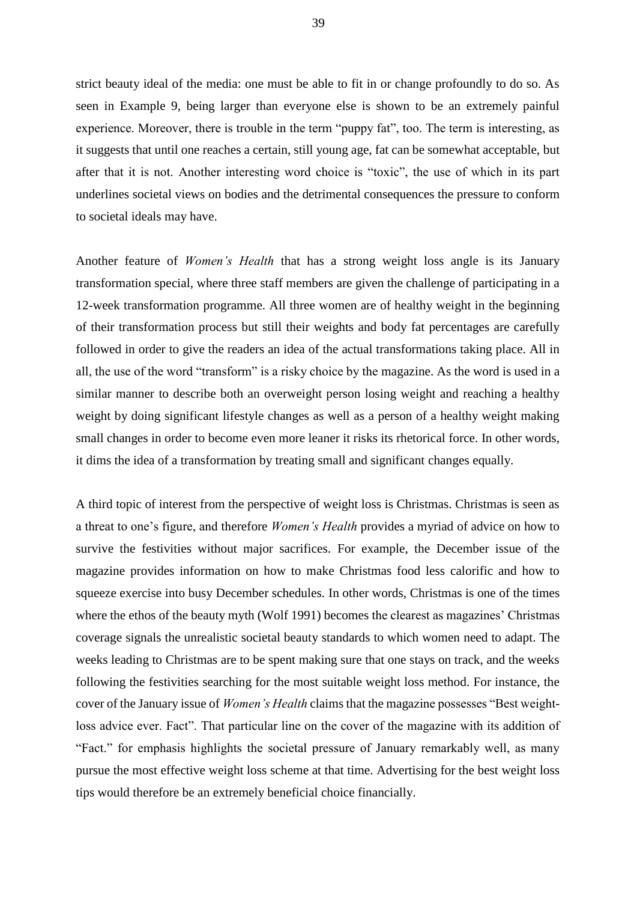strict beauty ideal of the media: one must be able to fit in or change profoundly to do so. As seen in Example 9, being larger than everyone else is shown to be an extremely painful experience. Moreover, there is trouble in the term "puppy fat", too. The term is interesting, as it suggests that until one reaches a certain, still young age, fat can be somewhat acceptable, but after that it is not. Another interesting word choice is "toxic", the use of which in its part underlines societal views on bodies and the detrimental consequences the pressure to conform to societal ideals may have.

Another feature of *Women's Health* that has a strong weight loss angle is its January transformation special, where three staff members are given the challenge of participating in a 12-week transformation programme. All three women are of healthy weight in the beginning of their transformation process but still their weights and body fat percentages are carefully followed in order to give the readers an idea of the actual transformations taking place. All in all, the use of the word "transform" is a risky choice by the magazine. As the word is used in a similar manner to describe both an overweight person losing weight and reaching a healthy weight by doing significant lifestyle changes as well as a person of a healthy weight making small changes in order to become even more leaner it risks its rhetorical force. In other words, it dims the idea of a transformation by treating small and significant changes equally.

A third topic of interest from the perspective of weight loss is Christmas. Christmas is seen as a threat to one's figure, and therefore *Women's Health* provides a myriad of advice on how to survive the festivities without major sacrifices. For example, the December issue of the magazine provides information on how to make Christmas food less calorific and how to squeeze exercise into busy December schedules. In other words, Christmas is one of the times where the ethos of the beauty myth (Wolf 1991) becomes the clearest as magazines' Christmas coverage signals the unrealistic societal beauty standards to which women need to adapt. The weeks leading to Christmas are to be spent making sure that one stays on track, and the weeks following the festivities searching for the most suitable weight loss method. For instance, the cover of the January issue of *Women's Health* claims that the magazine possesses "Best weight-loss advice ever. Fact". That particular line on the cover of the magazine with its addition of "Fact." for emphasis highlights the societal pressure of January remarkably well, as many pursue the most effective weight loss scheme at that time. Advertising for the best weight loss tips would therefore be an extremely beneficial choice financially.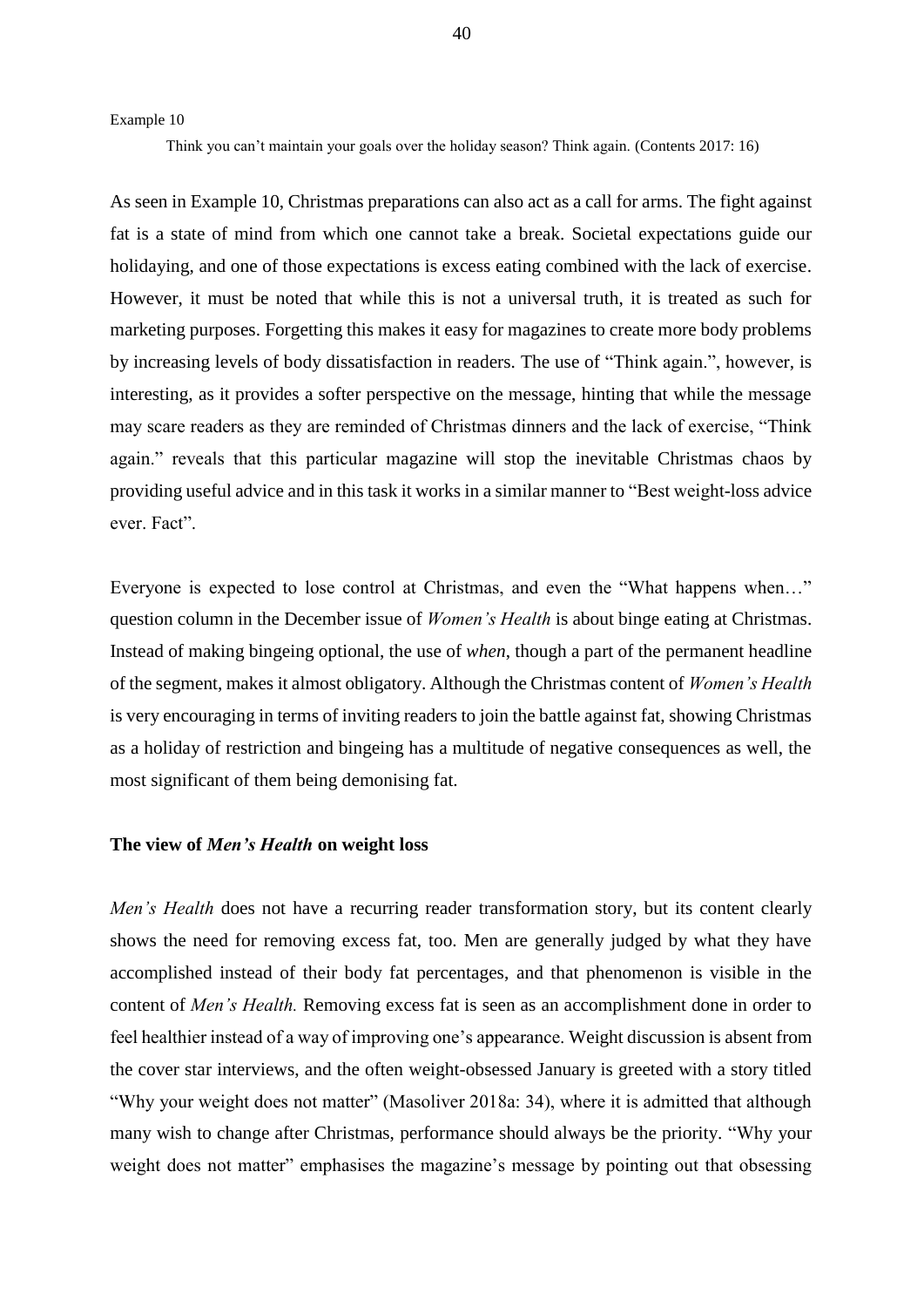Example 10

> Think you can't maintain your goals over the holiday season? Think again. (Contents 2017: 16)

As seen in Example 10, Christmas preparations can also act as a call for arms. The fight against fat is a state of mind from which one cannot take a break. Societal expectations guide our holidaying, and one of those expectations is excess eating combined with the lack of exercise. However, it must be noted that while this is not a universal truth, it is treated as such for marketing purposes. Forgetting this makes it easy for magazines to create more body problems by increasing levels of body dissatisfaction in readers. The use of "Think again.", however, is interesting, as it provides a softer perspective on the message, hinting that while the message may scare readers as they are reminded of Christmas dinners and the lack of exercise, "Think again." reveals that this particular magazine will stop the inevitable Christmas chaos by providing useful advice and in this task it works in a similar manner to "Best weight-loss advice ever. Fact".

Everyone is expected to lose control at Christmas, and even the "What happens when…" question column in the December issue of *Women's Health* is about binge eating at Christmas. Instead of making bingeing optional, the use of *when*, though a part of the permanent headline of the segment, makes it almost obligatory. Although the Christmas content of *Women's Health* is very encouraging in terms of inviting readers to join the battle against fat, showing Christmas as a holiday of restriction and bingeing has a multitude of negative consequences as well, the most significant of them being demonising fat.

### The view of *Men's Health* on weight loss

*Men's Health* does not have a recurring reader transformation story, but its content clearly shows the need for removing excess fat, too. Men are generally judged by what they have accomplished instead of their body fat percentages, and that phenomenon is visible in the content of *Men's Health.* Removing excess fat is seen as an accomplishment done in order to feel healthier instead of a way of improving one's appearance. Weight discussion is absent from the cover star interviews, and the often weight-obsessed January is greeted with a story titled "Why your weight does not matter" (Masoliver 2018a: 34), where it is admitted that although many wish to change after Christmas, performance should always be the priority. "Why your weight does not matter" emphasises the magazine's message by pointing out that obsessing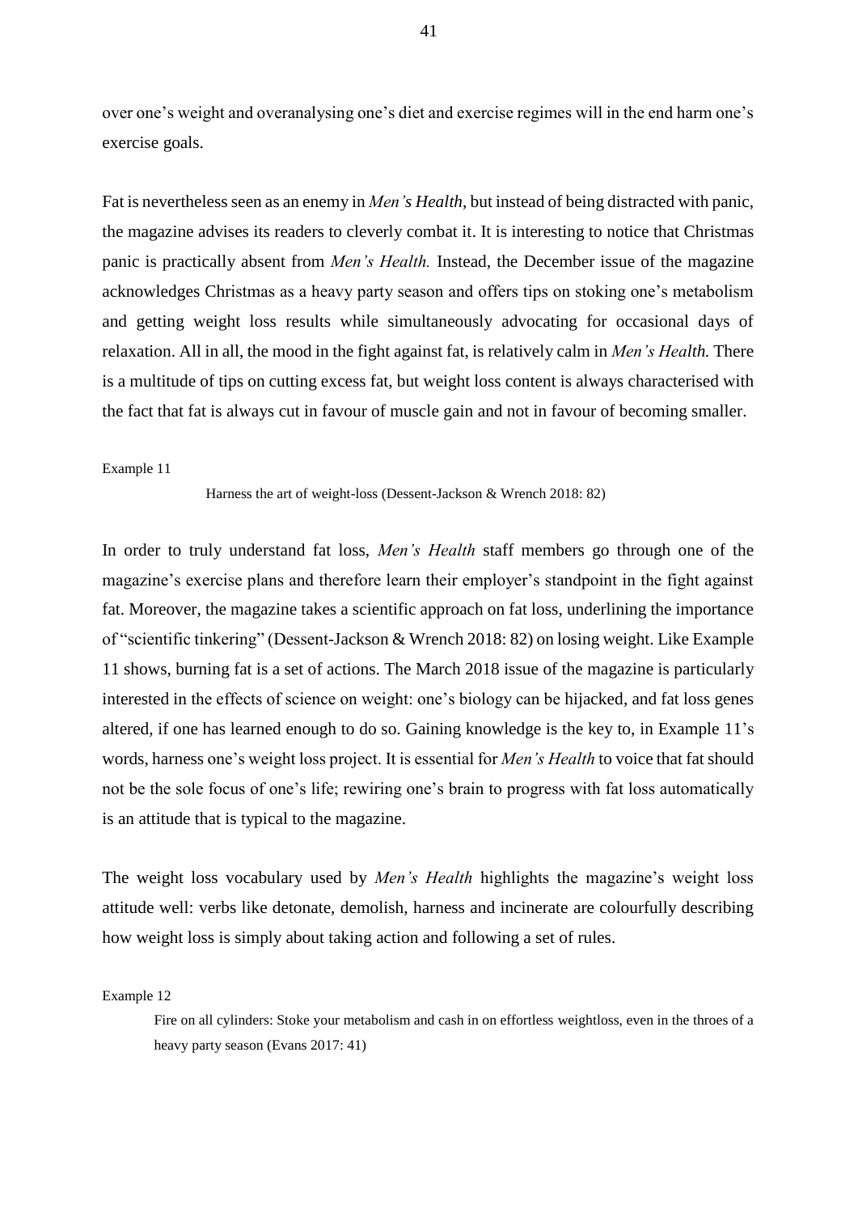over one's weight and overanalysing one's diet and exercise regimes will in the end harm one's exercise goals.

Fat is nevertheless seen as an enemy in *Men's Health*, but instead of being distracted with panic, the magazine advises its readers to cleverly combat it. It is interesting to notice that Christmas panic is practically absent from *Men's Health.* Instead, the December issue of the magazine acknowledges Christmas as a heavy party season and offers tips on stoking one's metabolism and getting weight loss results while simultaneously advocating for occasional days of relaxation. All in all, the mood in the fight against fat, is relatively calm in *Men's Health.* There is a multitude of tips on cutting excess fat, but weight loss content is always characterised with the fact that fat is always cut in favour of muscle gain and not in favour of becoming smaller.

Example 11

> Harness the art of weight-loss (Dessent-Jackson & Wrench 2018: 82)

In order to truly understand fat loss, *Men's Health* staff members go through one of the magazine's exercise plans and therefore learn their employer's standpoint in the fight against fat. Moreover, the magazine takes a scientific approach on fat loss, underlining the importance of "scientific tinkering" (Dessent-Jackson & Wrench 2018: 82) on losing weight. Like Example 11 shows, burning fat is a set of actions. The March 2018 issue of the magazine is particularly interested in the effects of science on weight: one's biology can be hijacked, and fat loss genes altered, if one has learned enough to do so. Gaining knowledge is the key to, in Example 11's words, harness one's weight loss project. It is essential for *Men's Health* to voice that fat should not be the sole focus of one's life; rewiring one's brain to progress with fat loss automatically is an attitude that is typical to the magazine.

The weight loss vocabulary used by *Men's Health* highlights the magazine's weight loss attitude well: verbs like detonate, demolish, harness and incinerate are colourfully describing how weight loss is simply about taking action and following a set of rules.

Example 12

> Fire on all cylinders: Stoke your metabolism and cash in on effortless weightloss, even in the throes of a heavy party season (Evans 2017: 41)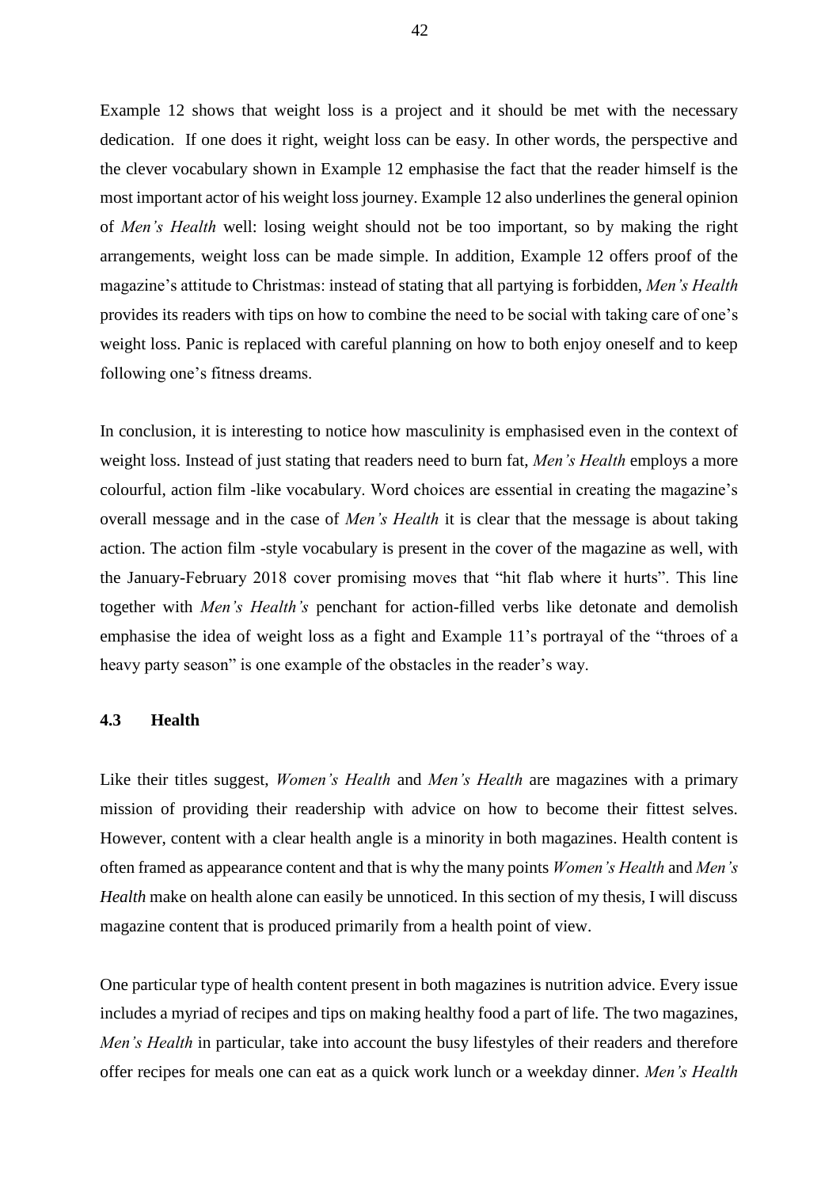Example 12 shows that weight loss is a project and it should be met with the necessary dedication. If one does it right, weight loss can be easy. In other words, the perspective and the clever vocabulary shown in Example 12 emphasise the fact that the reader himself is the most important actor of his weight loss journey. Example 12 also underlines the general opinion of *Men's Health* well: losing weight should not be too important, so by making the right arrangements, weight loss can be made simple. In addition, Example 12 offers proof of the magazine's attitude to Christmas: instead of stating that all partying is forbidden, *Men's Health* provides its readers with tips on how to combine the need to be social with taking care of one's weight loss. Panic is replaced with careful planning on how to both enjoy oneself and to keep following one's fitness dreams.

In conclusion, it is interesting to notice how masculinity is emphasised even in the context of weight loss. Instead of just stating that readers need to burn fat, *Men's Health* employs a more colourful, action film -like vocabulary. Word choices are essential in creating the magazine's overall message and in the case of *Men's Health* it is clear that the message is about taking action. The action film -style vocabulary is present in the cover of the magazine as well, with the January-February 2018 cover promising moves that "hit flab where it hurts". This line together with *Men's Health's* penchant for action-filled verbs like detonate and demolish emphasise the idea of weight loss as a fight and Example 11's portrayal of the "throes of a heavy party season" is one example of the obstacles in the reader's way.

### 4.3 Health

Like their titles suggest, *Women's Health* and *Men's Health* are magazines with a primary mission of providing their readership with advice on how to become their fittest selves. However, content with a clear health angle is a minority in both magazines. Health content is often framed as appearance content and that is why the many points *Women's Health* and *Men's Health* make on health alone can easily be unnoticed. In this section of my thesis, I will discuss magazine content that is produced primarily from a health point of view.

One particular type of health content present in both magazines is nutrition advice. Every issue includes a myriad of recipes and tips on making healthy food a part of life. The two magazines, *Men's Health* in particular, take into account the busy lifestyles of their readers and therefore offer recipes for meals one can eat as a quick work lunch or a weekday dinner. *Men's Health*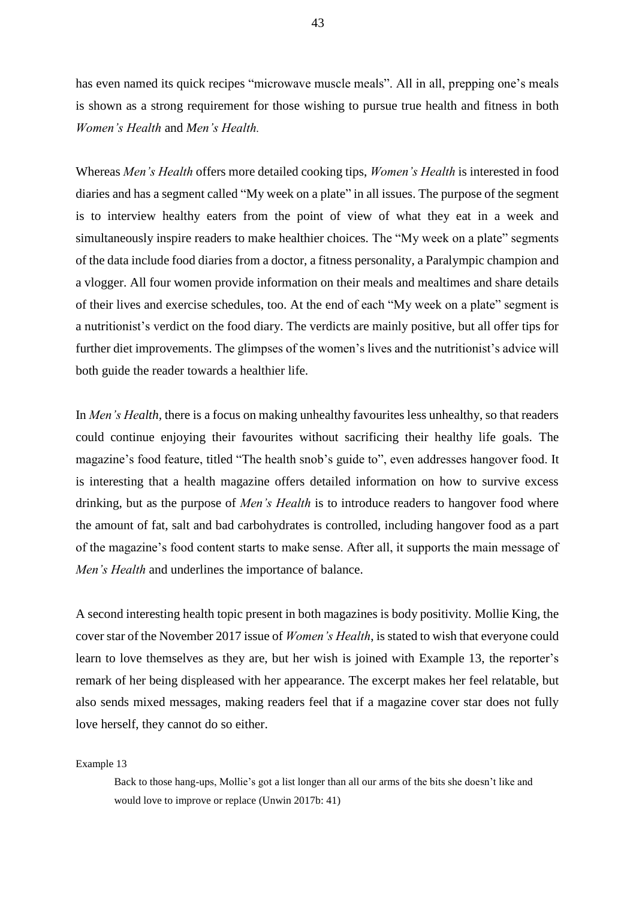has even named its quick recipes "microwave muscle meals". All in all, prepping one's meals is shown as a strong requirement for those wishing to pursue true health and fitness in both *Women's Health* and *Men's Health.*

Whereas *Men's Health* offers more detailed cooking tips, *Women's Health* is interested in food diaries and has a segment called "My week on a plate" in all issues. The purpose of the segment is to interview healthy eaters from the point of view of what they eat in a week and simultaneously inspire readers to make healthier choices. The "My week on a plate" segments of the data include food diaries from a doctor, a fitness personality, a Paralympic champion and a vlogger. All four women provide information on their meals and mealtimes and share details of their lives and exercise schedules, too. At the end of each "My week on a plate" segment is a nutritionist's verdict on the food diary. The verdicts are mainly positive, but all offer tips for further diet improvements. The glimpses of the women's lives and the nutritionist's advice will both guide the reader towards a healthier life.

In *Men's Health*, there is a focus on making unhealthy favourites less unhealthy, so that readers could continue enjoying their favourites without sacrificing their healthy life goals. The magazine's food feature, titled "The health snob's guide to", even addresses hangover food. It is interesting that a health magazine offers detailed information on how to survive excess drinking, but as the purpose of *Men's Health* is to introduce readers to hangover food where the amount of fat, salt and bad carbohydrates is controlled, including hangover food as a part of the magazine's food content starts to make sense. After all, it supports the main message of *Men's Health* and underlines the importance of balance.

A second interesting health topic present in both magazines is body positivity. Mollie King, the cover star of the November 2017 issue of *Women's Health*, is stated to wish that everyone could learn to love themselves as they are, but her wish is joined with Example 13, the reporter's remark of her being displeased with her appearance. The excerpt makes her feel relatable, but also sends mixed messages, making readers feel that if a magazine cover star does not fully love herself, they cannot do so either.

Example 13

> Back to those hang-ups, Mollie's got a list longer than all our arms of the bits she doesn't like and would love to improve or replace (Unwin 2017b: 41)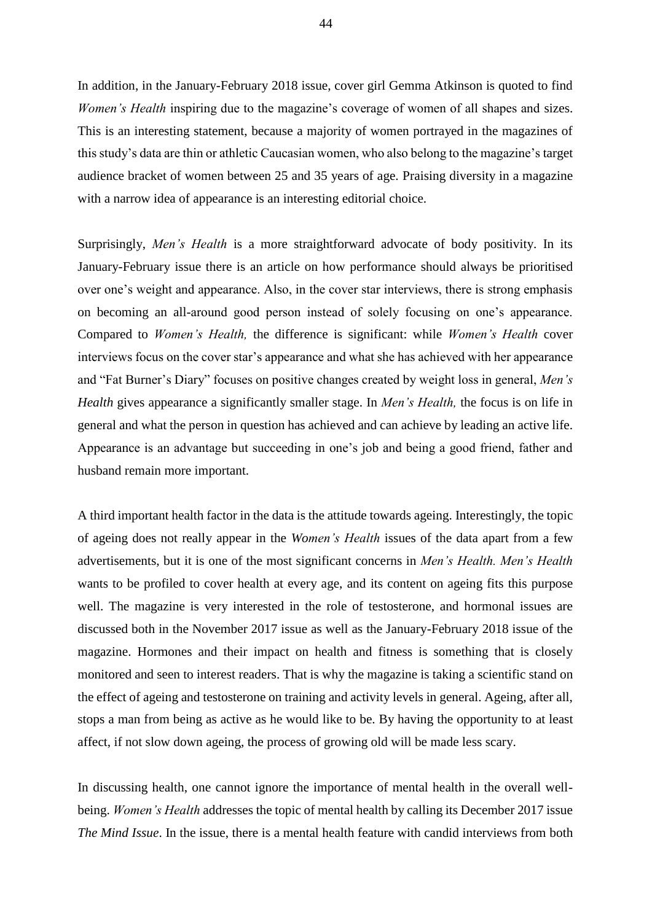In addition, in the January-February 2018 issue, cover girl Gemma Atkinson is quoted to find *Women's Health* inspiring due to the magazine's coverage of women of all shapes and sizes. This is an interesting statement, because a majority of women portrayed in the magazines of this study's data are thin or athletic Caucasian women, who also belong to the magazine's target audience bracket of women between 25 and 35 years of age. Praising diversity in a magazine with a narrow idea of appearance is an interesting editorial choice.

Surprisingly, *Men's Health* is a more straightforward advocate of body positivity. In its January-February issue there is an article on how performance should always be prioritised over one's weight and appearance. Also, in the cover star interviews, there is strong emphasis on becoming an all-around good person instead of solely focusing on one's appearance. Compared to *Women's Health,* the difference is significant: while *Women's Health* cover interviews focus on the cover star's appearance and what she has achieved with her appearance and "Fat Burner's Diary" focuses on positive changes created by weight loss in general, *Men's Health* gives appearance a significantly smaller stage. In *Men's Health,* the focus is on life in general and what the person in question has achieved and can achieve by leading an active life. Appearance is an advantage but succeeding in one's job and being a good friend, father and husband remain more important.

A third important health factor in the data is the attitude towards ageing. Interestingly, the topic of ageing does not really appear in the *Women's Health* issues of the data apart from a few advertisements, but it is one of the most significant concerns in *Men's Health. Men's Health* wants to be profiled to cover health at every age, and its content on ageing fits this purpose well. The magazine is very interested in the role of testosterone, and hormonal issues are discussed both in the November 2017 issue as well as the January-February 2018 issue of the magazine. Hormones and their impact on health and fitness is something that is closely monitored and seen to interest readers. That is why the magazine is taking a scientific stand on the effect of ageing and testosterone on training and activity levels in general. Ageing, after all, stops a man from being as active as he would like to be. By having the opportunity to at least affect, if not slow down ageing, the process of growing old will be made less scary.

In discussing health, one cannot ignore the importance of mental health in the overall well-being. *Women's Health* addresses the topic of mental health by calling its December 2017 issue *The Mind Issue*. In the issue, there is a mental health feature with candid interviews from both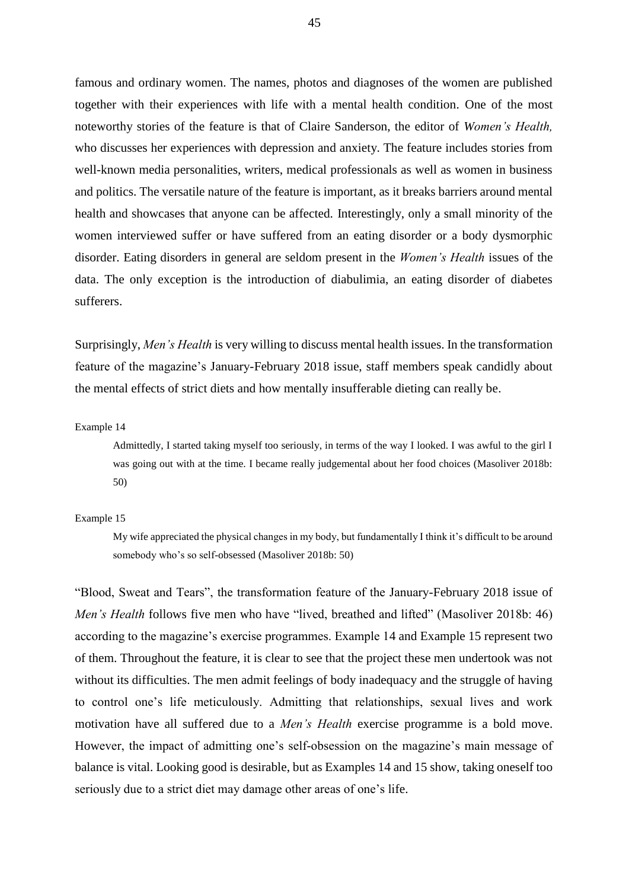famous and ordinary women. The names, photos and diagnoses of the women are published together with their experiences with life with a mental health condition. One of the most noteworthy stories of the feature is that of Claire Sanderson, the editor of *Women's Health,* who discusses her experiences with depression and anxiety. The feature includes stories from well-known media personalities, writers, medical professionals as well as women in business and politics. The versatile nature of the feature is important, as it breaks barriers around mental health and showcases that anyone can be affected. Interestingly, only a small minority of the women interviewed suffer or have suffered from an eating disorder or a body dysmorphic disorder. Eating disorders in general are seldom present in the *Women's Health* issues of the data. The only exception is the introduction of diabulimia, an eating disorder of diabetes sufferers.

Surprisingly, *Men's Health* is very willing to discuss mental health issues. In the transformation feature of the magazine's January-February 2018 issue, staff members speak candidly about the mental effects of strict diets and how mentally insufferable dieting can really be.

Example 14

> Admittedly, I started taking myself too seriously, in terms of the way I looked. I was awful to the girl I was going out with at the time. I became really judgemental about her food choices (Masoliver 2018b: 50)

Example 15

> My wife appreciated the physical changes in my body, but fundamentally I think it's difficult to be around somebody who's so self-obsessed (Masoliver 2018b: 50)

"Blood, Sweat and Tears", the transformation feature of the January-February 2018 issue of *Men's Health* follows five men who have "lived, breathed and lifted" (Masoliver 2018b: 46) according to the magazine's exercise programmes. Example 14 and Example 15 represent two of them. Throughout the feature, it is clear to see that the project these men undertook was not without its difficulties. The men admit feelings of body inadequacy and the struggle of having to control one's life meticulously. Admitting that relationships, sexual lives and work motivation have all suffered due to a *Men's Health* exercise programme is a bold move. However, the impact of admitting one's self-obsession on the magazine's main message of balance is vital. Looking good is desirable, but as Examples 14 and 15 show, taking oneself too seriously due to a strict diet may damage other areas of one's life.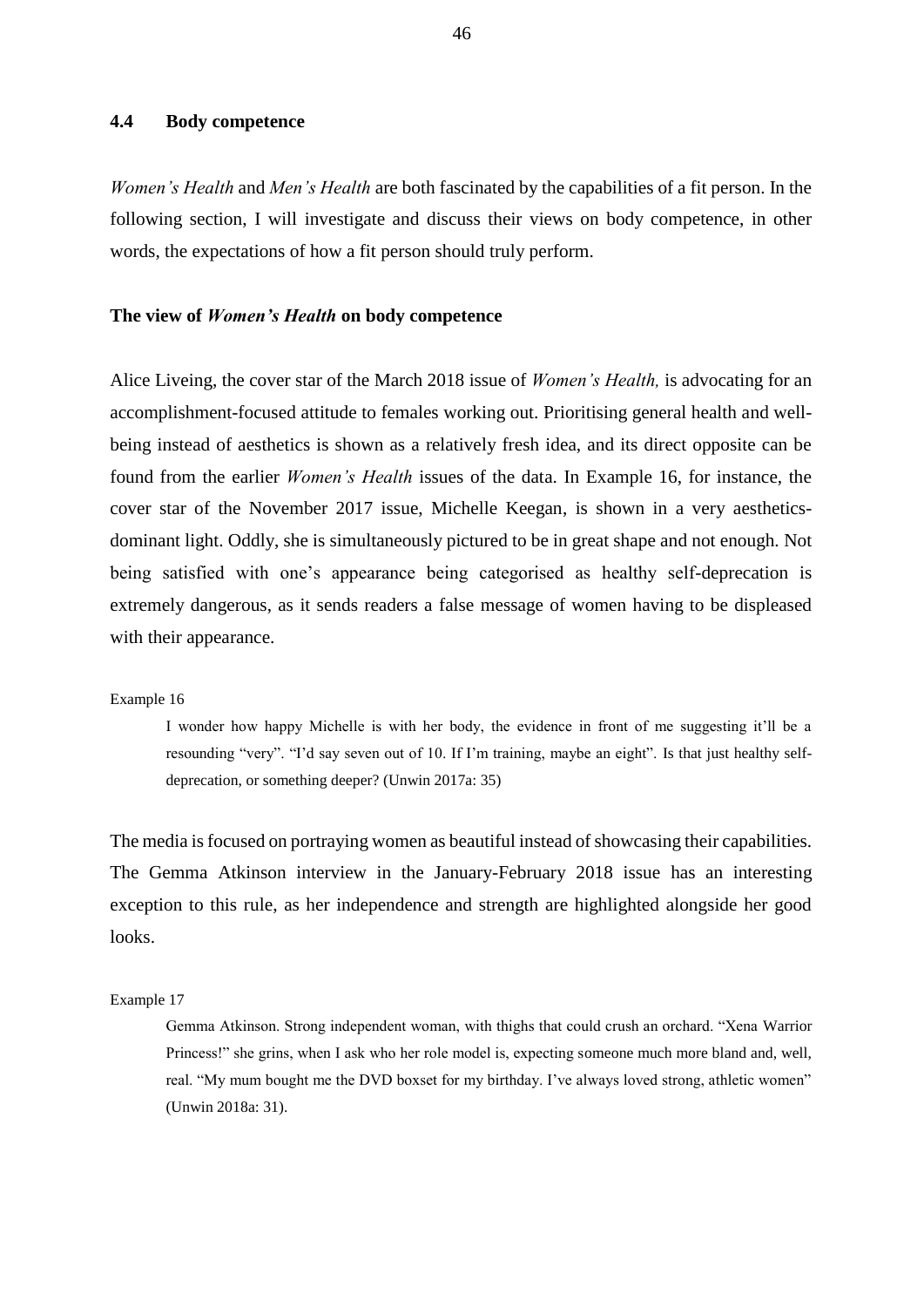## 4.4 Body competence

*Women's Health* and *Men's Health* are both fascinated by the capabilities of a fit person. In the following section, I will investigate and discuss their views on body competence, in other words, the expectations of how a fit person should truly perform.

### The view of *Women's Health* on body competence

Alice Liveing, the cover star of the March 2018 issue of *Women's Health,* is advocating for an accomplishment-focused attitude to females working out. Prioritising general health and well-being instead of aesthetics is shown as a relatively fresh idea, and its direct opposite can be found from the earlier *Women's Health* issues of the data. In Example 16, for instance, the cover star of the November 2017 issue, Michelle Keegan, is shown in a very aesthetics-dominant light. Oddly, she is simultaneously pictured to be in great shape and not enough. Not being satisfied with one's appearance being categorised as healthy self-deprecation is extremely dangerous, as it sends readers a false message of women having to be displeased with their appearance.

Example 16

> I wonder how happy Michelle is with her body, the evidence in front of me suggesting it'll be a resounding "very". "I'd say seven out of 10. If I'm training, maybe an eight". Is that just healthy self-deprecation, or something deeper? (Unwin 2017a: 35)

The media is focused on portraying women as beautiful instead of showcasing their capabilities. The Gemma Atkinson interview in the January-February 2018 issue has an interesting exception to this rule, as her independence and strength are highlighted alongside her good looks.

Example 17

> Gemma Atkinson. Strong independent woman, with thighs that could crush an orchard. "Xena Warrior Princess!" she grins, when I ask who her role model is, expecting someone much more bland and, well, real. "My mum bought me the DVD boxset for my birthday. I've always loved strong, athletic women" (Unwin 2018a: 31).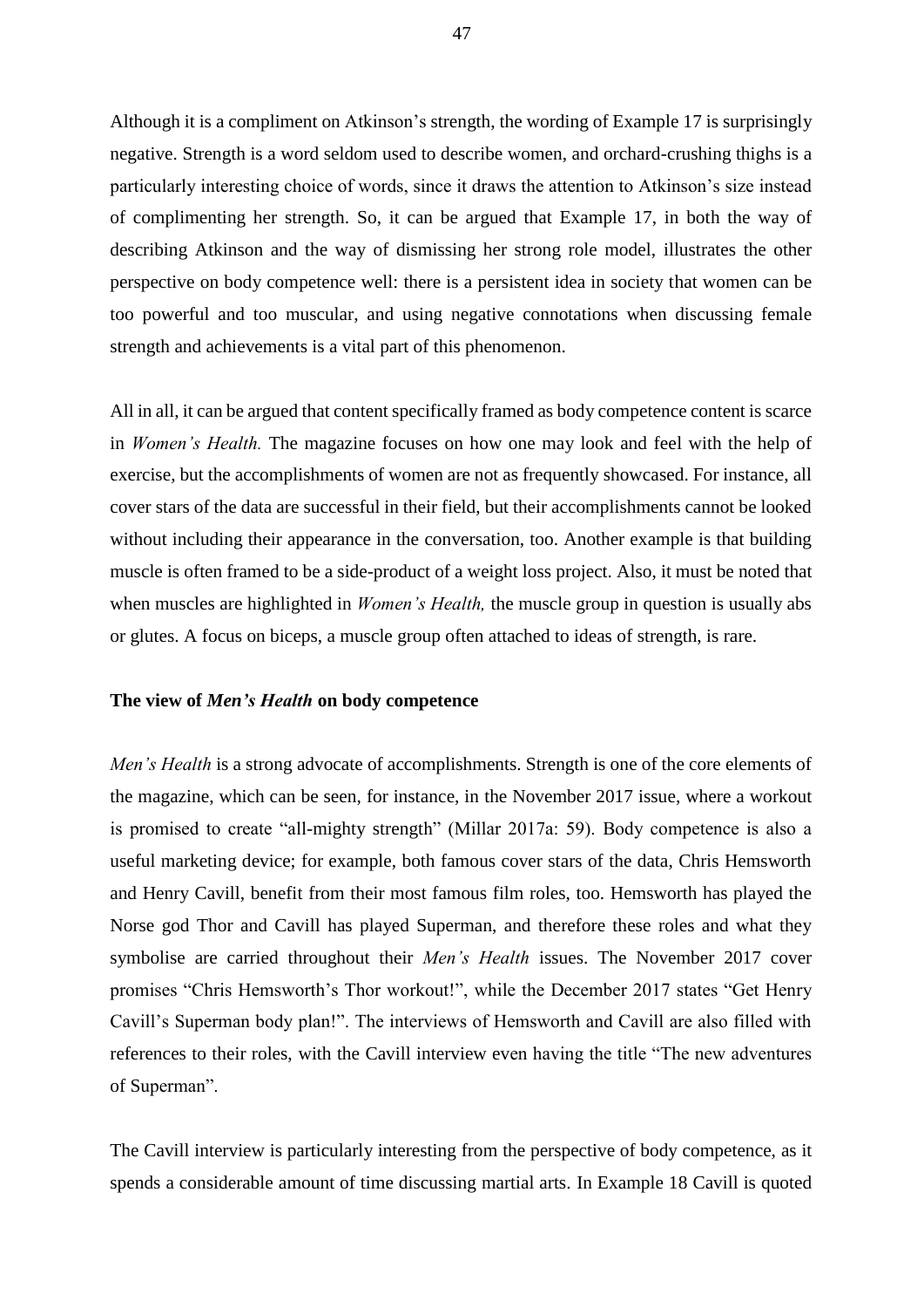Although it is a compliment on Atkinson's strength, the wording of Example 17 is surprisingly negative. Strength is a word seldom used to describe women, and orchard-crushing thighs is a particularly interesting choice of words, since it draws the attention to Atkinson's size instead of complimenting her strength. So, it can be argued that Example 17, in both the way of describing Atkinson and the way of dismissing her strong role model, illustrates the other perspective on body competence well: there is a persistent idea in society that women can be too powerful and too muscular, and using negative connotations when discussing female strength and achievements is a vital part of this phenomenon.

All in all, it can be argued that content specifically framed as body competence content is scarce in *Women's Health.* The magazine focuses on how one may look and feel with the help of exercise, but the accomplishments of women are not as frequently showcased. For instance, all cover stars of the data are successful in their field, but their accomplishments cannot be looked without including their appearance in the conversation, too. Another example is that building muscle is often framed to be a side-product of a weight loss project. Also, it must be noted that when muscles are highlighted in *Women's Health,* the muscle group in question is usually abs or glutes. A focus on biceps, a muscle group often attached to ideas of strength, is rare.

### The view of *Men's Health* on body competence

*Men's Health* is a strong advocate of accomplishments. Strength is one of the core elements of the magazine, which can be seen, for instance, in the November 2017 issue, where a workout is promised to create "all-mighty strength" (Millar 2017a: 59). Body competence is also a useful marketing device; for example, both famous cover stars of the data, Chris Hemsworth and Henry Cavill, benefit from their most famous film roles, too. Hemsworth has played the Norse god Thor and Cavill has played Superman, and therefore these roles and what they symbolise are carried throughout their *Men's Health* issues. The November 2017 cover promises "Chris Hemsworth's Thor workout!", while the December 2017 states "Get Henry Cavill's Superman body plan!". The interviews of Hemsworth and Cavill are also filled with references to their roles, with the Cavill interview even having the title "The new adventures of Superman".

The Cavill interview is particularly interesting from the perspective of body competence, as it spends a considerable amount of time discussing martial arts. In Example 18 Cavill is quoted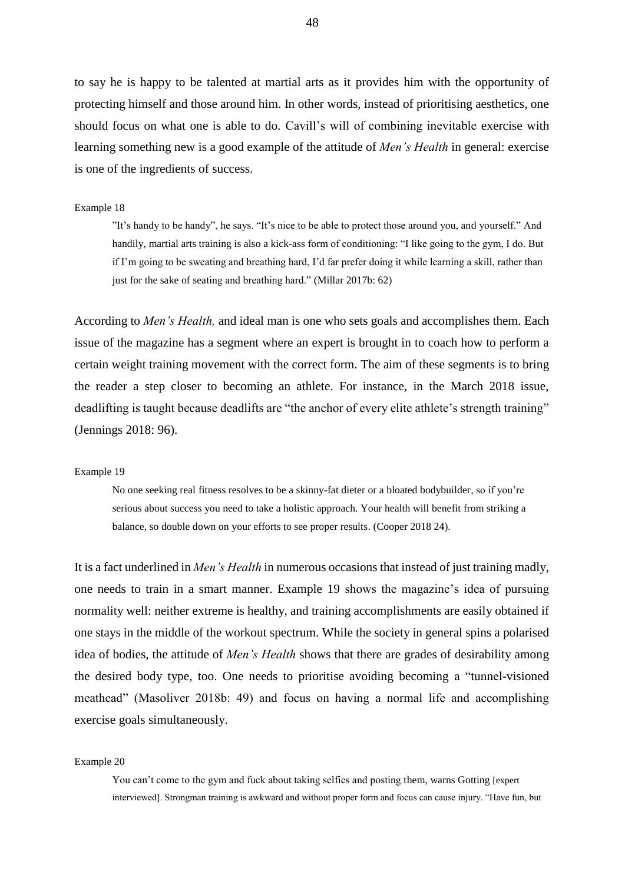to say he is happy to be talented at martial arts as it provides him with the opportunity of protecting himself and those around him. In other words, instead of prioritising aesthetics, one should focus on what one is able to do. Cavill's will of combining inevitable exercise with learning something new is a good example of the attitude of *Men's Health* in general: exercise is one of the ingredients of success.

Example 18

> ”It's handy to be handy", he says. "It's nice to be able to protect those around you, and yourself." And handily, martial arts training is also a kick-ass form of conditioning: "I like going to the gym, I do. But if I'm going to be sweating and breathing hard, I'd far prefer doing it while learning a skill, rather than just for the sake of seating and breathing hard." (Millar 2017b: 62)

According to *Men's Health,* and ideal man is one who sets goals and accomplishes them. Each issue of the magazine has a segment where an expert is brought in to coach how to perform a certain weight training movement with the correct form. The aim of these segments is to bring the reader a step closer to becoming an athlete. For instance, in the March 2018 issue, deadlifting is taught because deadlifts are "the anchor of every elite athlete's strength training" (Jennings 2018: 96).

Example 19

> No one seeking real fitness resolves to be a skinny-fat dieter or a bloated bodybuilder, so if you're serious about success you need to take a holistic approach. Your health will benefit from striking a balance, so double down on your efforts to see proper results. (Cooper 2018 24).

It is a fact underlined in *Men's Health* in numerous occasions that instead of just training madly, one needs to train in a smart manner. Example 19 shows the magazine's idea of pursuing normality well: neither extreme is healthy, and training accomplishments are easily obtained if one stays in the middle of the workout spectrum. While the society in general spins a polarised idea of bodies, the attitude of *Men's Health* shows that there are grades of desirability among the desired body type, too. One needs to prioritise avoiding becoming a "tunnel-visioned meathead" (Masoliver 2018b: 49) and focus on having a normal life and accomplishing exercise goals simultaneously.

Example 20

> You can't come to the gym and fuck about taking selfies and posting them, warns Gotting [expert interviewed]. Strongman training is awkward and without proper form and focus can cause injury. "Have fun, but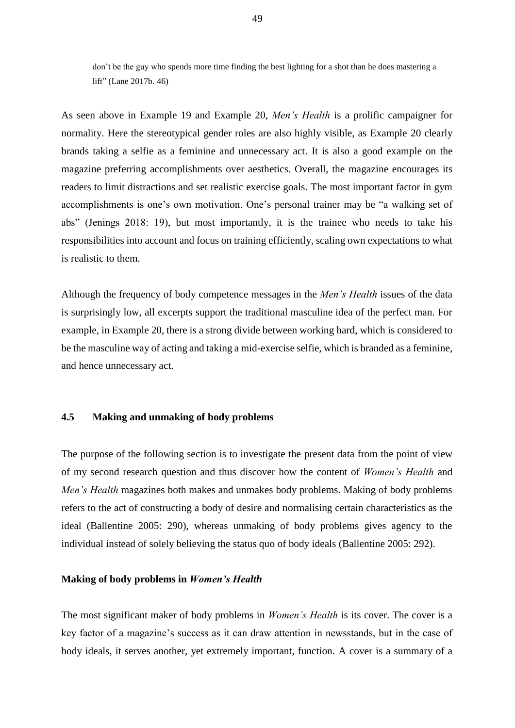don't be the guy who spends more time finding the best lighting for a shot than he does mastering a lift" (Lane 2017b. 46)

As seen above in Example 19 and Example 20, *Men's Health* is a prolific campaigner for normality. Here the stereotypical gender roles are also highly visible, as Example 20 clearly brands taking a selfie as a feminine and unnecessary act. It is also a good example on the magazine preferring accomplishments over aesthetics. Overall, the magazine encourages its readers to limit distractions and set realistic exercise goals. The most important factor in gym accomplishments is one's own motivation. One's personal trainer may be "a walking set of abs" (Jenings 2018: 19), but most importantly, it is the trainee who needs to take his responsibilities into account and focus on training efficiently, scaling own expectations to what is realistic to them.

Although the frequency of body competence messages in the *Men's Health* issues of the data is surprisingly low, all excerpts support the traditional masculine idea of the perfect man. For example, in Example 20, there is a strong divide between working hard, which is considered to be the masculine way of acting and taking a mid-exercise selfie, which is branded as a feminine, and hence unnecessary act.

### 4.5 Making and unmaking of body problems

The purpose of the following section is to investigate the present data from the point of view of my second research question and thus discover how the content of *Women's Health* and *Men's Health* magazines both makes and unmakes body problems. Making of body problems refers to the act of constructing a body of desire and normalising certain characteristics as the ideal (Ballentine 2005: 290), whereas unmaking of body problems gives agency to the individual instead of solely believing the status quo of body ideals (Ballentine 2005: 292).

#### Making of body problems in *Women's Health*

The most significant maker of body problems in *Women's Health* is its cover. The cover is a key factor of a magazine's success as it can draw attention in newsstands, but in the case of body ideals, it serves another, yet extremely important, function. A cover is a summary of a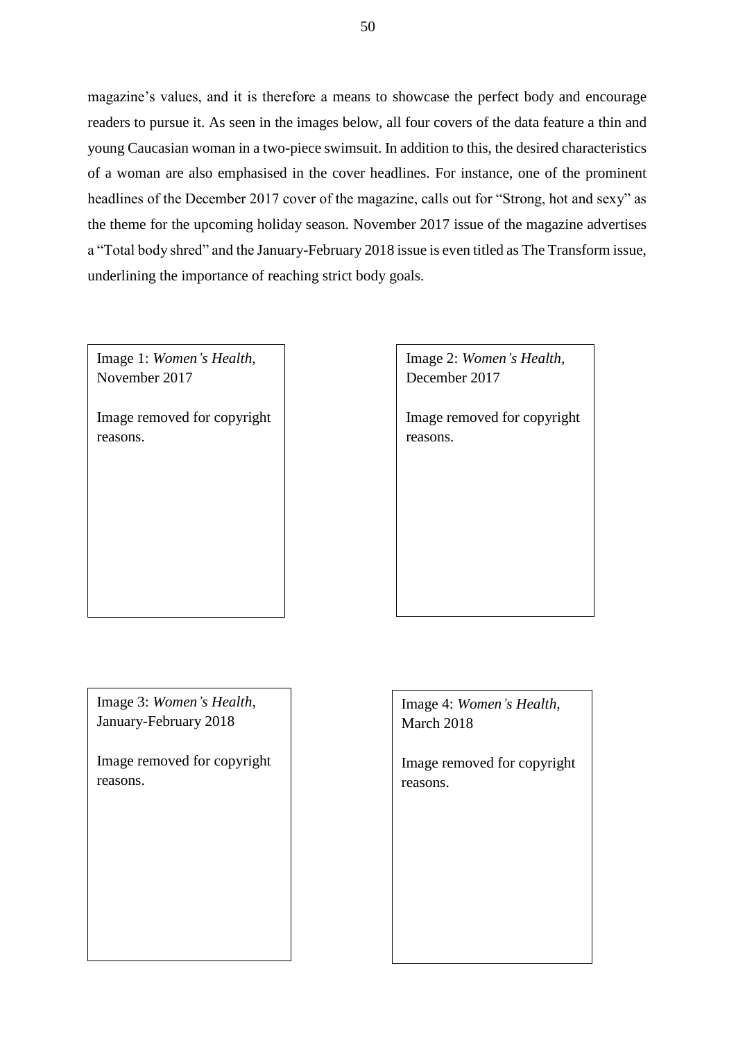magazine's values, and it is therefore a means to showcase the perfect body and encourage readers to pursue it. As seen in the images below, all four covers of the data feature a thin and young Caucasian woman in a two-piece swimsuit. In addition to this, the desired characteristics of a woman are also emphasised in the cover headlines. For instance, one of the prominent headlines of the December 2017 cover of the magazine, calls out for "Strong, hot and sexy" as the theme for the upcoming holiday season. November 2017 issue of the magazine advertises a "Total body shred" and the January-February 2018 issue is even titled as The Transform issue, underlining the importance of reaching strict body goals.

Image 1: *Women's Health*, November 2017

Image removed for copyright reasons.

Image 2: *Women's Health*, December 2017

Image removed for copyright reasons.

Image 3: *Women's Health*, January-February 2018

Image removed for copyright reasons.

Image 4: *Women's Health*, March 2018

Image removed for copyright reasons.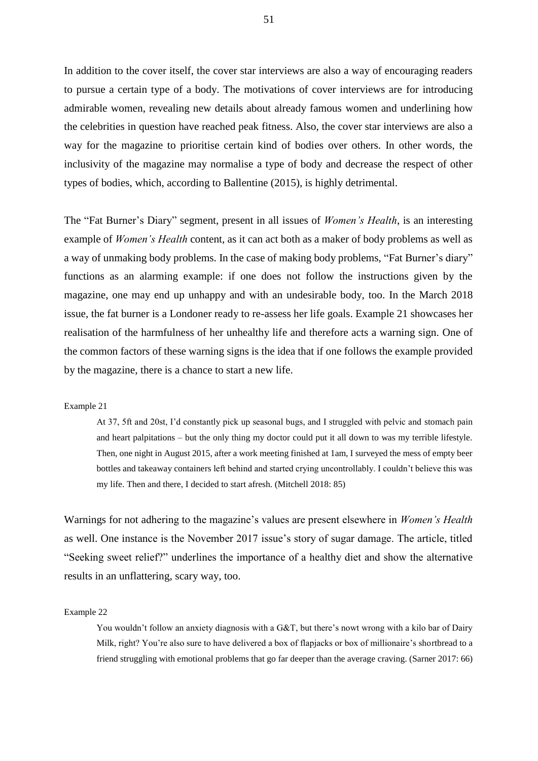In addition to the cover itself, the cover star interviews are also a way of encouraging readers to pursue a certain type of a body. The motivations of cover interviews are for introducing admirable women, revealing new details about already famous women and underlining how the celebrities in question have reached peak fitness. Also, the cover star interviews are also a way for the magazine to prioritise certain kind of bodies over others. In other words, the inclusivity of the magazine may normalise a type of body and decrease the respect of other types of bodies, which, according to Ballentine (2015), is highly detrimental.

The "Fat Burner's Diary" segment, present in all issues of *Women's Health*, is an interesting example of *Women's Health* content, as it can act both as a maker of body problems as well as a way of unmaking body problems. In the case of making body problems, "Fat Burner's diary" functions as an alarming example: if one does not follow the instructions given by the magazine, one may end up unhappy and with an undesirable body, too. In the March 2018 issue, the fat burner is a Londoner ready to re-assess her life goals. Example 21 showcases her realisation of the harmfulness of her unhealthy life and therefore acts a warning sign. One of the common factors of these warning signs is the idea that if one follows the example provided by the magazine, there is a chance to start a new life.

Example 21

> At 37, 5ft and 20st, I'd constantly pick up seasonal bugs, and I struggled with pelvic and stomach pain and heart palpitations – but the only thing my doctor could put it all down to was my terrible lifestyle. Then, one night in August 2015, after a work meeting finished at 1am, I surveyed the mess of empty beer bottles and takeaway containers left behind and started crying uncontrollably. I couldn't believe this was my life. Then and there, I decided to start afresh. (Mitchell 2018: 85)

Warnings for not adhering to the magazine's values are present elsewhere in *Women's Health* as well. One instance is the November 2017 issue's story of sugar damage. The article, titled "Seeking sweet relief?" underlines the importance of a healthy diet and show the alternative results in an unflattering, scary way, too.

Example 22

> You wouldn't follow an anxiety diagnosis with a G&T, but there's nowt wrong with a kilo bar of Dairy Milk, right? You're also sure to have delivered a box of flapjacks or box of millionaire's shortbread to a friend struggling with emotional problems that go far deeper than the average craving. (Sarner 2017: 66)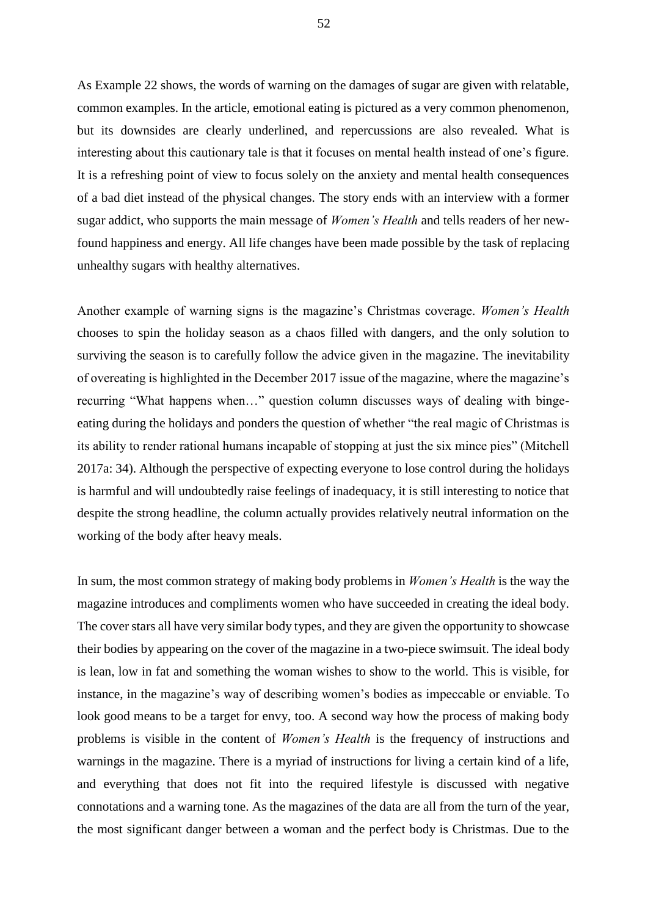As Example 22 shows, the words of warning on the damages of sugar are given with relatable, common examples. In the article, emotional eating is pictured as a very common phenomenon, but its downsides are clearly underlined, and repercussions are also revealed. What is interesting about this cautionary tale is that it focuses on mental health instead of one's figure. It is a refreshing point of view to focus solely on the anxiety and mental health consequences of a bad diet instead of the physical changes. The story ends with an interview with a former sugar addict, who supports the main message of *Women's Health* and tells readers of her new-found happiness and energy. All life changes have been made possible by the task of replacing unhealthy sugars with healthy alternatives.

Another example of warning signs is the magazine's Christmas coverage. *Women's Health* chooses to spin the holiday season as a chaos filled with dangers, and the only solution to surviving the season is to carefully follow the advice given in the magazine. The inevitability of overeating is highlighted in the December 2017 issue of the magazine, where the magazine's recurring "What happens when…" question column discusses ways of dealing with binge-eating during the holidays and ponders the question of whether "the real magic of Christmas is its ability to render rational humans incapable of stopping at just the six mince pies" (Mitchell 2017a: 34). Although the perspective of expecting everyone to lose control during the holidays is harmful and will undoubtedly raise feelings of inadequacy, it is still interesting to notice that despite the strong headline, the column actually provides relatively neutral information on the working of the body after heavy meals.

In sum, the most common strategy of making body problems in *Women's Health* is the way the magazine introduces and compliments women who have succeeded in creating the ideal body. The cover stars all have very similar body types, and they are given the opportunity to showcase their bodies by appearing on the cover of the magazine in a two-piece swimsuit. The ideal body is lean, low in fat and something the woman wishes to show to the world. This is visible, for instance, in the magazine's way of describing women's bodies as impeccable or enviable. To look good means to be a target for envy, too. A second way how the process of making body problems is visible in the content of *Women's Health* is the frequency of instructions and warnings in the magazine. There is a myriad of instructions for living a certain kind of a life, and everything that does not fit into the required lifestyle is discussed with negative connotations and a warning tone. As the magazines of the data are all from the turn of the year, the most significant danger between a woman and the perfect body is Christmas. Due to the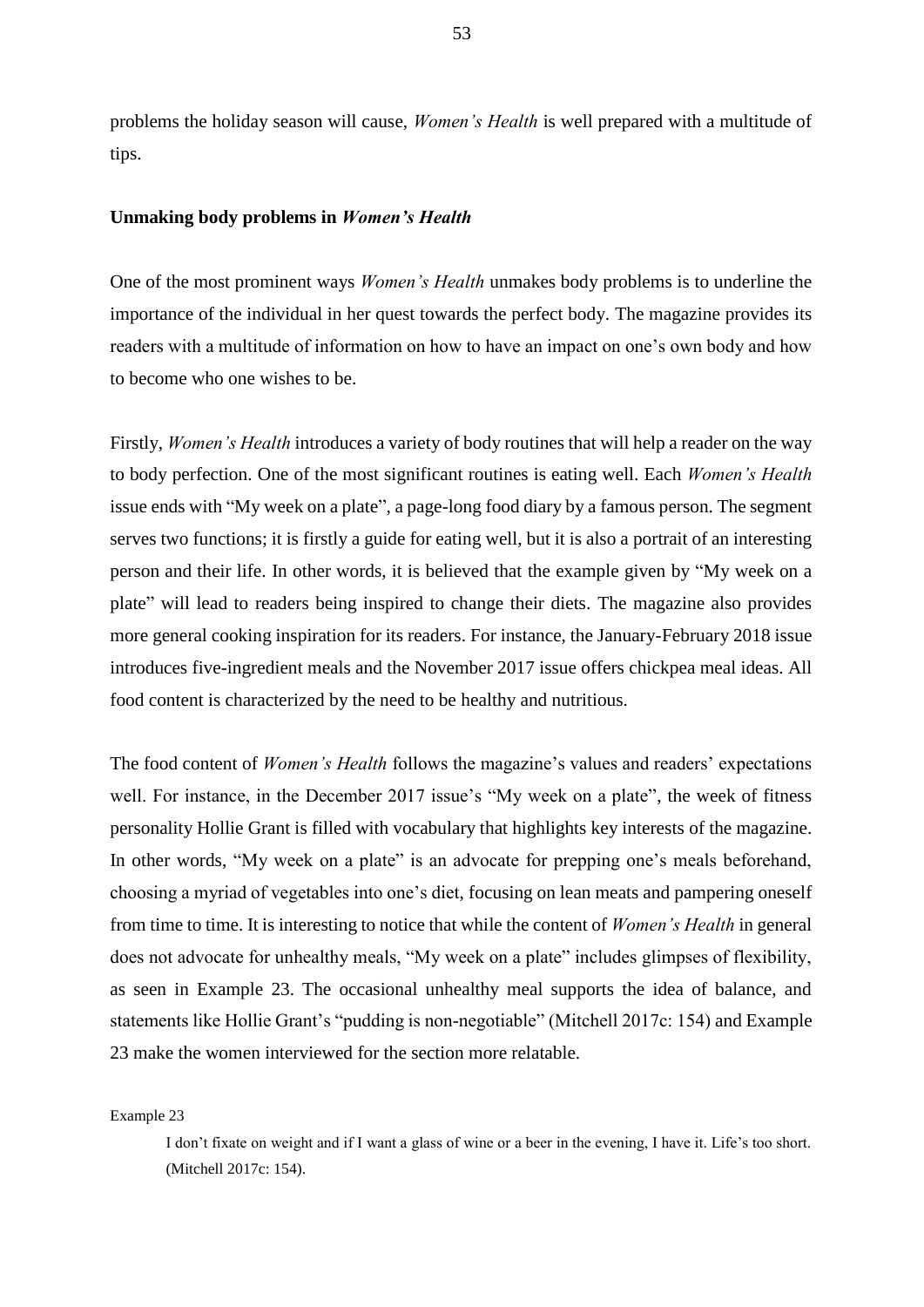problems the holiday season will cause, *Women's Health* is well prepared with a multitude of tips.

### Unmaking body problems in *Women's Health*

One of the most prominent ways *Women's Health* unmakes body problems is to underline the importance of the individual in her quest towards the perfect body. The magazine provides its readers with a multitude of information on how to have an impact on one's own body and how to become who one wishes to be.

Firstly, *Women's Health* introduces a variety of body routines that will help a reader on the way to body perfection. One of the most significant routines is eating well. Each *Women's Health* issue ends with "My week on a plate", a page-long food diary by a famous person. The segment serves two functions; it is firstly a guide for eating well, but it is also a portrait of an interesting person and their life. In other words, it is believed that the example given by "My week on a plate" will lead to readers being inspired to change their diets. The magazine also provides more general cooking inspiration for its readers. For instance, the January-February 2018 issue introduces five-ingredient meals and the November 2017 issue offers chickpea meal ideas. All food content is characterized by the need to be healthy and nutritious.

The food content of *Women's Health* follows the magazine's values and readers' expectations well. For instance, in the December 2017 issue's "My week on a plate", the week of fitness personality Hollie Grant is filled with vocabulary that highlights key interests of the magazine. In other words, "My week on a plate" is an advocate for prepping one's meals beforehand, choosing a myriad of vegetables into one's diet, focusing on lean meats and pampering oneself from time to time. It is interesting to notice that while the content of *Women's Health* in general does not advocate for unhealthy meals, "My week on a plate" includes glimpses of flexibility, as seen in Example 23. The occasional unhealthy meal supports the idea of balance, and statements like Hollie Grant's "pudding is non-negotiable" (Mitchell 2017c: 154) and Example 23 make the women interviewed for the section more relatable.

Example 23

> I don't fixate on weight and if I want a glass of wine or a beer in the evening, I have it. Life's too short. (Mitchell 2017c: 154).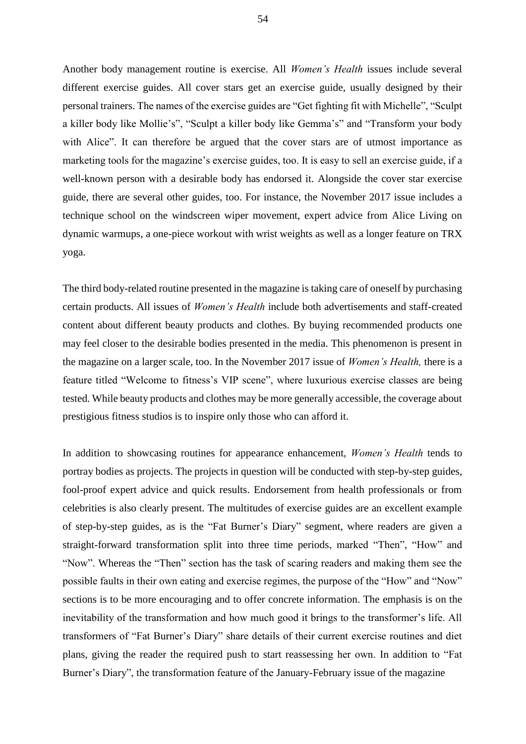Another body management routine is exercise. All *Women's Health* issues include several different exercise guides. All cover stars get an exercise guide, usually designed by their personal trainers. The names of the exercise guides are "Get fighting fit with Michelle", "Sculpt a killer body like Mollie's", "Sculpt a killer body like Gemma's" and "Transform your body with Alice". It can therefore be argued that the cover stars are of utmost importance as marketing tools for the magazine's exercise guides, too. It is easy to sell an exercise guide, if a well-known person with a desirable body has endorsed it. Alongside the cover star exercise guide, there are several other guides, too. For instance, the November 2017 issue includes a technique school on the windscreen wiper movement, expert advice from Alice Living on dynamic warmups, a one-piece workout with wrist weights as well as a longer feature on TRX yoga.

The third body-related routine presented in the magazine is taking care of oneself by purchasing certain products. All issues of *Women's Health* include both advertisements and staff-created content about different beauty products and clothes. By buying recommended products one may feel closer to the desirable bodies presented in the media. This phenomenon is present in the magazine on a larger scale, too. In the November 2017 issue of *Women's Health,* there is a feature titled "Welcome to fitness's VIP scene", where luxurious exercise classes are being tested. While beauty products and clothes may be more generally accessible, the coverage about prestigious fitness studios is to inspire only those who can afford it.

In addition to showcasing routines for appearance enhancement, *Women's Health* tends to portray bodies as projects. The projects in question will be conducted with step-by-step guides, fool-proof expert advice and quick results. Endorsement from health professionals or from celebrities is also clearly present. The multitudes of exercise guides are an excellent example of step-by-step guides, as is the "Fat Burner's Diary" segment, where readers are given a straight-forward transformation split into three time periods, marked "Then", "How" and "Now". Whereas the "Then" section has the task of scaring readers and making them see the possible faults in their own eating and exercise regimes, the purpose of the "How" and "Now" sections is to be more encouraging and to offer concrete information. The emphasis is on the inevitability of the transformation and how much good it brings to the transformer's life. All transformers of "Fat Burner's Diary" share details of their current exercise routines and diet plans, giving the reader the required push to start reassessing her own. In addition to "Fat Burner's Diary", the transformation feature of the January-February issue of the magazine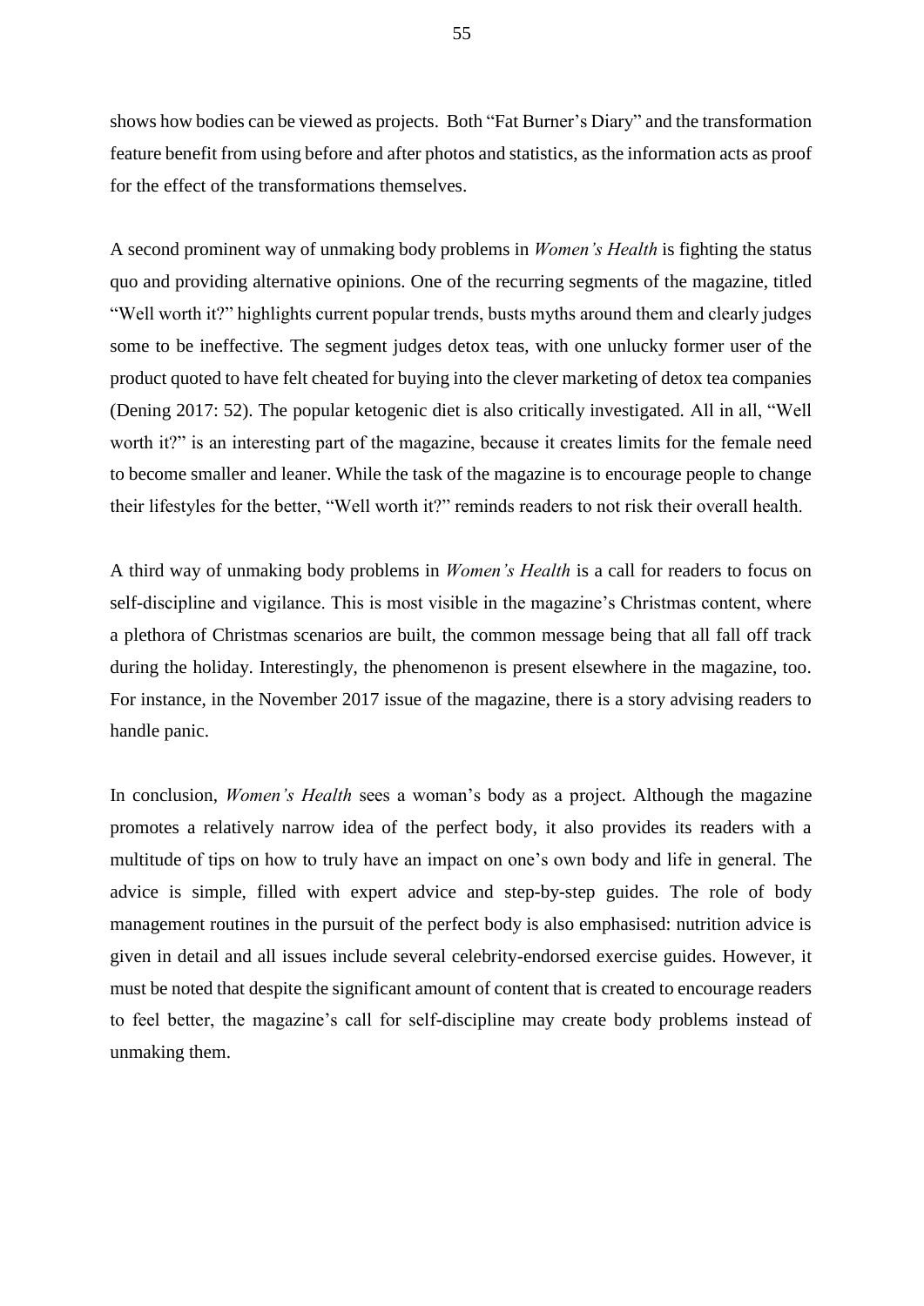shows how bodies can be viewed as projects. Both "Fat Burner's Diary" and the transformation feature benefit from using before and after photos and statistics, as the information acts as proof for the effect of the transformations themselves.

A second prominent way of unmaking body problems in *Women's Health* is fighting the status quo and providing alternative opinions. One of the recurring segments of the magazine, titled "Well worth it?" highlights current popular trends, busts myths around them and clearly judges some to be ineffective. The segment judges detox teas, with one unlucky former user of the product quoted to have felt cheated for buying into the clever marketing of detox tea companies (Dening 2017: 52). The popular ketogenic diet is also critically investigated. All in all, "Well worth it?" is an interesting part of the magazine, because it creates limits for the female need to become smaller and leaner. While the task of the magazine is to encourage people to change their lifestyles for the better, "Well worth it?" reminds readers to not risk their overall health.

A third way of unmaking body problems in *Women's Health* is a call for readers to focus on self-discipline and vigilance. This is most visible in the magazine's Christmas content, where a plethora of Christmas scenarios are built, the common message being that all fall off track during the holiday. Interestingly, the phenomenon is present elsewhere in the magazine, too. For instance, in the November 2017 issue of the magazine, there is a story advising readers to handle panic.

In conclusion, *Women's Health* sees a woman's body as a project. Although the magazine promotes a relatively narrow idea of the perfect body, it also provides its readers with a multitude of tips on how to truly have an impact on one's own body and life in general. The advice is simple, filled with expert advice and step-by-step guides. The role of body management routines in the pursuit of the perfect body is also emphasised: nutrition advice is given in detail and all issues include several celebrity-endorsed exercise guides. However, it must be noted that despite the significant amount of content that is created to encourage readers to feel better, the magazine's call for self-discipline may create body problems instead of unmaking them.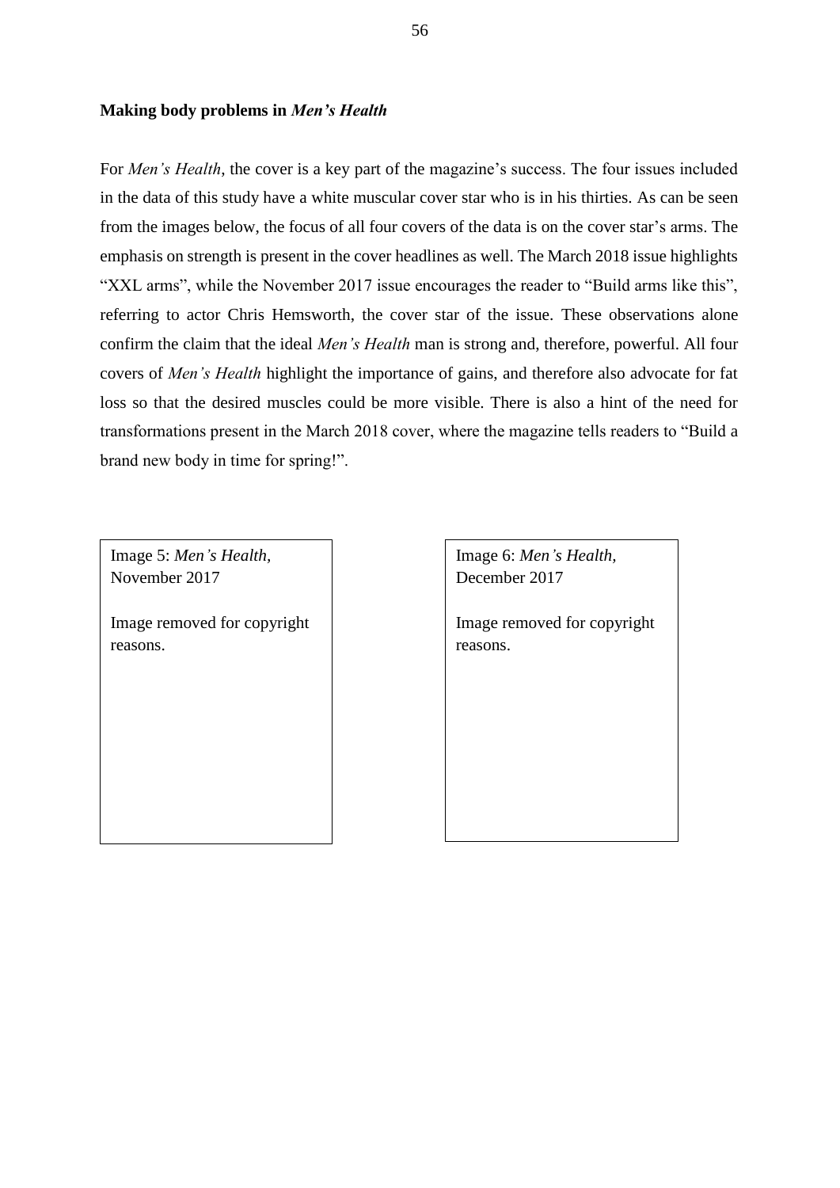**Making body problems in *Men's Health***

For *Men's Health*, the cover is a key part of the magazine's success. The four issues included in the data of this study have a white muscular cover star who is in his thirties. As can be seen from the images below, the focus of all four covers of the data is on the cover star's arms. The emphasis on strength is present in the cover headlines as well. The March 2018 issue highlights "XXL arms", while the November 2017 issue encourages the reader to "Build arms like this", referring to actor Chris Hemsworth, the cover star of the issue. These observations alone confirm the claim that the ideal *Men's Health* man is strong and, therefore, powerful. All four covers of *Men's Health* highlight the importance of gains, and therefore also advocate for fat loss so that the desired muscles could be more visible. There is also a hint of the need for transformations present in the March 2018 cover, where the magazine tells readers to "Build a brand new body in time for spring!".

Image 5: *Men's Health,* November 2017

Image removed for copyright reasons.

Image 6: *Men's Health,* December 2017

Image removed for copyright reasons.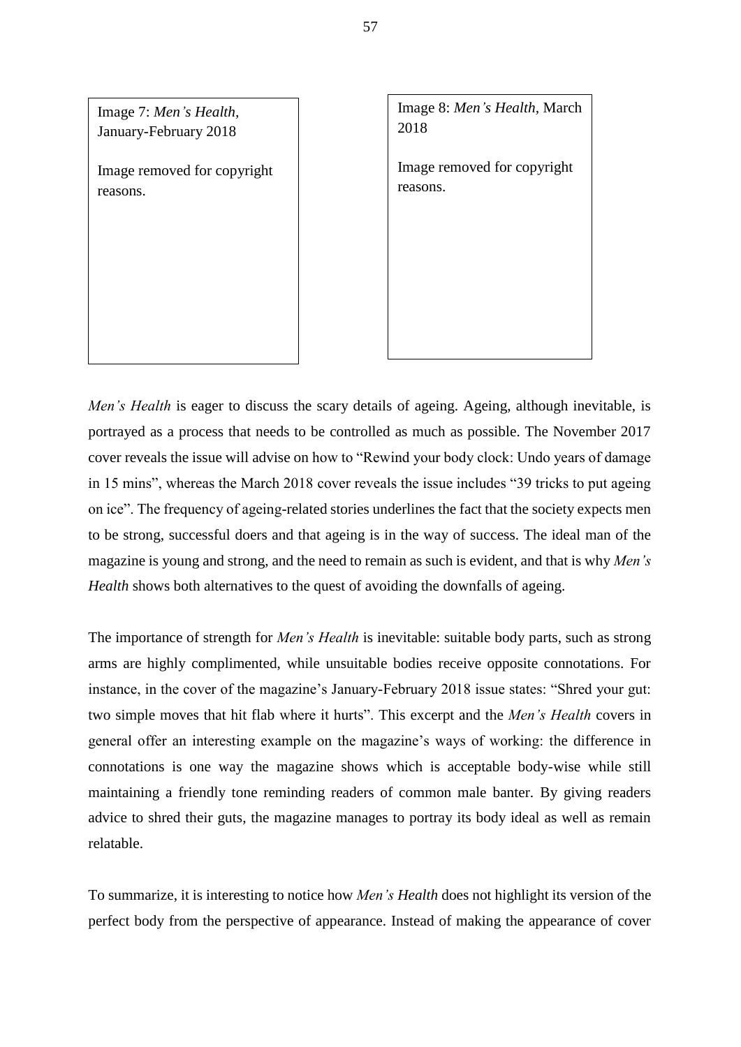Image 7: *Men's Health*, January-February 2018

Image removed for copyright reasons.

Image 8: *Men's Health*, March 2018

Image removed for copyright reasons.

*Men's Health* is eager to discuss the scary details of ageing. Ageing, although inevitable, is portrayed as a process that needs to be controlled as much as possible. The November 2017 cover reveals the issue will advise on how to "Rewind your body clock: Undo years of damage in 15 mins", whereas the March 2018 cover reveals the issue includes "39 tricks to put ageing on ice". The frequency of ageing-related stories underlines the fact that the society expects men to be strong, successful doers and that ageing is in the way of success. The ideal man of the magazine is young and strong, and the need to remain as such is evident, and that is why *Men's Health* shows both alternatives to the quest of avoiding the downfalls of ageing.

The importance of strength for *Men's Health* is inevitable: suitable body parts, such as strong arms are highly complimented, while unsuitable bodies receive opposite connotations. For instance, in the cover of the magazine's January-February 2018 issue states: "Shred your gut: two simple moves that hit flab where it hurts". This excerpt and the *Men's Health* covers in general offer an interesting example on the magazine's ways of working: the difference in connotations is one way the magazine shows which is acceptable body-wise while still maintaining a friendly tone reminding readers of common male banter. By giving readers advice to shred their guts, the magazine manages to portray its body ideal as well as remain relatable.

To summarize, it is interesting to notice how *Men's Health* does not highlight its version of the perfect body from the perspective of appearance. Instead of making the appearance of cover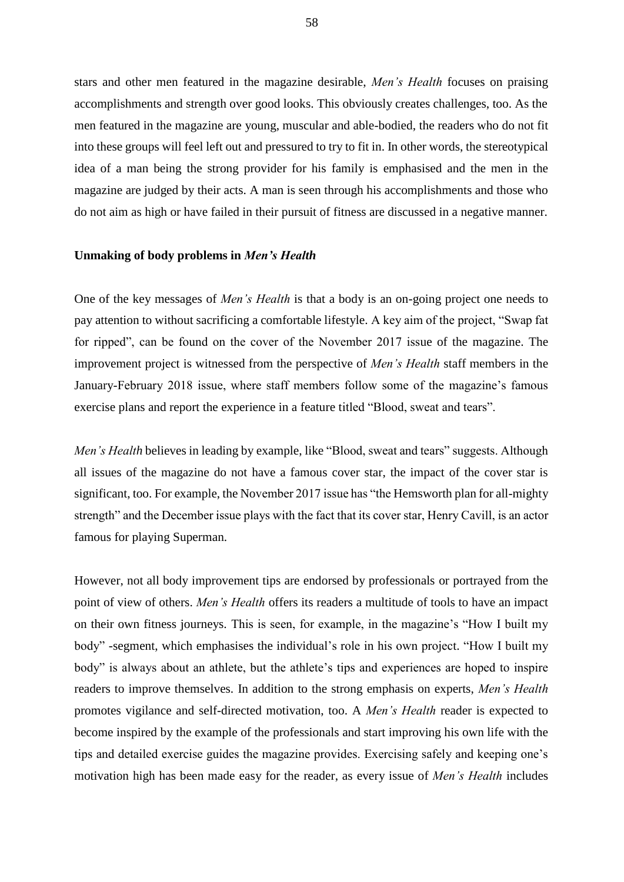stars and other men featured in the magazine desirable, *Men's Health* focuses on praising accomplishments and strength over good looks. This obviously creates challenges, too. As the men featured in the magazine are young, muscular and able-bodied, the readers who do not fit into these groups will feel left out and pressured to try to fit in. In other words, the stereotypical idea of a man being the strong provider for his family is emphasised and the men in the magazine are judged by their acts. A man is seen through his accomplishments and those who do not aim as high or have failed in their pursuit of fitness are discussed in a negative manner.

**Unmaking of body problems in *Men's Health***

One of the key messages of *Men's Health* is that a body is an on-going project one needs to pay attention to without sacrificing a comfortable lifestyle. A key aim of the project, "Swap fat for ripped", can be found on the cover of the November 2017 issue of the magazine. The improvement project is witnessed from the perspective of *Men's Health* staff members in the January-February 2018 issue, where staff members follow some of the magazine's famous exercise plans and report the experience in a feature titled "Blood, sweat and tears".

*Men's Health* believes in leading by example, like "Blood, sweat and tears" suggests. Although all issues of the magazine do not have a famous cover star, the impact of the cover star is significant, too. For example, the November 2017 issue has "the Hemsworth plan for all-mighty strength" and the December issue plays with the fact that its cover star, Henry Cavill, is an actor famous for playing Superman.

However, not all body improvement tips are endorsed by professionals or portrayed from the point of view of others. *Men's Health* offers its readers a multitude of tools to have an impact on their own fitness journeys. This is seen, for example, in the magazine's "How I built my body" -segment, which emphasises the individual's role in his own project. "How I built my body" is always about an athlete, but the athlete's tips and experiences are hoped to inspire readers to improve themselves. In addition to the strong emphasis on experts, *Men's Health* promotes vigilance and self-directed motivation, too. A *Men's Health* reader is expected to become inspired by the example of the professionals and start improving his own life with the tips and detailed exercise guides the magazine provides. Exercising safely and keeping one's motivation high has been made easy for the reader, as every issue of *Men's Health* includes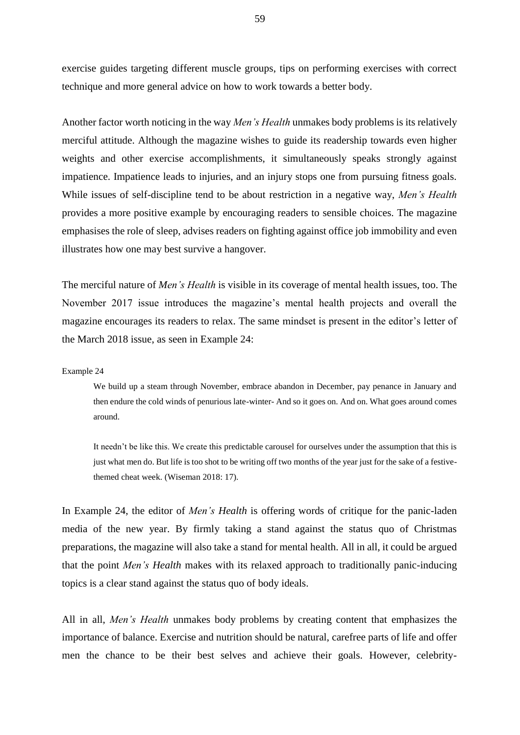exercise guides targeting different muscle groups, tips on performing exercises with correct technique and more general advice on how to work towards a better body.

Another factor worth noticing in the way *Men's Health* unmakes body problems is its relatively merciful attitude. Although the magazine wishes to guide its readership towards even higher weights and other exercise accomplishments, it simultaneously speaks strongly against impatience. Impatience leads to injuries, and an injury stops one from pursuing fitness goals. While issues of self-discipline tend to be about restriction in a negative way, *Men's Health* provides a more positive example by encouraging readers to sensible choices. The magazine emphasises the role of sleep, advises readers on fighting against office job immobility and even illustrates how one may best survive a hangover.

The merciful nature of *Men's Health* is visible in its coverage of mental health issues, too. The November 2017 issue introduces the magazine's mental health projects and overall the magazine encourages its readers to relax. The same mindset is present in the editor's letter of the March 2018 issue, as seen in Example 24:

Example 24

> We build up a steam through November, embrace abandon in December, pay penance in January and then endure the cold winds of penurious late-winter- And so it goes on. And on. What goes around comes around.
>
> It needn't be like this. We create this predictable carousel for ourselves under the assumption that this is just what men do. But life is too shot to be writing off two months of the year just for the sake of a festive-themed cheat week. (Wiseman 2018: 17).

In Example 24, the editor of *Men's Health* is offering words of critique for the panic-laden media of the new year. By firmly taking a stand against the status quo of Christmas preparations, the magazine will also take a stand for mental health. All in all, it could be argued that the point *Men's Health* makes with its relaxed approach to traditionally panic-inducing topics is a clear stand against the status quo of body ideals.

All in all, *Men's Health* unmakes body problems by creating content that emphasizes the importance of balance. Exercise and nutrition should be natural, carefree parts of life and offer men the chance to be their best selves and achieve their goals. However, celebrity-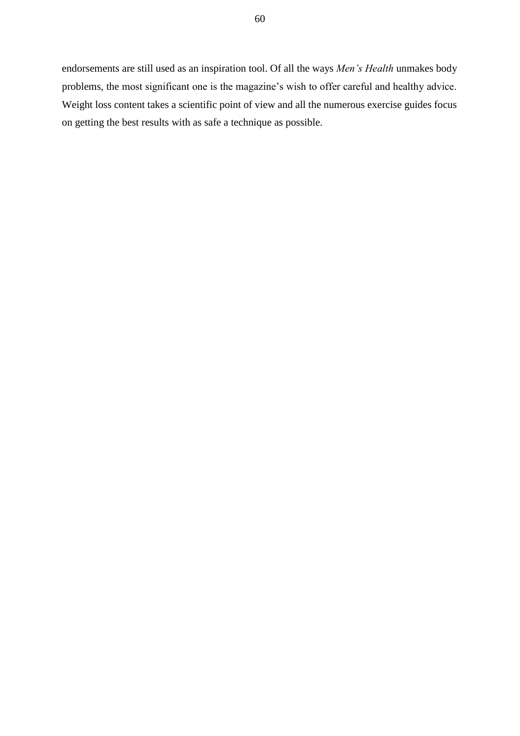endorsements are still used as an inspiration tool. Of all the ways *Men's Health* unmakes body problems, the most significant one is the magazine's wish to offer careful and healthy advice. Weight loss content takes a scientific point of view and all the numerous exercise guides focus on getting the best results with as safe a technique as possible.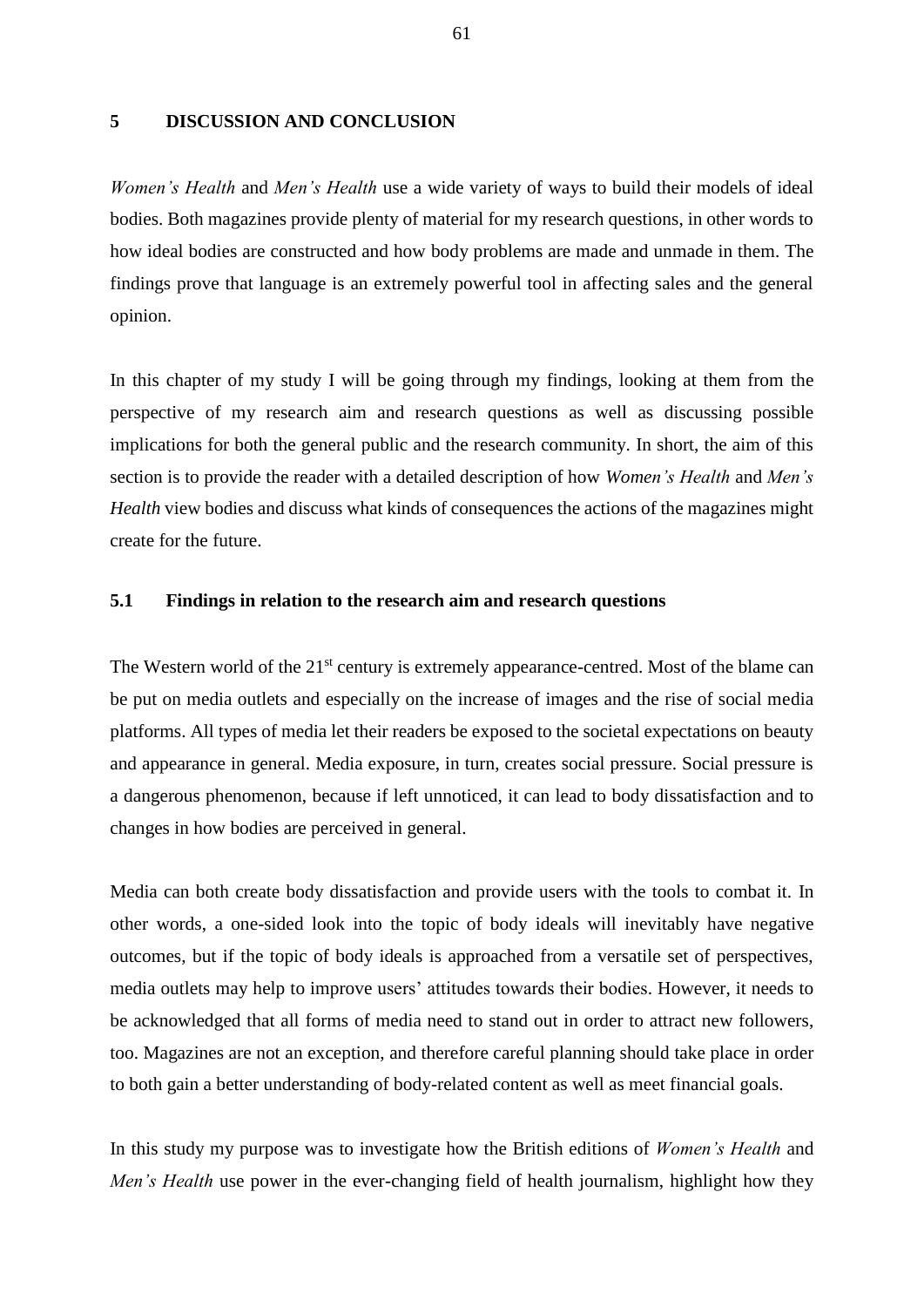# 5 DISCUSSION AND CONCLUSION

*Women's Health* and *Men's Health* use a wide variety of ways to build their models of ideal bodies. Both magazines provide plenty of material for my research questions, in other words to how ideal bodies are constructed and how body problems are made and unmade in them. The findings prove that language is an extremely powerful tool in affecting sales and the general opinion.

In this chapter of my study I will be going through my findings, looking at them from the perspective of my research aim and research questions as well as discussing possible implications for both the general public and the research community. In short, the aim of this section is to provide the reader with a detailed description of how *Women's Health* and *Men's Health* view bodies and discuss what kinds of consequences the actions of the magazines might create for the future.

## 5.1 Findings in relation to the research aim and research questions

The Western world of the 21st century is extremely appearance-centred. Most of the blame can be put on media outlets and especially on the increase of images and the rise of social media platforms. All types of media let their readers be exposed to the societal expectations on beauty and appearance in general. Media exposure, in turn, creates social pressure. Social pressure is a dangerous phenomenon, because if left unnoticed, it can lead to body dissatisfaction and to changes in how bodies are perceived in general.

Media can both create body dissatisfaction and provide users with the tools to combat it. In other words, a one-sided look into the topic of body ideals will inevitably have negative outcomes, but if the topic of body ideals is approached from a versatile set of perspectives, media outlets may help to improve users' attitudes towards their bodies. However, it needs to be acknowledged that all forms of media need to stand out in order to attract new followers, too. Magazines are not an exception, and therefore careful planning should take place in order to both gain a better understanding of body-related content as well as meet financial goals.

In this study my purpose was to investigate how the British editions of *Women's Health* and *Men's Health* use power in the ever-changing field of health journalism, highlight how they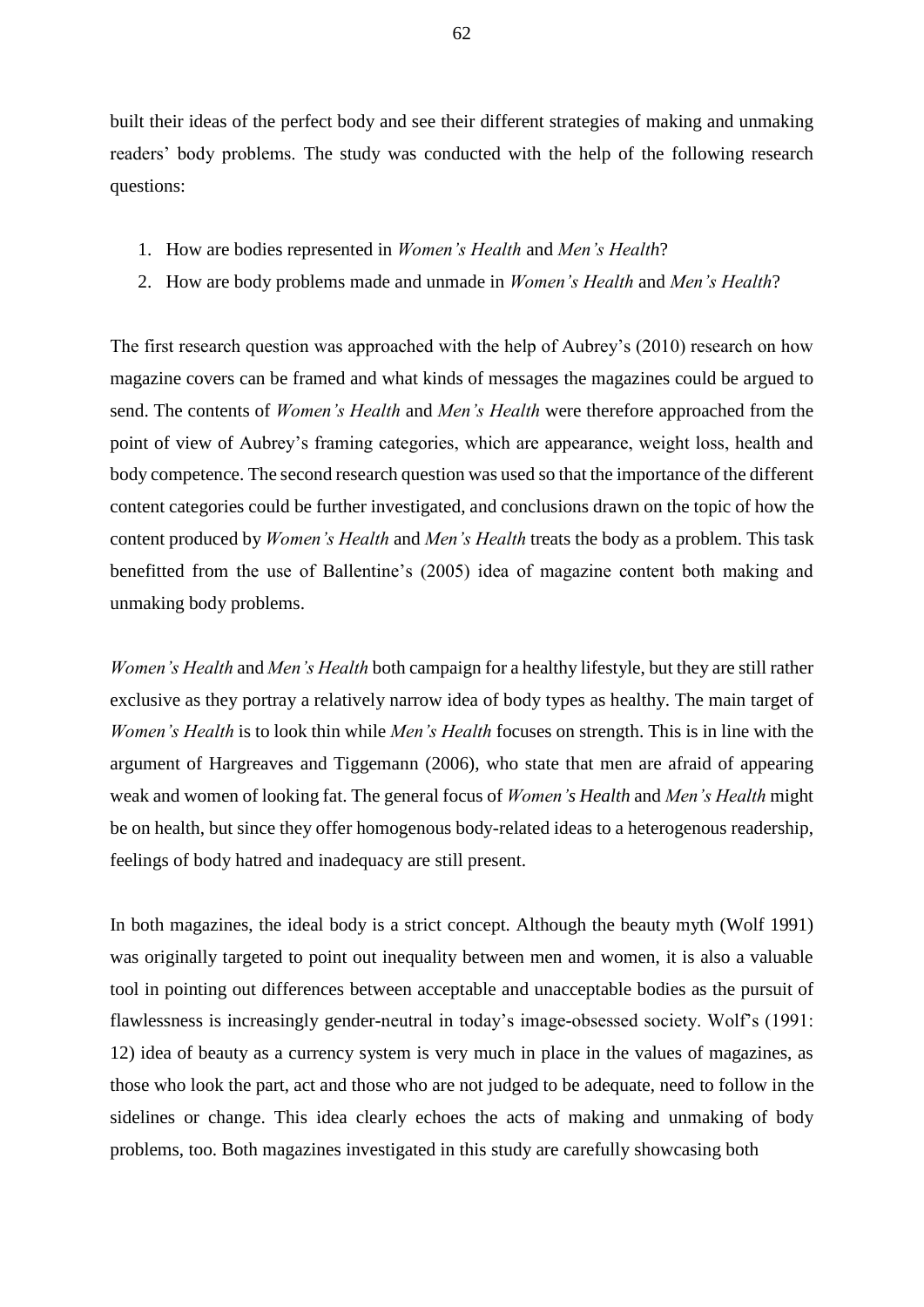built their ideas of the perfect body and see their different strategies of making and unmaking readers' body problems. The study was conducted with the help of the following research questions:

1. How are bodies represented in *Women's Health* and *Men's Health*?
2. How are body problems made and unmade in *Women's Health* and *Men's Health*?

The first research question was approached with the help of Aubrey's (2010) research on how magazine covers can be framed and what kinds of messages the magazines could be argued to send. The contents of *Women's Health* and *Men's Health* were therefore approached from the point of view of Aubrey's framing categories, which are appearance, weight loss, health and body competence. The second research question was used so that the importance of the different content categories could be further investigated, and conclusions drawn on the topic of how the content produced by *Women's Health* and *Men's Health* treats the body as a problem. This task benefitted from the use of Ballentine's (2005) idea of magazine content both making and unmaking body problems.

*Women's Health* and *Men's Health* both campaign for a healthy lifestyle, but they are still rather exclusive as they portray a relatively narrow idea of body types as healthy. The main target of *Women's Health* is to look thin while *Men's Health* focuses on strength. This is in line with the argument of Hargreaves and Tiggemann (2006), who state that men are afraid of appearing weak and women of looking fat. The general focus of *Women's Health* and *Men's Health* might be on health, but since they offer homogenous body-related ideas to a heterogenous readership, feelings of body hatred and inadequacy are still present.

In both magazines, the ideal body is a strict concept. Although the beauty myth (Wolf 1991) was originally targeted to point out inequality between men and women, it is also a valuable tool in pointing out differences between acceptable and unacceptable bodies as the pursuit of flawlessness is increasingly gender-neutral in today's image-obsessed society. Wolf's (1991: 12) idea of beauty as a currency system is very much in place in the values of magazines, as those who look the part, act and those who are not judged to be adequate, need to follow in the sidelines or change. This idea clearly echoes the acts of making and unmaking of body problems, too. Both magazines investigated in this study are carefully showcasing both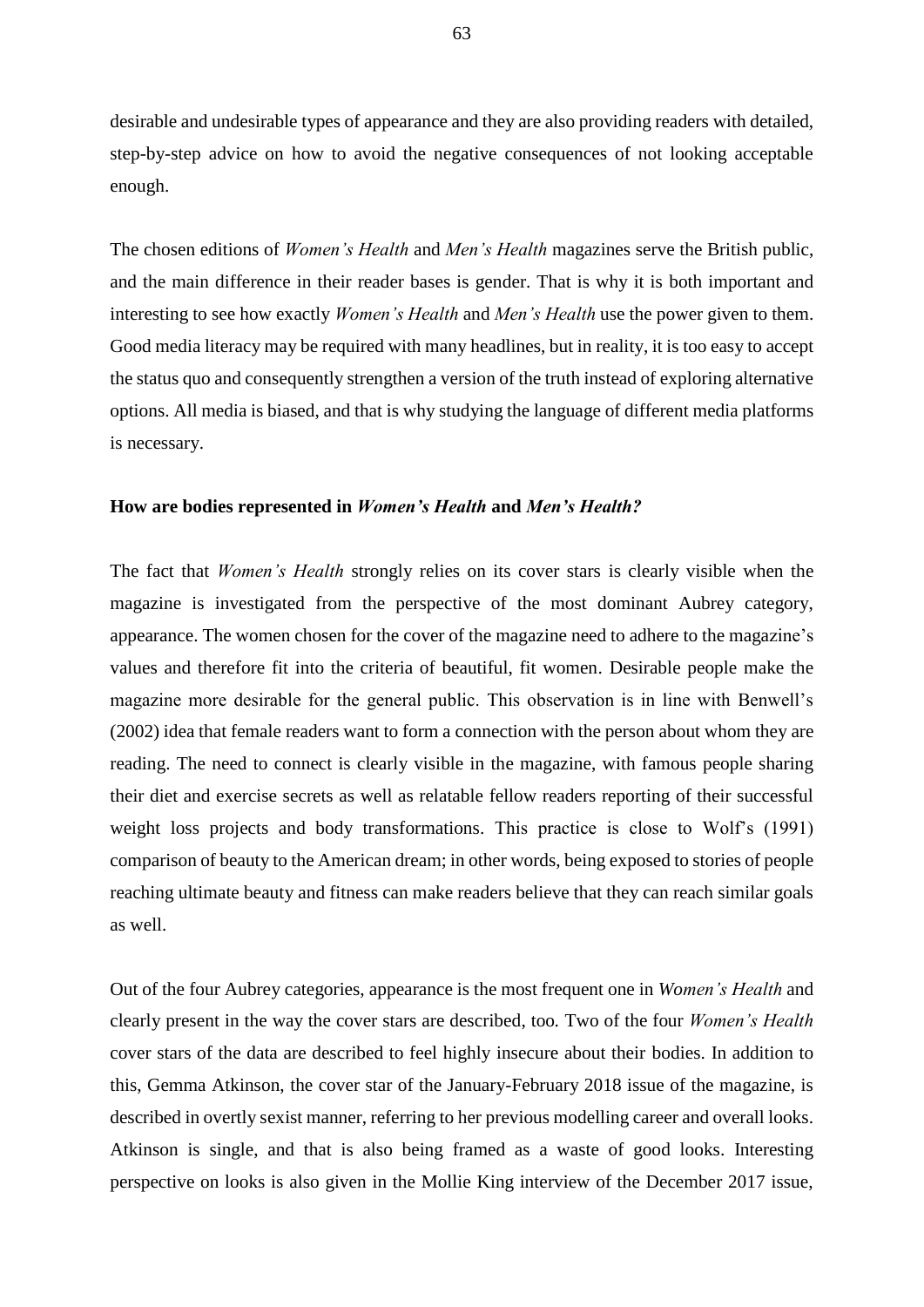desirable and undesirable types of appearance and they are also providing readers with detailed, step-by-step advice on how to avoid the negative consequences of not looking acceptable enough.

The chosen editions of *Women's Health* and *Men's Health* magazines serve the British public, and the main difference in their reader bases is gender. That is why it is both important and interesting to see how exactly *Women's Health* and *Men's Health* use the power given to them. Good media literacy may be required with many headlines, but in reality, it is too easy to accept the status quo and consequently strengthen a version of the truth instead of exploring alternative options. All media is biased, and that is why studying the language of different media platforms is necessary.

**How are bodies represented in *Women's Health* and *Men's Health?***

The fact that *Women's Health* strongly relies on its cover stars is clearly visible when the magazine is investigated from the perspective of the most dominant Aubrey category, appearance. The women chosen for the cover of the magazine need to adhere to the magazine's values and therefore fit into the criteria of beautiful, fit women. Desirable people make the magazine more desirable for the general public. This observation is in line with Benwell's (2002) idea that female readers want to form a connection with the person about whom they are reading. The need to connect is clearly visible in the magazine, with famous people sharing their diet and exercise secrets as well as relatable fellow readers reporting of their successful weight loss projects and body transformations. This practice is close to Wolf's (1991) comparison of beauty to the American dream; in other words, being exposed to stories of people reaching ultimate beauty and fitness can make readers believe that they can reach similar goals as well.

Out of the four Aubrey categories, appearance is the most frequent one in *Women's Health* and clearly present in the way the cover stars are described, too. Two of the four *Women's Health* cover stars of the data are described to feel highly insecure about their bodies. In addition to this, Gemma Atkinson, the cover star of the January-February 2018 issue of the magazine, is described in overtly sexist manner, referring to her previous modelling career and overall looks. Atkinson is single, and that is also being framed as a waste of good looks. Interesting perspective on looks is also given in the Mollie King interview of the December 2017 issue,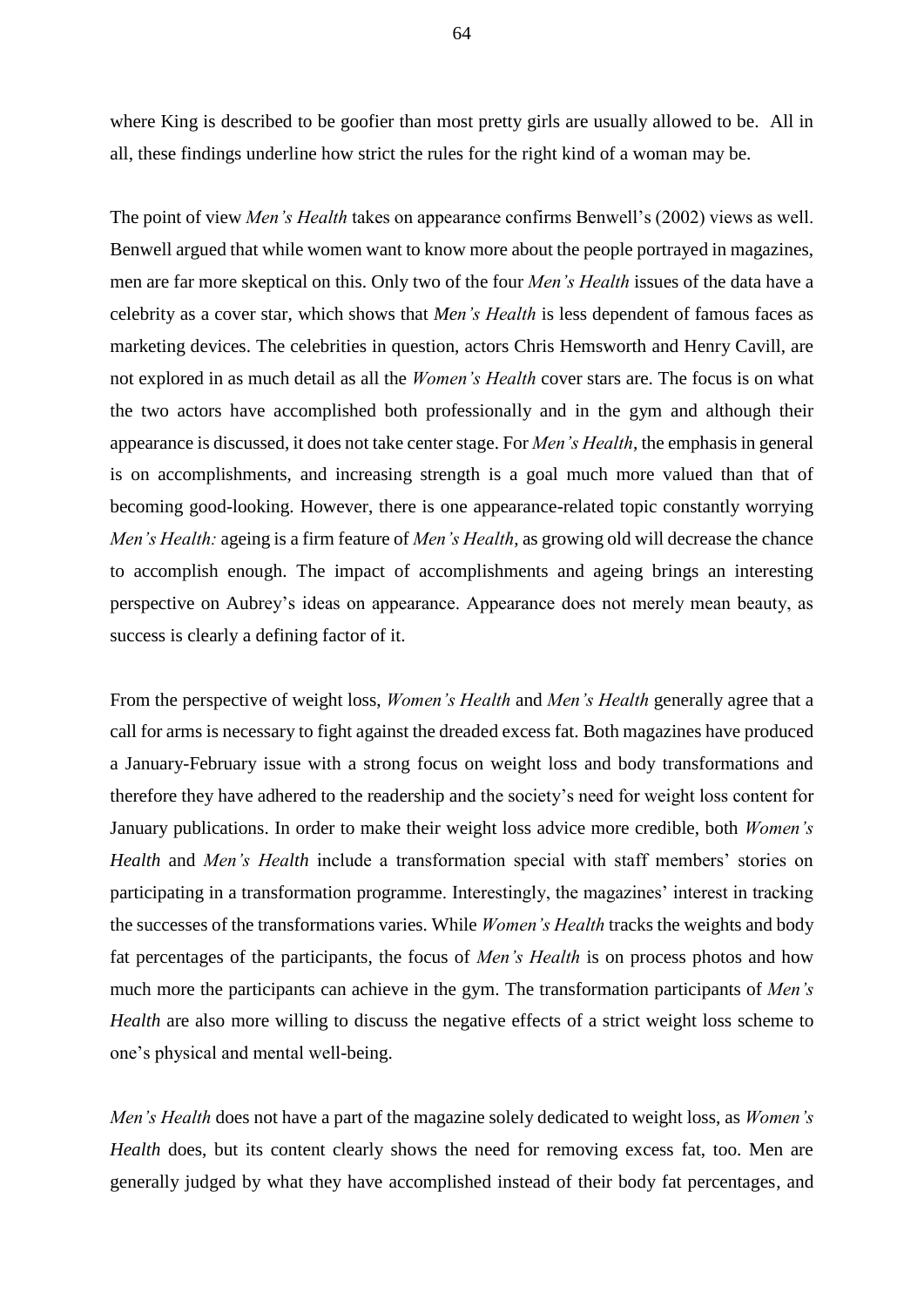where King is described to be goofier than most pretty girls are usually allowed to be. All in all, these findings underline how strict the rules for the right kind of a woman may be.

The point of view *Men's Health* takes on appearance confirms Benwell's (2002) views as well. Benwell argued that while women want to know more about the people portrayed in magazines, men are far more skeptical on this. Only two of the four *Men's Health* issues of the data have a celebrity as a cover star, which shows that *Men's Health* is less dependent of famous faces as marketing devices. The celebrities in question, actors Chris Hemsworth and Henry Cavill, are not explored in as much detail as all the *Women's Health* cover stars are. The focus is on what the two actors have accomplished both professionally and in the gym and although their appearance is discussed, it does not take center stage. For *Men's Health*, the emphasis in general is on accomplishments, and increasing strength is a goal much more valued than that of becoming good-looking. However, there is one appearance-related topic constantly worrying *Men's Health:* ageing is a firm feature of *Men's Health*, as growing old will decrease the chance to accomplish enough. The impact of accomplishments and ageing brings an interesting perspective on Aubrey's ideas on appearance. Appearance does not merely mean beauty, as success is clearly a defining factor of it.

From the perspective of weight loss, *Women's Health* and *Men's Health* generally agree that a call for arms is necessary to fight against the dreaded excess fat. Both magazines have produced a January-February issue with a strong focus on weight loss and body transformations and therefore they have adhered to the readership and the society's need for weight loss content for January publications. In order to make their weight loss advice more credible, both *Women's Health* and *Men's Health* include a transformation special with staff members' stories on participating in a transformation programme. Interestingly, the magazines' interest in tracking the successes of the transformations varies. While *Women's Health* tracks the weights and body fat percentages of the participants, the focus of *Men's Health* is on process photos and how much more the participants can achieve in the gym. The transformation participants of *Men's Health* are also more willing to discuss the negative effects of a strict weight loss scheme to one's physical and mental well-being.

*Men's Health* does not have a part of the magazine solely dedicated to weight loss, as *Women's Health* does, but its content clearly shows the need for removing excess fat, too. Men are generally judged by what they have accomplished instead of their body fat percentages, and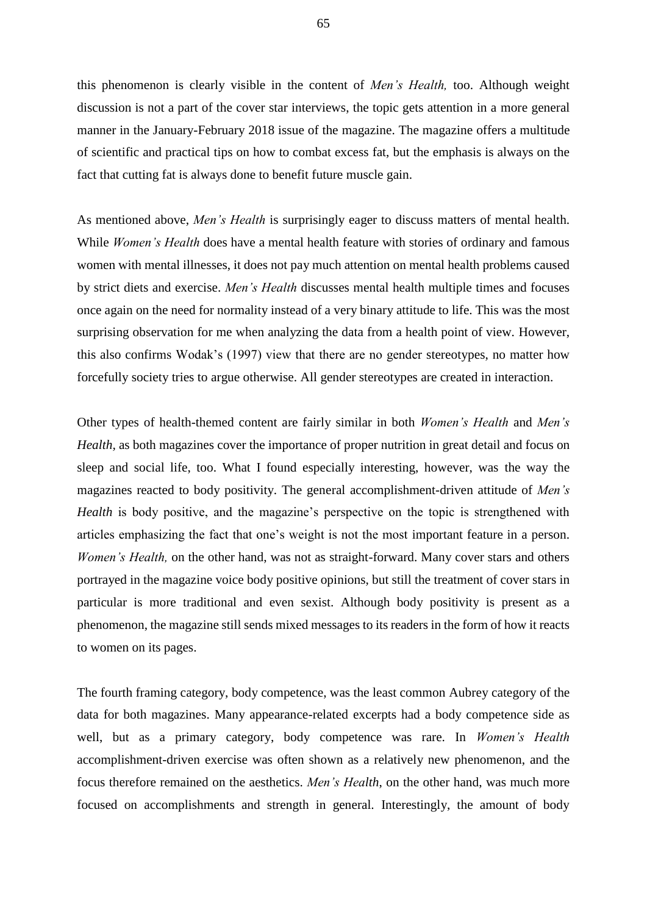this phenomenon is clearly visible in the content of *Men's Health,* too. Although weight discussion is not a part of the cover star interviews, the topic gets attention in a more general manner in the January-February 2018 issue of the magazine. The magazine offers a multitude of scientific and practical tips on how to combat excess fat, but the emphasis is always on the fact that cutting fat is always done to benefit future muscle gain.

As mentioned above, *Men's Health* is surprisingly eager to discuss matters of mental health. While *Women's Health* does have a mental health feature with stories of ordinary and famous women with mental illnesses, it does not pay much attention on mental health problems caused by strict diets and exercise. *Men's Health* discusses mental health multiple times and focuses once again on the need for normality instead of a very binary attitude to life. This was the most surprising observation for me when analyzing the data from a health point of view. However, this also confirms Wodak's (1997) view that there are no gender stereotypes, no matter how forcefully society tries to argue otherwise. All gender stereotypes are created in interaction.

Other types of health-themed content are fairly similar in both *Women's Health* and *Men's Health*, as both magazines cover the importance of proper nutrition in great detail and focus on sleep and social life, too. What I found especially interesting, however, was the way the magazines reacted to body positivity. The general accomplishment-driven attitude of *Men's Health* is body positive, and the magazine's perspective on the topic is strengthened with articles emphasizing the fact that one's weight is not the most important feature in a person. *Women's Health,* on the other hand, was not as straight-forward. Many cover stars and others portrayed in the magazine voice body positive opinions, but still the treatment of cover stars in particular is more traditional and even sexist. Although body positivity is present as a phenomenon, the magazine still sends mixed messages to its readers in the form of how it reacts to women on its pages.

The fourth framing category, body competence, was the least common Aubrey category of the data for both magazines. Many appearance-related excerpts had a body competence side as well, but as a primary category, body competence was rare. In *Women's Health* accomplishment-driven exercise was often shown as a relatively new phenomenon, and the focus therefore remained on the aesthetics. *Men's Health*, on the other hand, was much more focused on accomplishments and strength in general. Interestingly, the amount of body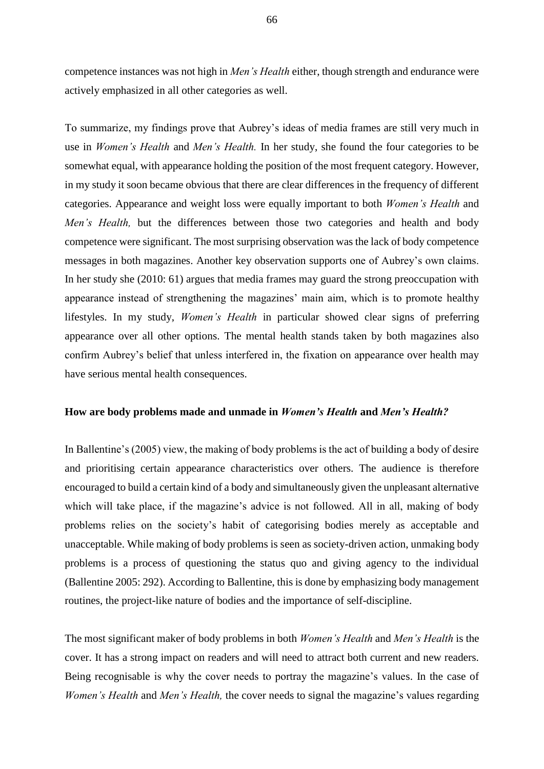competence instances was not high in *Men's Health* either, though strength and endurance were actively emphasized in all other categories as well.

To summarize, my findings prove that Aubrey's ideas of media frames are still very much in use in *Women's Health* and *Men's Health.* In her study, she found the four categories to be somewhat equal, with appearance holding the position of the most frequent category. However, in my study it soon became obvious that there are clear differences in the frequency of different categories. Appearance and weight loss were equally important to both *Women's Health* and *Men's Health,* but the differences between those two categories and health and body competence were significant. The most surprising observation was the lack of body competence messages in both magazines. Another key observation supports one of Aubrey's own claims. In her study she (2010: 61) argues that media frames may guard the strong preoccupation with appearance instead of strengthening the magazines' main aim, which is to promote healthy lifestyles. In my study, *Women's Health* in particular showed clear signs of preferring appearance over all other options. The mental health stands taken by both magazines also confirm Aubrey's belief that unless interfered in, the fixation on appearance over health may have serious mental health consequences.

**How are body problems made and unmade in *Women's Health* and *Men's Health?***

In Ballentine's (2005) view, the making of body problems is the act of building a body of desire and prioritising certain appearance characteristics over others. The audience is therefore encouraged to build a certain kind of a body and simultaneously given the unpleasant alternative which will take place, if the magazine's advice is not followed. All in all, making of body problems relies on the society's habit of categorising bodies merely as acceptable and unacceptable. While making of body problems is seen as society-driven action, unmaking body problems is a process of questioning the status quo and giving agency to the individual (Ballentine 2005: 292). According to Ballentine, this is done by emphasizing body management routines, the project-like nature of bodies and the importance of self-discipline.

The most significant maker of body problems in both *Women's Health* and *Men's Health* is the cover. It has a strong impact on readers and will need to attract both current and new readers. Being recognisable is why the cover needs to portray the magazine's values. In the case of *Women's Health* and *Men's Health,* the cover needs to signal the magazine's values regarding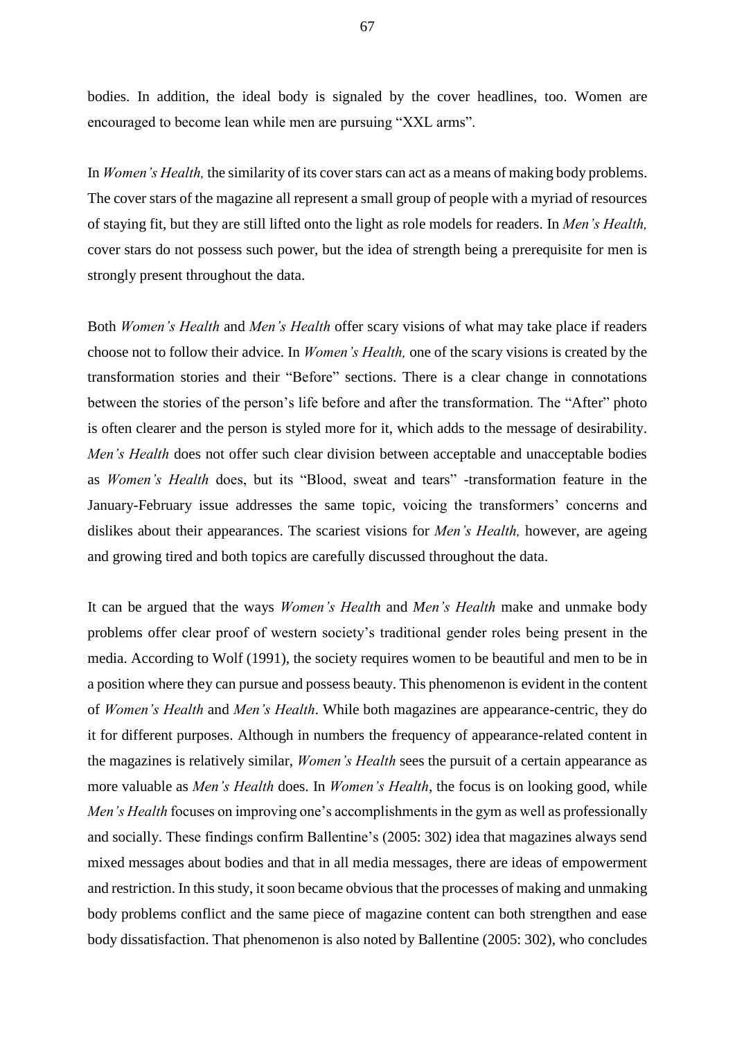bodies. In addition, the ideal body is signaled by the cover headlines, too. Women are encouraged to become lean while men are pursuing “XXL arms”.

In *Women’s Health,* the similarity of its cover stars can act as a means of making body problems. The cover stars of the magazine all represent a small group of people with a myriad of resources of staying fit, but they are still lifted onto the light as role models for readers. In *Men’s Health,* cover stars do not possess such power, but the idea of strength being a prerequisite for men is strongly present throughout the data.

Both *Women’s Health* and *Men’s Health* offer scary visions of what may take place if readers choose not to follow their advice. In *Women’s Health,* one of the scary visions is created by the transformation stories and their “Before” sections. There is a clear change in connotations between the stories of the person’s life before and after the transformation. The “After” photo is often clearer and the person is styled more for it, which adds to the message of desirability. *Men’s Health* does not offer such clear division between acceptable and unacceptable bodies as *Women’s Health* does, but its “Blood, sweat and tears” -transformation feature in the January-February issue addresses the same topic, voicing the transformers’ concerns and dislikes about their appearances. The scariest visions for *Men’s Health,* however, are ageing and growing tired and both topics are carefully discussed throughout the data.

It can be argued that the ways *Women’s Health* and *Men’s Health* make and unmake body problems offer clear proof of western society’s traditional gender roles being present in the media. According to Wolf (1991), the society requires women to be beautiful and men to be in a position where they can pursue and possess beauty. This phenomenon is evident in the content of *Women’s Health* and *Men’s Health*. While both magazines are appearance-centric, they do it for different purposes. Although in numbers the frequency of appearance-related content in the magazines is relatively similar, *Women’s Health* sees the pursuit of a certain appearance as more valuable as *Men’s Health* does. In *Women’s Health*, the focus is on looking good, while *Men’s Health* focuses on improving one’s accomplishments in the gym as well as professionally and socially. These findings confirm Ballentine’s (2005: 302) idea that magazines always send mixed messages about bodies and that in all media messages, there are ideas of empowerment and restriction. In this study, it soon became obvious that the processes of making and unmaking body problems conflict and the same piece of magazine content can both strengthen and ease body dissatisfaction. That phenomenon is also noted by Ballentine (2005: 302), who concludes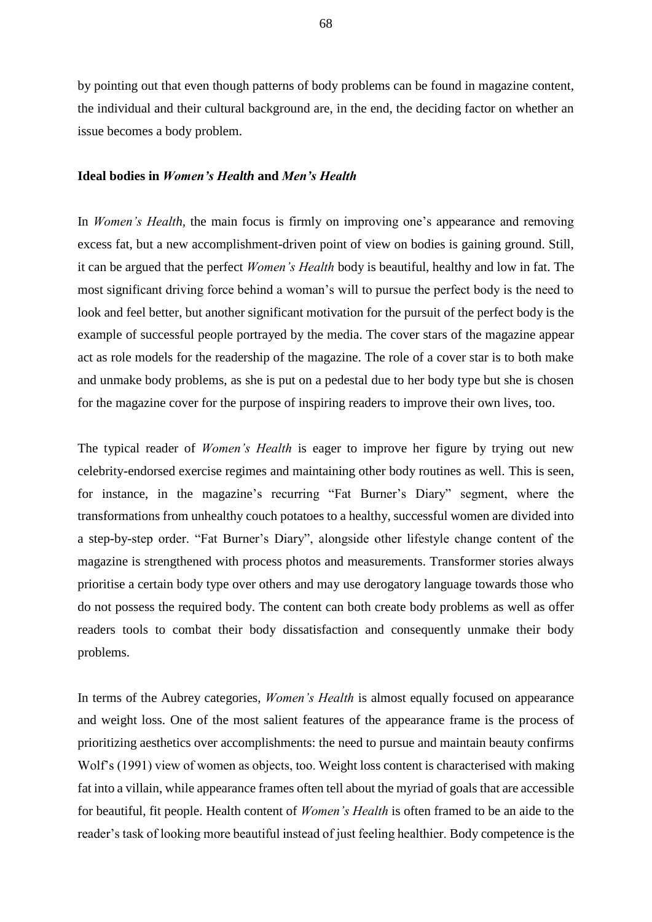by pointing out that even though patterns of body problems can be found in magazine content, the individual and their cultural background are, in the end, the deciding factor on whether an issue becomes a body problem.

### Ideal bodies in *Women's Health* and *Men's Health*

In *Women's Health*, the main focus is firmly on improving one's appearance and removing excess fat, but a new accomplishment-driven point of view on bodies is gaining ground. Still, it can be argued that the perfect *Women's Health* body is beautiful, healthy and low in fat. The most significant driving force behind a woman's will to pursue the perfect body is the need to look and feel better, but another significant motivation for the pursuit of the perfect body is the example of successful people portrayed by the media. The cover stars of the magazine appear act as role models for the readership of the magazine. The role of a cover star is to both make and unmake body problems, as she is put on a pedestal due to her body type but she is chosen for the magazine cover for the purpose of inspiring readers to improve their own lives, too.

The typical reader of *Women's Health* is eager to improve her figure by trying out new celebrity-endorsed exercise regimes and maintaining other body routines as well. This is seen, for instance, in the magazine's recurring "Fat Burner's Diary" segment, where the transformations from unhealthy couch potatoes to a healthy, successful women are divided into a step-by-step order. "Fat Burner's Diary", alongside other lifestyle change content of the magazine is strengthened with process photos and measurements. Transformer stories always prioritise a certain body type over others and may use derogatory language towards those who do not possess the required body. The content can both create body problems as well as offer readers tools to combat their body dissatisfaction and consequently unmake their body problems.

In terms of the Aubrey categories, *Women's Health* is almost equally focused on appearance and weight loss. One of the most salient features of the appearance frame is the process of prioritizing aesthetics over accomplishments: the need to pursue and maintain beauty confirms Wolf's (1991) view of women as objects, too. Weight loss content is characterised with making fat into a villain, while appearance frames often tell about the myriad of goals that are accessible for beautiful, fit people. Health content of *Women's Health* is often framed to be an aide to the reader's task of looking more beautiful instead of just feeling healthier. Body competence is the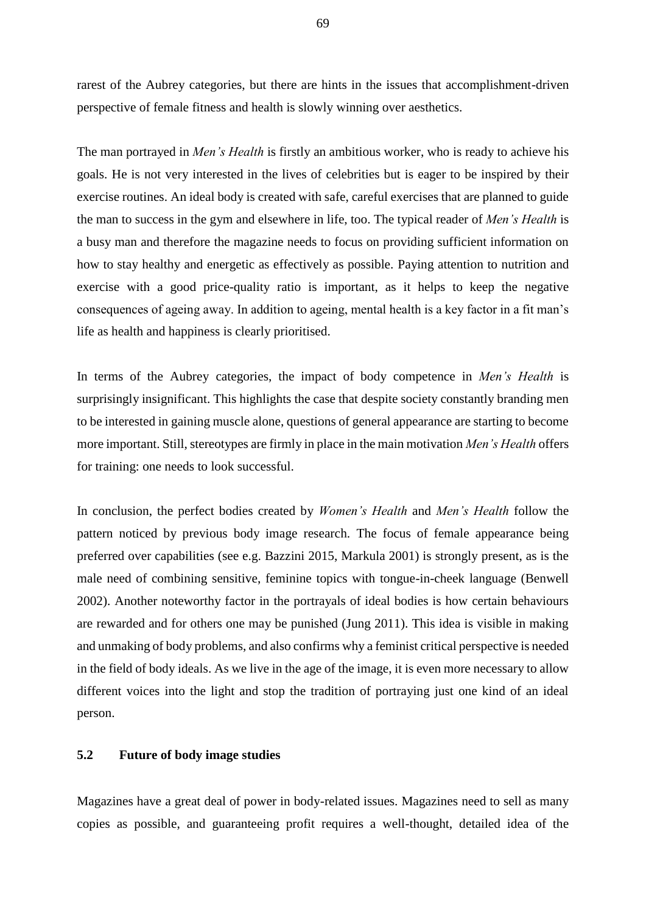rarest of the Aubrey categories, but there are hints in the issues that accomplishment-driven perspective of female fitness and health is slowly winning over aesthetics.

The man portrayed in *Men's Health* is firstly an ambitious worker, who is ready to achieve his goals. He is not very interested in the lives of celebrities but is eager to be inspired by their exercise routines. An ideal body is created with safe, careful exercises that are planned to guide the man to success in the gym and elsewhere in life, too. The typical reader of *Men's Health* is a busy man and therefore the magazine needs to focus on providing sufficient information on how to stay healthy and energetic as effectively as possible. Paying attention to nutrition and exercise with a good price-quality ratio is important, as it helps to keep the negative consequences of ageing away. In addition to ageing, mental health is a key factor in a fit man's life as health and happiness is clearly prioritised.

In terms of the Aubrey categories, the impact of body competence in *Men's Health* is surprisingly insignificant. This highlights the case that despite society constantly branding men to be interested in gaining muscle alone, questions of general appearance are starting to become more important. Still, stereotypes are firmly in place in the main motivation *Men's Health* offers for training: one needs to look successful.

In conclusion, the perfect bodies created by *Women's Health* and *Men's Health* follow the pattern noticed by previous body image research. The focus of female appearance being preferred over capabilities (see e.g. Bazzini 2015, Markula 2001) is strongly present, as is the male need of combining sensitive, feminine topics with tongue-in-cheek language (Benwell 2002). Another noteworthy factor in the portrayals of ideal bodies is how certain behaviours are rewarded and for others one may be punished (Jung 2011). This idea is visible in making and unmaking of body problems, and also confirms why a feminist critical perspective is needed in the field of body ideals. As we live in the age of the image, it is even more necessary to allow different voices into the light and stop the tradition of portraying just one kind of an ideal person.

### 5.2 Future of body image studies

Magazines have a great deal of power in body-related issues. Magazines need to sell as many copies as possible, and guaranteeing profit requires a well-thought, detailed idea of the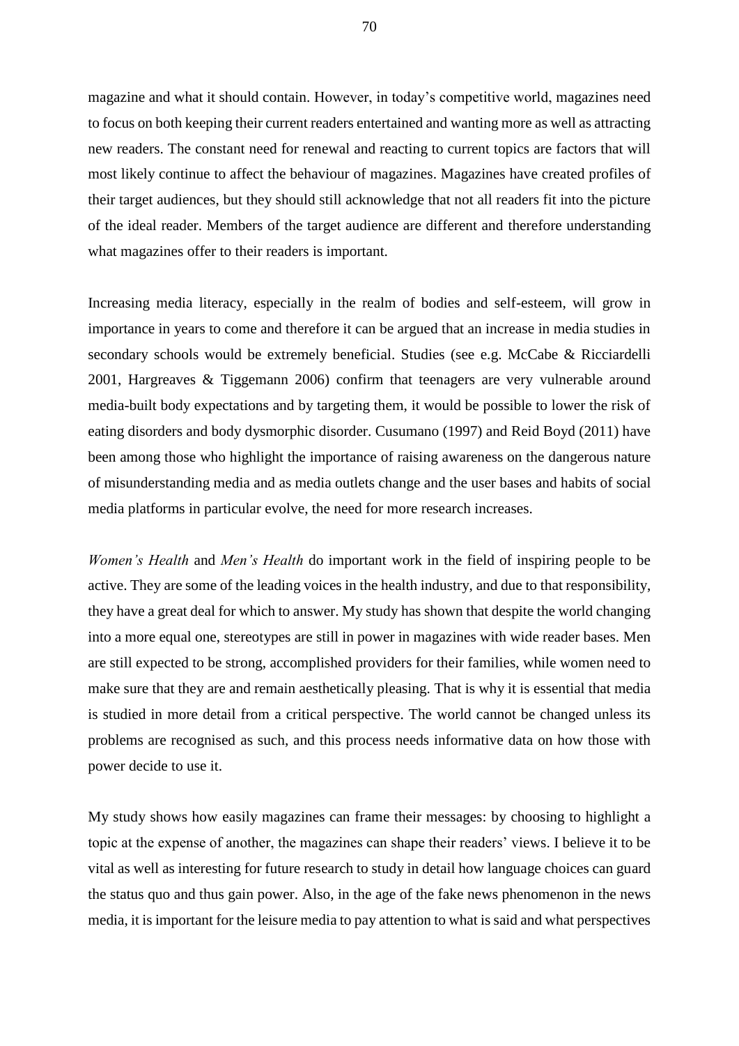magazine and what it should contain. However, in today's competitive world, magazines need to focus on both keeping their current readers entertained and wanting more as well as attracting new readers. The constant need for renewal and reacting to current topics are factors that will most likely continue to affect the behaviour of magazines. Magazines have created profiles of their target audiences, but they should still acknowledge that not all readers fit into the picture of the ideal reader. Members of the target audience are different and therefore understanding what magazines offer to their readers is important.

Increasing media literacy, especially in the realm of bodies and self-esteem, will grow in importance in years to come and therefore it can be argued that an increase in media studies in secondary schools would be extremely beneficial. Studies (see e.g. McCabe & Ricciardelli 2001, Hargreaves & Tiggemann 2006) confirm that teenagers are very vulnerable around media-built body expectations and by targeting them, it would be possible to lower the risk of eating disorders and body dysmorphic disorder. Cusumano (1997) and Reid Boyd (2011) have been among those who highlight the importance of raising awareness on the dangerous nature of misunderstanding media and as media outlets change and the user bases and habits of social media platforms in particular evolve, the need for more research increases.

*Women's Health* and *Men's Health* do important work in the field of inspiring people to be active. They are some of the leading voices in the health industry, and due to that responsibility, they have a great deal for which to answer. My study has shown that despite the world changing into a more equal one, stereotypes are still in power in magazines with wide reader bases. Men are still expected to be strong, accomplished providers for their families, while women need to make sure that they are and remain aesthetically pleasing. That is why it is essential that media is studied in more detail from a critical perspective. The world cannot be changed unless its problems are recognised as such, and this process needs informative data on how those with power decide to use it.

My study shows how easily magazines can frame their messages: by choosing to highlight a topic at the expense of another, the magazines can shape their readers' views. I believe it to be vital as well as interesting for future research to study in detail how language choices can guard the status quo and thus gain power. Also, in the age of the fake news phenomenon in the news media, it is important for the leisure media to pay attention to what is said and what perspectives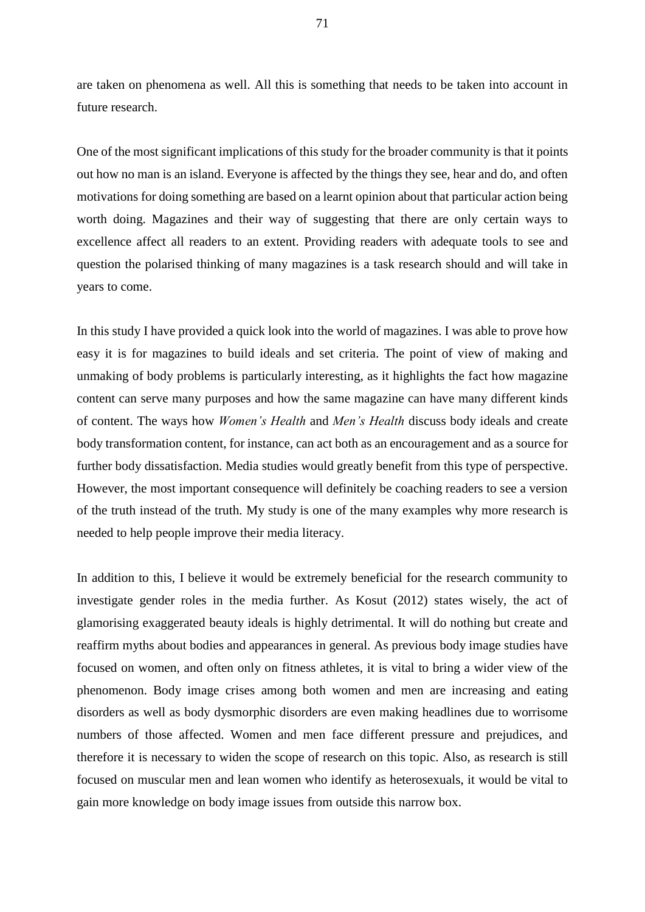are taken on phenomena as well. All this is something that needs to be taken into account in future research.

One of the most significant implications of this study for the broader community is that it points out how no man is an island. Everyone is affected by the things they see, hear and do, and often motivations for doing something are based on a learnt opinion about that particular action being worth doing. Magazines and their way of suggesting that there are only certain ways to excellence affect all readers to an extent. Providing readers with adequate tools to see and question the polarised thinking of many magazines is a task research should and will take in years to come.

In this study I have provided a quick look into the world of magazines. I was able to prove how easy it is for magazines to build ideals and set criteria. The point of view of making and unmaking of body problems is particularly interesting, as it highlights the fact how magazine content can serve many purposes and how the same magazine can have many different kinds of content. The ways how *Women's Health* and *Men's Health* discuss body ideals and create body transformation content, for instance, can act both as an encouragement and as a source for further body dissatisfaction. Media studies would greatly benefit from this type of perspective. However, the most important consequence will definitely be coaching readers to see a version of the truth instead of the truth. My study is one of the many examples why more research is needed to help people improve their media literacy.

In addition to this, I believe it would be extremely beneficial for the research community to investigate gender roles in the media further. As Kosut (2012) states wisely, the act of glamorising exaggerated beauty ideals is highly detrimental. It will do nothing but create and reaffirm myths about bodies and appearances in general. As previous body image studies have focused on women, and often only on fitness athletes, it is vital to bring a wider view of the phenomenon. Body image crises among both women and men are increasing and eating disorders as well as body dysmorphic disorders are even making headlines due to worrisome numbers of those affected. Women and men face different pressure and prejudices, and therefore it is necessary to widen the scope of research on this topic. Also, as research is still focused on muscular men and lean women who identify as heterosexuals, it would be vital to gain more knowledge on body image issues from outside this narrow box.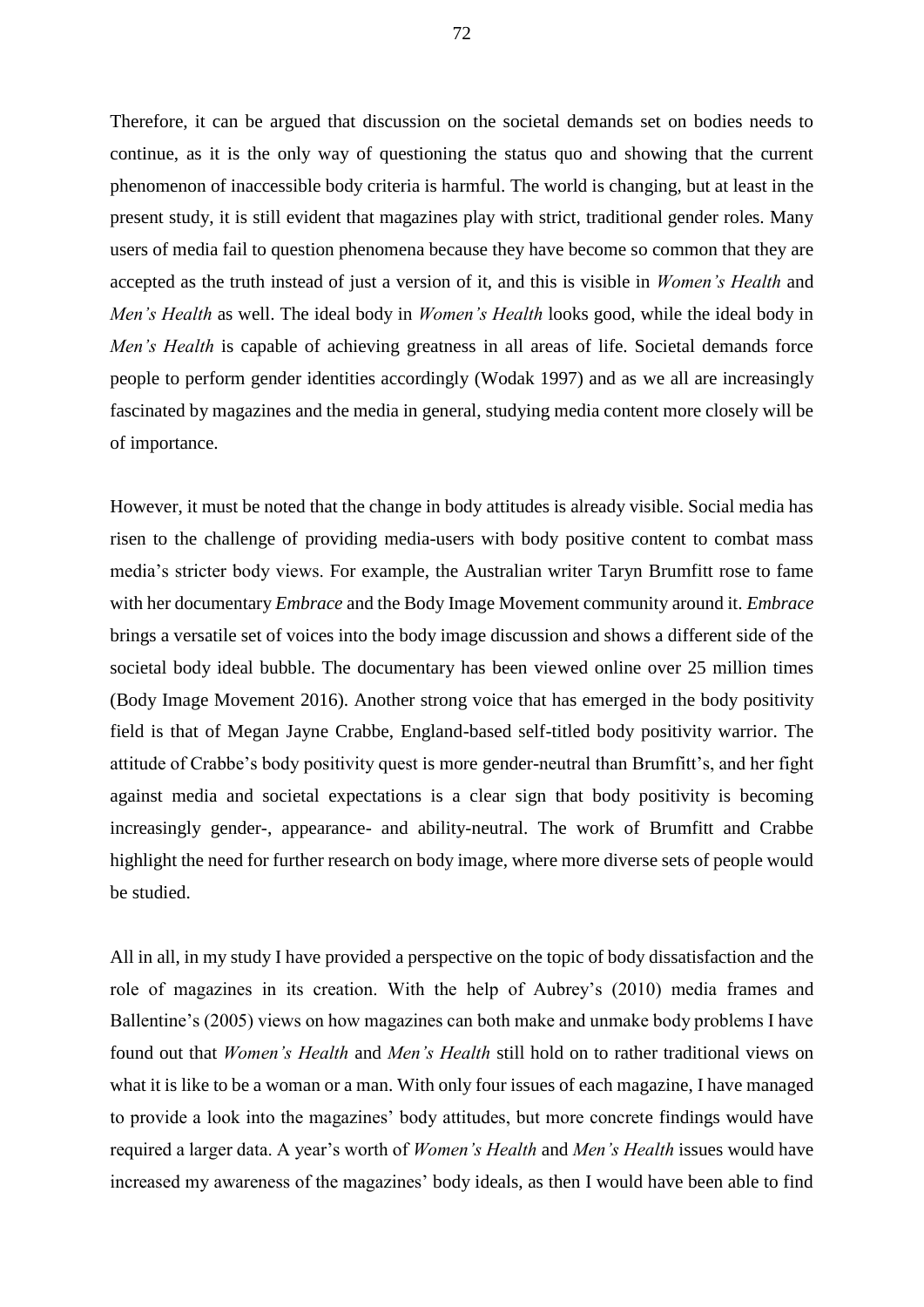Therefore, it can be argued that discussion on the societal demands set on bodies needs to continue, as it is the only way of questioning the status quo and showing that the current phenomenon of inaccessible body criteria is harmful. The world is changing, but at least in the present study, it is still evident that magazines play with strict, traditional gender roles. Many users of media fail to question phenomena because they have become so common that they are accepted as the truth instead of just a version of it, and this is visible in *Women's Health* and *Men's Health* as well. The ideal body in *Women's Health* looks good, while the ideal body in *Men's Health* is capable of achieving greatness in all areas of life. Societal demands force people to perform gender identities accordingly (Wodak 1997) and as we all are increasingly fascinated by magazines and the media in general, studying media content more closely will be of importance.

However, it must be noted that the change in body attitudes is already visible. Social media has risen to the challenge of providing media-users with body positive content to combat mass media's stricter body views. For example, the Australian writer Taryn Brumfitt rose to fame with her documentary *Embrace* and the Body Image Movement community around it. *Embrace* brings a versatile set of voices into the body image discussion and shows a different side of the societal body ideal bubble. The documentary has been viewed online over 25 million times (Body Image Movement 2016). Another strong voice that has emerged in the body positivity field is that of Megan Jayne Crabbe, England-based self-titled body positivity warrior. The attitude of Crabbe's body positivity quest is more gender-neutral than Brumfitt's, and her fight against media and societal expectations is a clear sign that body positivity is becoming increasingly gender-, appearance- and ability-neutral. The work of Brumfitt and Crabbe highlight the need for further research on body image, where more diverse sets of people would be studied.

All in all, in my study I have provided a perspective on the topic of body dissatisfaction and the role of magazines in its creation. With the help of Aubrey's (2010) media frames and Ballentine's (2005) views on how magazines can both make and unmake body problems I have found out that *Women's Health* and *Men's Health* still hold on to rather traditional views on what it is like to be a woman or a man. With only four issues of each magazine, I have managed to provide a look into the magazines' body attitudes, but more concrete findings would have required a larger data. A year's worth of *Women's Health* and *Men's Health* issues would have increased my awareness of the magazines' body ideals, as then I would have been able to find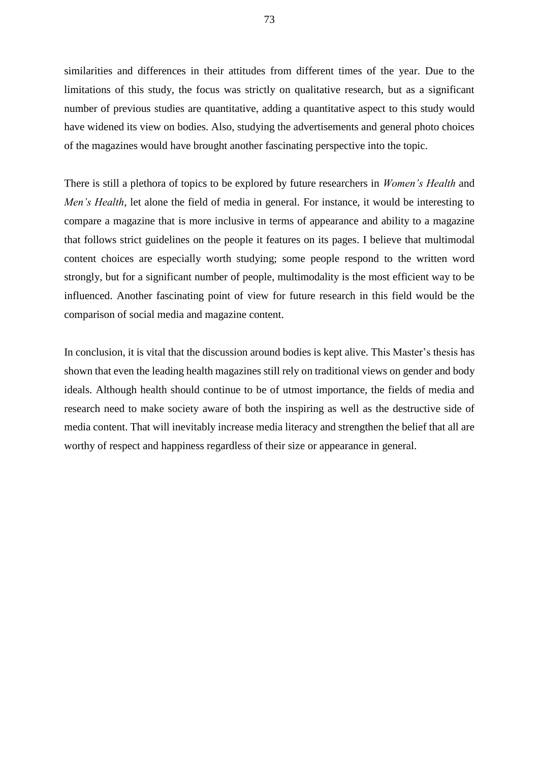similarities and differences in their attitudes from different times of the year. Due to the limitations of this study, the focus was strictly on qualitative research, but as a significant number of previous studies are quantitative, adding a quantitative aspect to this study would have widened its view on bodies. Also, studying the advertisements and general photo choices of the magazines would have brought another fascinating perspective into the topic.

There is still a plethora of topics to be explored by future researchers in *Women's Health* and *Men's Health*, let alone the field of media in general. For instance, it would be interesting to compare a magazine that is more inclusive in terms of appearance and ability to a magazine that follows strict guidelines on the people it features on its pages. I believe that multimodal content choices are especially worth studying; some people respond to the written word strongly, but for a significant number of people, multimodality is the most efficient way to be influenced. Another fascinating point of view for future research in this field would be the comparison of social media and magazine content.

In conclusion, it is vital that the discussion around bodies is kept alive. This Master's thesis has shown that even the leading health magazines still rely on traditional views on gender and body ideals. Although health should continue to be of utmost importance, the fields of media and research need to make society aware of both the inspiring as well as the destructive side of media content. That will inevitably increase media literacy and strengthen the belief that all are worthy of respect and happiness regardless of their size or appearance in general.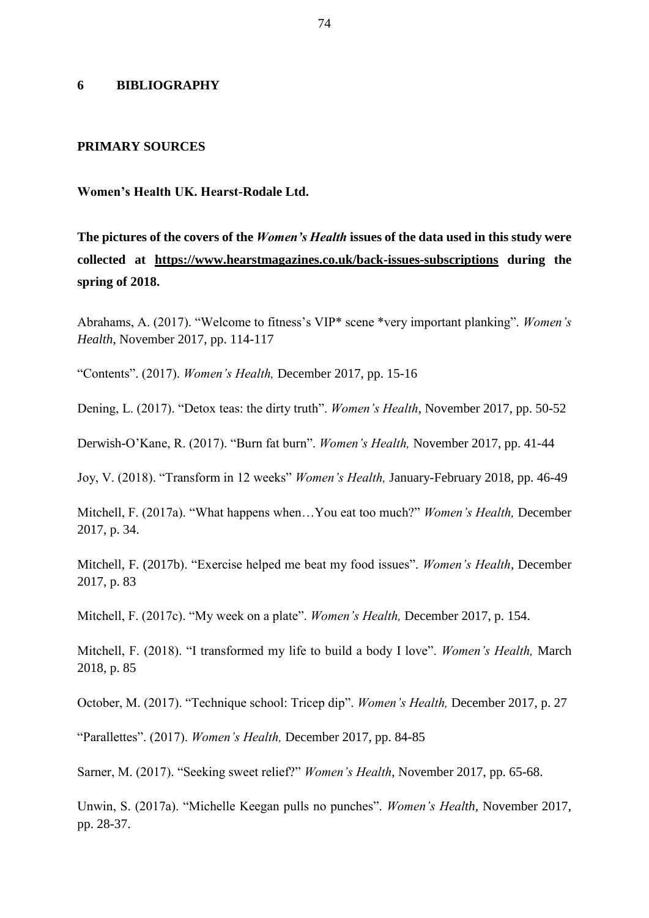## 6 BIBLIOGRAPHY

### PRIMARY SOURCES

**Women's Health UK. Hearst-Rodale Ltd.**

**The pictures of the covers of the *Women's Health* issues of the data used in this study were collected at https://www.hearstmagazines.co.uk/back-issues-subscriptions during the spring of 2018.**

Abrahams, A. (2017). "Welcome to fitness's VIP* scene *very important planking". *Women's Health*, November 2017, pp. 114-117

"Contents". (2017). *Women's Health,* December 2017, pp. 15-16

Dening, L. (2017). "Detox teas: the dirty truth". *Women's Health*, November 2017, pp. 50-52

Derwish-O'Kane, R. (2017). "Burn fat burn". *Women's Health,* November 2017, pp. 41-44

Joy, V. (2018). "Transform in 12 weeks" *Women's Health,* January-February 2018, pp. 46-49

Mitchell, F. (2017a). "What happens when…You eat too much?" *Women's Health,* December 2017, p. 34.

Mitchell, F. (2017b). "Exercise helped me beat my food issues". *Women's Health*, December 2017, p. 83

Mitchell, F. (2017c). "My week on a plate". *Women's Health,* December 2017, p. 154.

Mitchell, F. (2018). "I transformed my life to build a body I love". *Women's Health,* March 2018, p. 85

October, M. (2017). "Technique school: Tricep dip". *Women's Health,* December 2017, p. 27

"Parallettes". (2017). *Women's Health,* December 2017, pp. 84-85

Sarner, M. (2017). "Seeking sweet relief?" *Women's Health*, November 2017, pp. 65-68.

Unwin, S. (2017a). "Michelle Keegan pulls no punches". *Women's Health*, November 2017, pp. 28-37.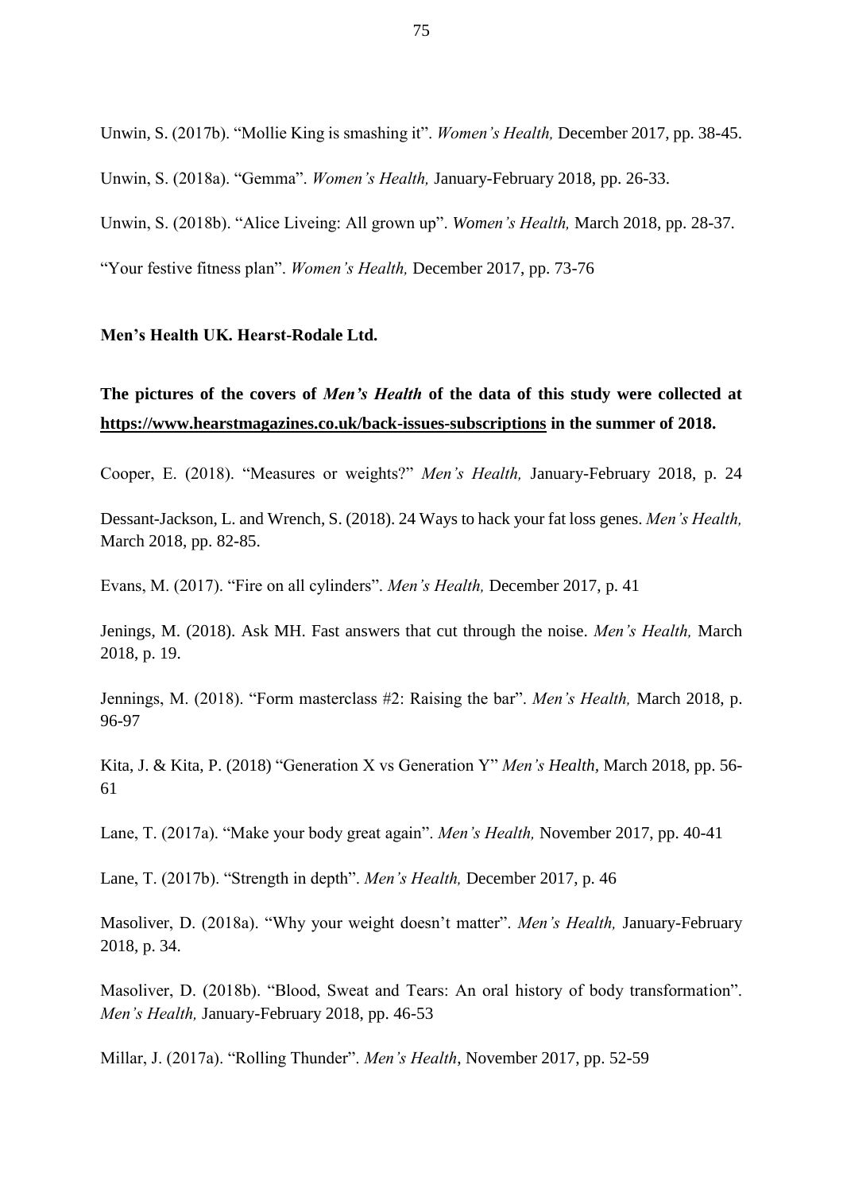Unwin, S. (2017b). "Mollie King is smashing it". *Women's Health,* December 2017, pp. 38-45.

Unwin, S. (2018a). "Gemma". *Women's Health,* January-February 2018, pp. 26-33.

Unwin, S. (2018b). "Alice Liveing: All grown up". *Women's Health,* March 2018, pp. 28-37.

"Your festive fitness plan". *Women's Health,* December 2017, pp. 73-76

**Men's Health UK. Hearst-Rodale Ltd.**

**The pictures of the covers of *Men's Health* of the data of this study were collected at https://www.hearstmagazines.co.uk/back-issues-subscriptions in the summer of 2018.**

Cooper, E. (2018). "Measures or weights?" *Men's Health,* January-February 2018, p. 24

Dessant-Jackson, L. and Wrench, S. (2018). 24 Ways to hack your fat loss genes. *Men's Health,* March 2018, pp. 82-85.

Evans, M. (2017). "Fire on all cylinders". *Men's Health,* December 2017, p. 41

Jenings, M. (2018). Ask MH. Fast answers that cut through the noise. *Men's Health,* March 2018, p. 19.

Jennings, M. (2018). "Form masterclass #2: Raising the bar". *Men's Health,* March 2018, p. 96-97

Kita, J. & Kita, P. (2018) "Generation X vs Generation Y" *Men's Health*, March 2018, pp. 56-61

Lane, T. (2017a). "Make your body great again". *Men's Health,* November 2017, pp. 40-41

Lane, T. (2017b). "Strength in depth". *Men's Health,* December 2017, p. 46

Masoliver, D. (2018a). "Why your weight doesn't matter". *Men's Health,* January-February 2018, p. 34.

Masoliver, D. (2018b). "Blood, Sweat and Tears: An oral history of body transformation". *Men's Health,* January-February 2018, pp. 46-53

Millar, J. (2017a). "Rolling Thunder". *Men's Health*, November 2017, pp. 52-59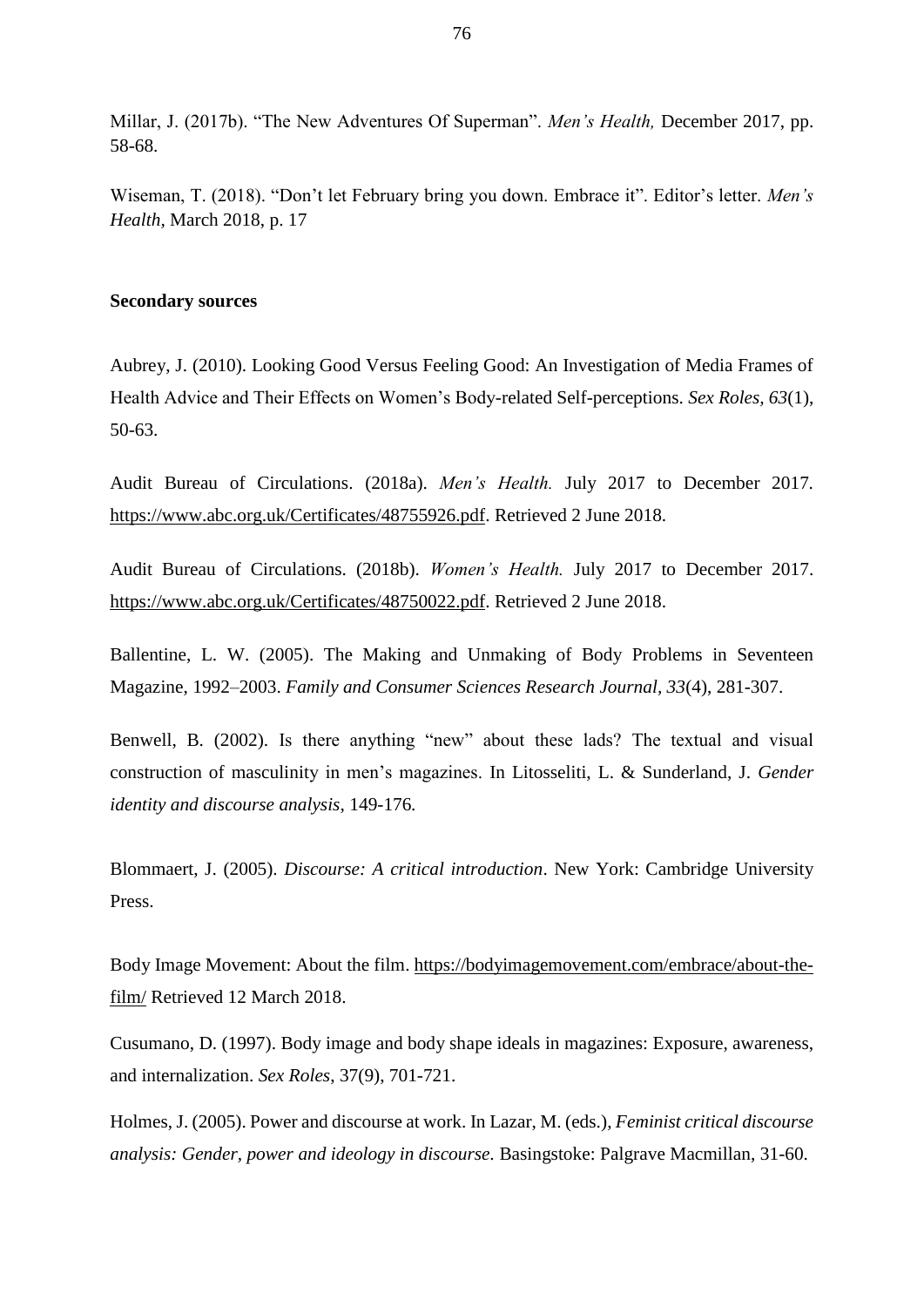Millar, J. (2017b). "The New Adventures Of Superman". *Men's Health,* December 2017, pp. 58-68.

Wiseman, T. (2018). "Don't let February bring you down. Embrace it". Editor's letter. *Men's Health*, March 2018, p. 17

**Secondary sources**

Aubrey, J. (2010). Looking Good Versus Feeling Good: An Investigation of Media Frames of Health Advice and Their Effects on Women's Body-related Self-perceptions. *Sex Roles, 63*(1), 50-63.

Audit Bureau of Circulations. (2018a). *Men's Health.* July 2017 to December 2017. https://www.abc.org.uk/Certificates/48755926.pdf. Retrieved 2 June 2018.

Audit Bureau of Circulations. (2018b). *Women's Health.* July 2017 to December 2017. https://www.abc.org.uk/Certificates/48750022.pdf. Retrieved 2 June 2018.

Ballentine, L. W. (2005). The Making and Unmaking of Body Problems in Seventeen Magazine, 1992–2003. *Family and Consumer Sciences Research Journal*, *33*(4), 281-307.

Benwell, B. (2002). Is there anything "new" about these lads? The textual and visual construction of masculinity in men's magazines. In Litosseliti, L. & Sunderland, J. *Gender identity and discourse analysis*, 149-176.

Blommaert, J. (2005). *Discourse: A critical introduction*. New York: Cambridge University Press.

Body Image Movement: About the film. https://bodyimagemovement.com/embrace/about-the-film/ Retrieved 12 March 2018.

Cusumano, D. (1997). Body image and body shape ideals in magazines: Exposure, awareness, and internalization. *Sex Roles*, 37(9), 701-721.

Holmes, J. (2005). Power and discourse at work. In Lazar, M. (eds.), *Feminist critical discourse analysis: Gender, power and ideology in discourse.* Basingstoke: Palgrave Macmillan, 31-60.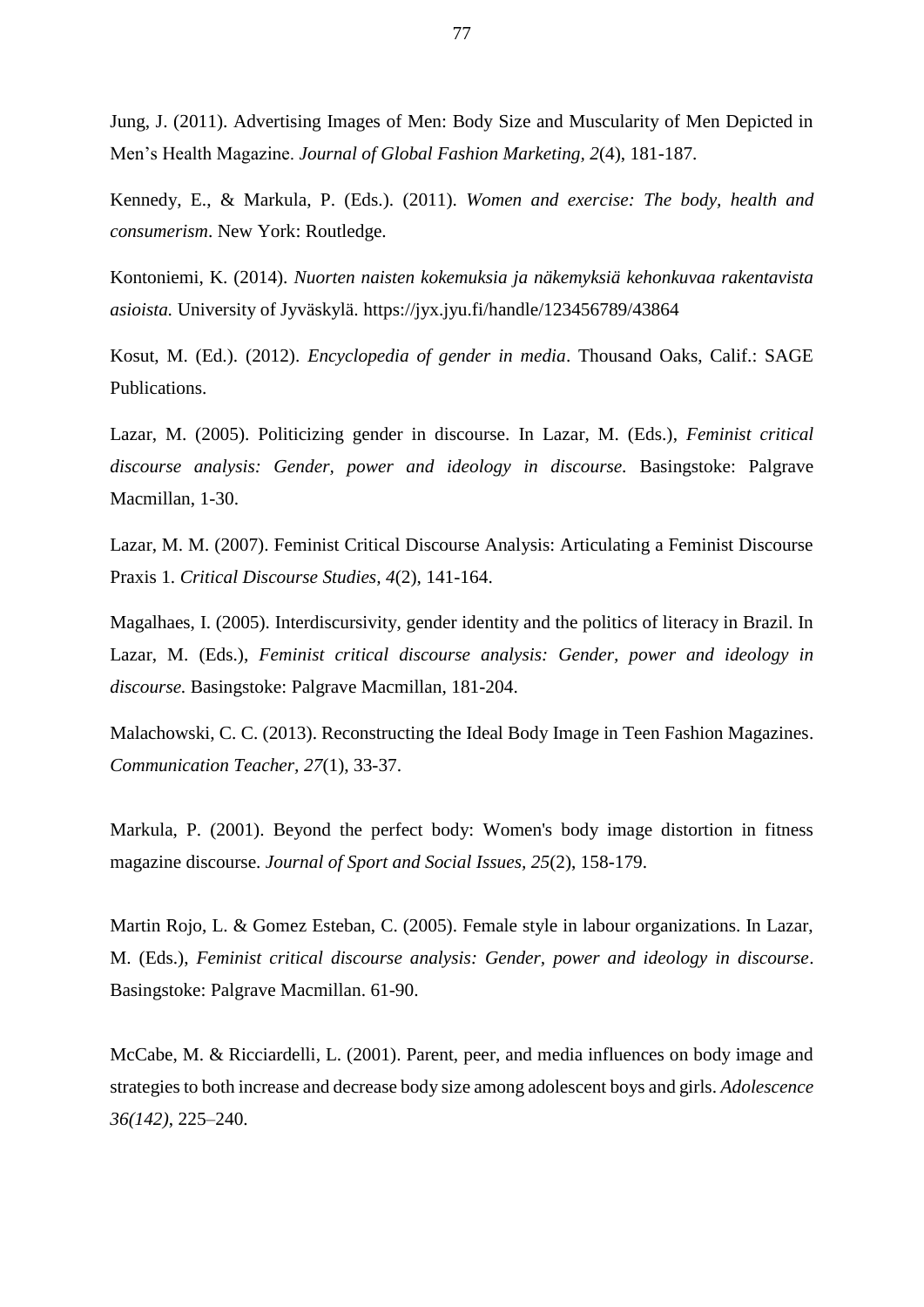Jung, J. (2011). Advertising Images of Men: Body Size and Muscularity of Men Depicted in Men's Health Magazine. *Journal of Global Fashion Marketing, 2*(4), 181-187.

Kennedy, E., & Markula, P. (Eds.). (2011). *Women and exercise: The body, health and consumerism*. New York: Routledge.

Kontoniemi, K. (2014). *Nuorten naisten kokemuksia ja näkemyksiä kehonkuvaa rakentavista asioista.* University of Jyväskylä. https://jyx.jyu.fi/handle/123456789/43864

Kosut, M. (Ed.). (2012). *Encyclopedia of gender in media*. Thousand Oaks, Calif.: SAGE Publications.

Lazar, M. (2005). Politicizing gender in discourse. In Lazar, M. (Eds.), *Feminist critical discourse analysis: Gender, power and ideology in discourse.* Basingstoke: Palgrave Macmillan, 1-30.

Lazar, M. M. (2007). Feminist Critical Discourse Analysis: Articulating a Feminist Discourse Praxis 1. *Critical Discourse Studies, 4*(2), 141-164.

Magalhaes, I. (2005). Interdiscursivity, gender identity and the politics of literacy in Brazil. In Lazar, M. (Eds.), *Feminist critical discourse analysis: Gender, power and ideology in discourse.* Basingstoke: Palgrave Macmillan, 181-204.

Malachowski, C. C. (2013). Reconstructing the Ideal Body Image in Teen Fashion Magazines. *Communication Teacher, 27*(1), 33-37.

Markula, P. (2001). Beyond the perfect body: Women's body image distortion in fitness magazine discourse. *Journal of Sport and Social Issues, 25*(2), 158-179.

Martin Rojo, L. & Gomez Esteban, C. (2005). Female style in labour organizations. In Lazar, M. (Eds.), *Feminist critical discourse analysis: Gender, power and ideology in discourse*. Basingstoke: Palgrave Macmillan. 61-90.

McCabe, M. & Ricciardelli, L. (2001). Parent, peer, and media influences on body image and strategies to both increase and decrease body size among adolescent boys and girls. *Adolescence 36(142)*, 225–240.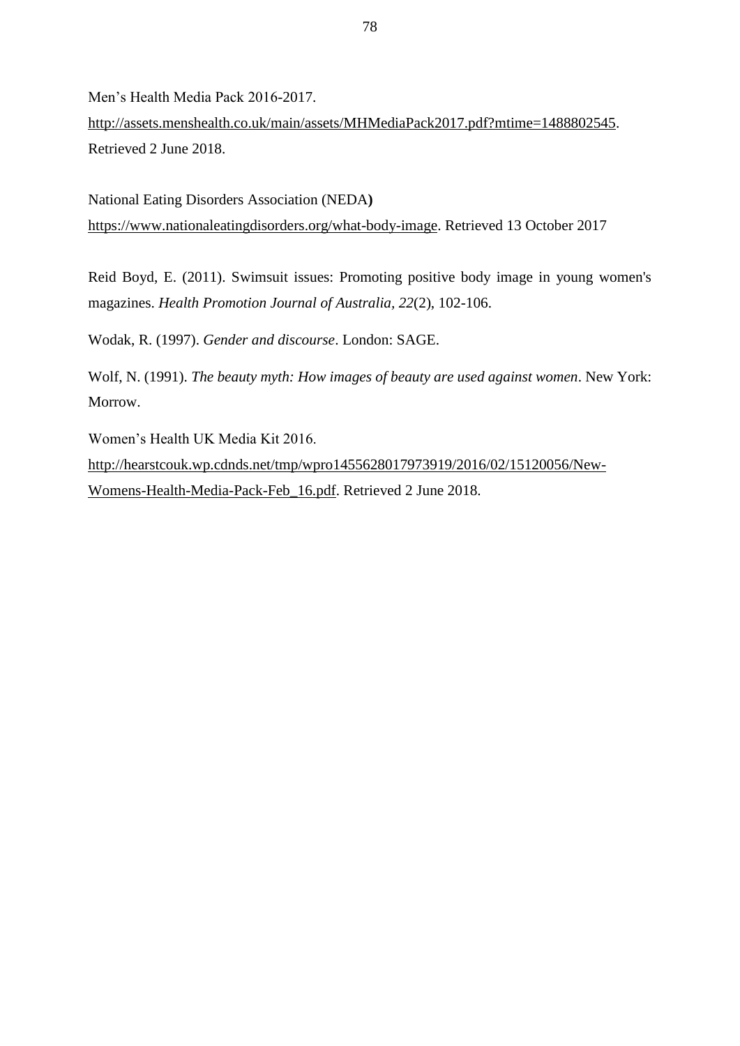Men's Health Media Pack 2016-2017.
http://assets.menshealth.co.uk/main/assets/MHMediaPack2017.pdf?mtime=1488802545. Retrieved 2 June 2018.

National Eating Disorders Association (NEDA**)**
https://www.nationaleatingdisorders.org/what-body-image. Retrieved 13 October 2017

Reid Boyd, E. (2011). Swimsuit issues: Promoting positive body image in young women's magazines. *Health Promotion Journal of Australia, 22*(2), 102-106.

Wodak, R. (1997). *Gender and discourse*. London: SAGE.

Wolf, N. (1991). *The beauty myth: How images of beauty are used against women*. New York: Morrow.

Women's Health UK Media Kit 2016.
http://hearstcouk.wp.cdnds.net/tmp/wpro1455628017973919/2016/02/15120056/New-Womens-Health-Media-Pack-Feb_16.pdf. Retrieved 2 June 2018.